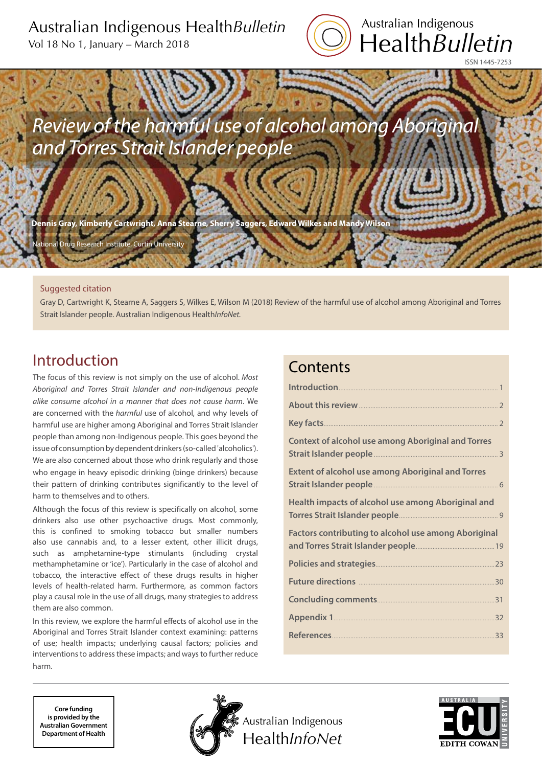Australian Indigenous Health*Bulletin*

Vol 18 No 1, January – March 2018

ISSN 1445-7253

# *Review of the harmful use of alcohol among Aboriginal and Torres Strait Islander people*

**Dennis Gray, Kimberly Cartwright, Anna Stearne, Sherry Saggers, Edward Wilkes and Mandy Wilson**

National Drug Research Institute, Curtin University

Suggested citation

Gray D, Cartwright K, Stearne A, Saggers S, Wilkes E, Wilson M (2018) Review of the harmful use of alcohol among Aboriginal and Torres Strait Islander people. Australian Indigenous Health*InfoNet*.

## Introduction

The focus of this review is not simply on the use of alcohol. *Most Aboriginal and Torres Strait Islander and non-Indigenous people alike consume alcohol in a manner that does not cause harm*. We are concerned with the *harmful* use of alcohol, and why levels of harmful use are higher among Aboriginal and Torres Strait Islander people than among non-Indigenous people. This goes beyond the issue of consumption by dependent drinkers (so-called 'alcoholics'). We are also concerned about those who drink regularly and those who engage in heavy episodic drinking (binge drinkers) because their pattern of drinking contributes significantly to the level of harm to themselves and to others.

Although the focus of this review is specifically on alcohol, some drinkers also use other psychoactive drugs. Most commonly, this is confined to smoking tobacco but smaller numbers also use cannabis and, to a lesser extent, other illicit drugs, such as amphetamine-type stimulants (including crystal methamphetamine or 'ice'). Particularly in the case of alcohol and tobacco, the interactive effect of these drugs results in higher levels of health-related harm. Furthermore, as common factors play a causal role in the use of all drugs, many strategies to address them are also common.

In this review, we explore the harmful effects of alcohol use in the Aboriginal and Torres Strait Islander context examining: patterns of use; health impacts; underlying causal factors; policies and interventions to address these impacts; and ways to further reduce harm.

## Contents

- Introduction ... 1
- About this review ... 2
- Key facts ... 2
- Context of alcohol use among Aboriginal and Torres Strait Islander people ... 3
- Extent of alcohol use among Aboriginal and Torres Strait Islander people ... 6
- Health impacts of alcohol use among Aboriginal and Torres Strait Islander people ... 9
- Factors contributing to alcohol use among Aboriginal and Torres Strait Islander people ... 19
- Policies and strategies ... 23
- Future directions ... 30
- Concluding comments ... 31
- Appendix 1 ... 32
- References ... 33

Core funding is provided by the Australian Government Department of Health

Australian Indigenous Health*InfoNet*

Edith Cowan University, Australia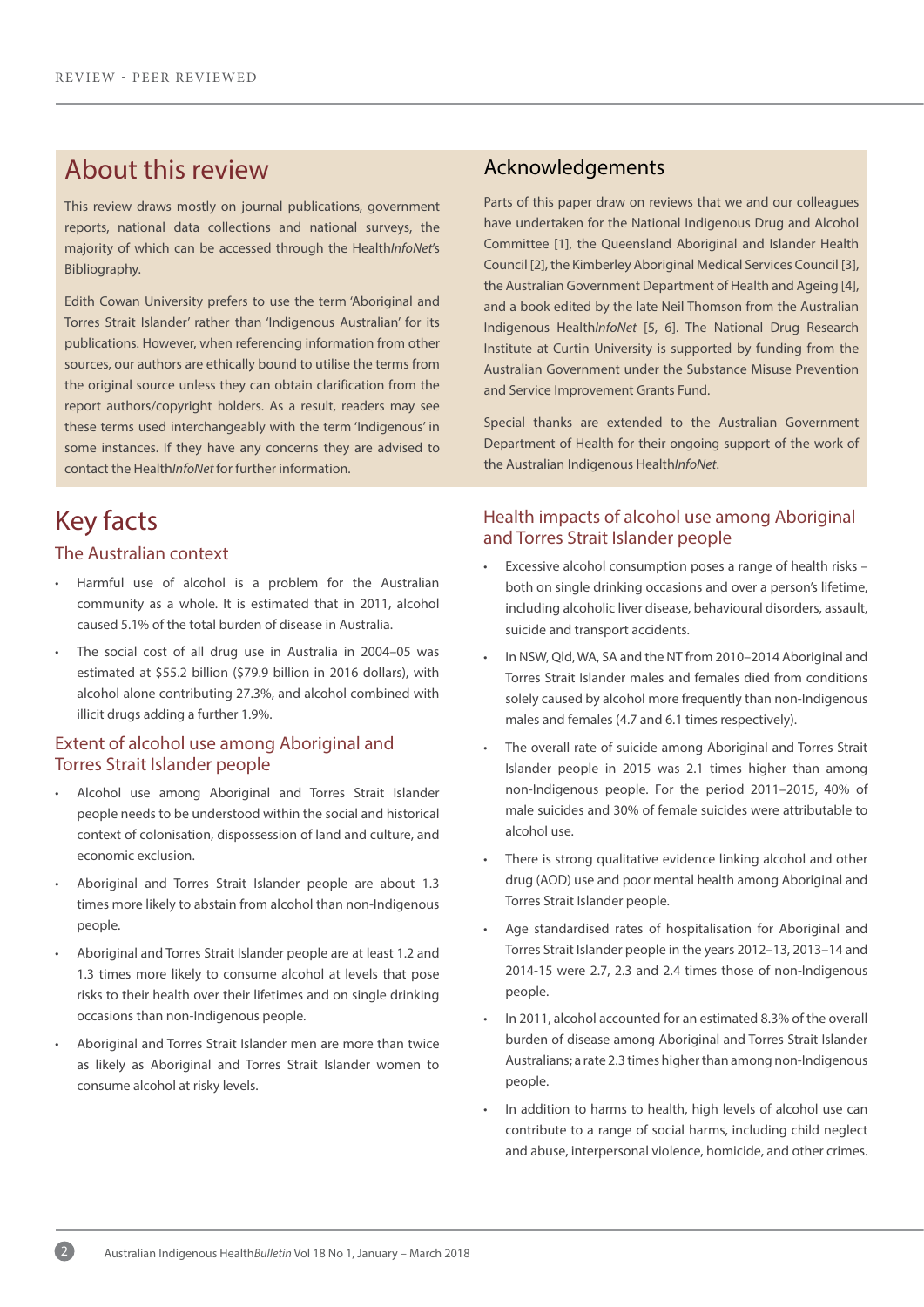## About this review

This review draws mostly on journal publications, government reports, national data collections and national surveys, the majority of which can be accessed through the Health*InfoNet*'s Bibliography.

Edith Cowan University prefers to use the term 'Aboriginal and Torres Strait Islander' rather than 'Indigenous Australian' for its publications. However, when referencing information from other sources, our authors are ethically bound to utilise the terms from the original source unless they can obtain clarification from the report authors/copyright holders. As a result, readers may see these terms used interchangeably with the term 'Indigenous' in some instances. If they have any concerns they are advised to contact the Health*InfoNet* for further information.

## Acknowledgements

Parts of this paper draw on reviews that we and our colleagues have undertaken for the National Indigenous Drug and Alcohol Committee [1], the Queensland Aboriginal and Islander Health Council [2], the Kimberley Aboriginal Medical Services Council [3], the Australian Government Department of Health and Ageing [4], and a book edited by the late Neil Thomson from the Australian Indigenous Health*InfoNet* [5, 6]. The National Drug Research Institute at Curtin University is supported by funding from the Australian Government under the Substance Misuse Prevention and Service Improvement Grants Fund.

Special thanks are extended to the Australian Government Department of Health for their ongoing support of the work of the Australian Indigenous Health*InfoNet*.

# Key facts

### The Australian context

- Harmful use of alcohol is a problem for the Australian community as a whole. It is estimated that in 2011, alcohol caused 5.1% of the total burden of disease in Australia.
- The social cost of all drug use in Australia in 2004–05 was estimated at $55.2 billion ($79.9 billion in 2016 dollars), with alcohol alone contributing 27.3%, and alcohol combined with illicit drugs adding a further 1.9%.

### Extent of alcohol use among Aboriginal and Torres Strait Islander people

- Alcohol use among Aboriginal and Torres Strait Islander people needs to be understood within the social and historical context of colonisation, dispossession of land and culture, and economic exclusion.
- Aboriginal and Torres Strait Islander people are about 1.3 times more likely to abstain from alcohol than non-Indigenous people.
- Aboriginal and Torres Strait Islander people are at least 1.2 and 1.3 times more likely to consume alcohol at levels that pose risks to their health over their lifetimes and on single drinking occasions than non-Indigenous people.
- Aboriginal and Torres Strait Islander men are more than twice as likely as Aboriginal and Torres Strait Islander women to consume alcohol at risky levels.

### Health impacts of alcohol use among Aboriginal and Torres Strait Islander people

- Excessive alcohol consumption poses a range of health risks – both on single drinking occasions and over a person's lifetime, including alcoholic liver disease, behavioural disorders, assault, suicide and transport accidents.
- In NSW, Qld, WA, SA and the NT from 2010–2014 Aboriginal and Torres Strait Islander males and females died from conditions solely caused by alcohol more frequently than non-Indigenous males and females (4.7 and 6.1 times respectively).
- The overall rate of suicide among Aboriginal and Torres Strait Islander people in 2015 was 2.1 times higher than among non-Indigenous people. For the period 2011–2015, 40% of male suicides and 30% of female suicides were attributable to alcohol use.
- There is strong qualitative evidence linking alcohol and other drug (AOD) use and poor mental health among Aboriginal and Torres Strait Islander people.
- Age standardised rates of hospitalisation for Aboriginal and Torres Strait Islander people in the years 2012–13, 2013–14 and 2014-15 were 2.7, 2.3 and 2.4 times those of non-Indigenous people.
- In 2011, alcohol accounted for an estimated 8.3% of the overall burden of disease among Aboriginal and Torres Strait Islander Australians; a rate 2.3 times higher than among non-Indigenous people.
- In addition to harms to health, high levels of alcohol use can contribute to a range of social harms, including child neglect and abuse, interpersonal violence, homicide, and other crimes.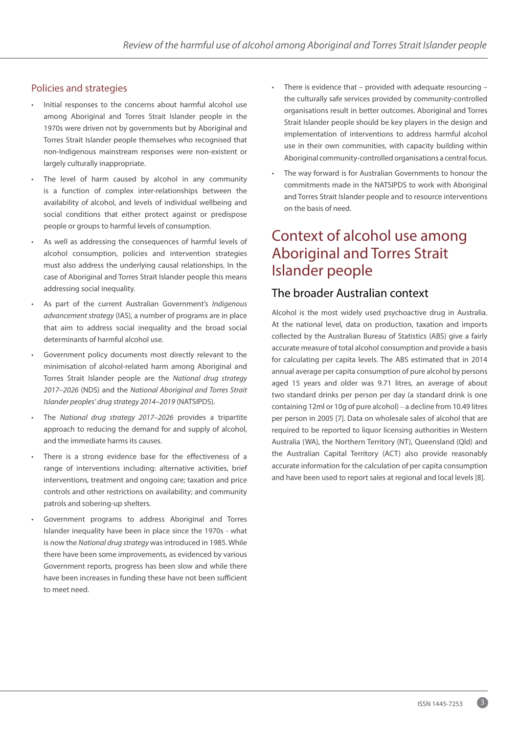## Policies and strategies

- Initial responses to the concerns about harmful alcohol use among Aboriginal and Torres Strait Islander people in the 1970s were driven not by governments but by Aboriginal and Torres Strait Islander people themselves who recognised that non-Indigenous mainstream responses were non-existent or largely culturally inappropriate.
- The level of harm caused by alcohol in any community is a function of complex inter-relationships between the availability of alcohol, and levels of individual wellbeing and social conditions that either protect against or predispose people or groups to harmful levels of consumption.
- As well as addressing the consequences of harmful levels of alcohol consumption, policies and intervention strategies must also address the underlying causal relationships. In the case of Aboriginal and Torres Strait Islander people this means addressing social inequality.
- As part of the current Australian Government's *Indigenous advancement strategy* (IAS), a number of programs are in place that aim to address social inequality and the broad social determinants of harmful alcohol use.
- Government policy documents most directly relevant to the minimisation of alcohol-related harm among Aboriginal and Torres Strait Islander people are the *National drug strategy 2017–2026* (NDS) and the *National Aboriginal and Torres Strait Islander peoples' drug strategy 2014–2019* (NATSIPDS).
- The *National drug strategy 2017–2026* provides a tripartite approach to reducing the demand for and supply of alcohol, and the immediate harms its causes.
- There is a strong evidence base for the effectiveness of a range of interventions including: alternative activities, brief interventions, treatment and ongoing care; taxation and price controls and other restrictions on availability; and community patrols and sobering-up shelters.
- Government programs to address Aboriginal and Torres Islander inequality have been in place since the 1970s - what is now the *National drug strategy* was introduced in 1985. While there have been some improvements, as evidenced by various Government reports, progress has been slow and while there have been increases in funding these have not been sufficient to meet need.
- There is evidence that – provided with adequate resourcing – the culturally safe services provided by community-controlled organisations result in better outcomes. Aboriginal and Torres Strait Islander people should be key players in the design and implementation of interventions to address harmful alcohol use in their own communities, with capacity building within Aboriginal community-controlled organisations a central focus.
- The way forward is for Australian Governments to honour the commitments made in the NATSIPDS to work with Aboriginal and Torres Strait Islander people and to resource interventions on the basis of need.

# Context of alcohol use among Aboriginal and Torres Strait Islander people

## The broader Australian context

Alcohol is the most widely used psychoactive drug in Australia. At the national level, data on production, taxation and imports collected by the Australian Bureau of Statistics (ABS) give a fairly accurate measure of total alcohol consumption and provide a basis for calculating per capita levels. The ABS estimated that in 2014 annual average per capita consumption of pure alcohol by persons aged 15 years and older was 9.71 litres, an average of about two standard drinks per person per day (a standard drink is one containing 12ml or 10g of pure alcohol) – a decline from 10.49 litres per person in 2005 [7]. Data on wholesale sales of alcohol that are required to be reported to liquor licensing authorities in Western Australia (WA), the Northern Territory (NT), Queensland (Qld) and the Australian Capital Territory (ACT) also provide reasonably accurate information for the calculation of per capita consumption and have been used to report sales at regional and local levels [8].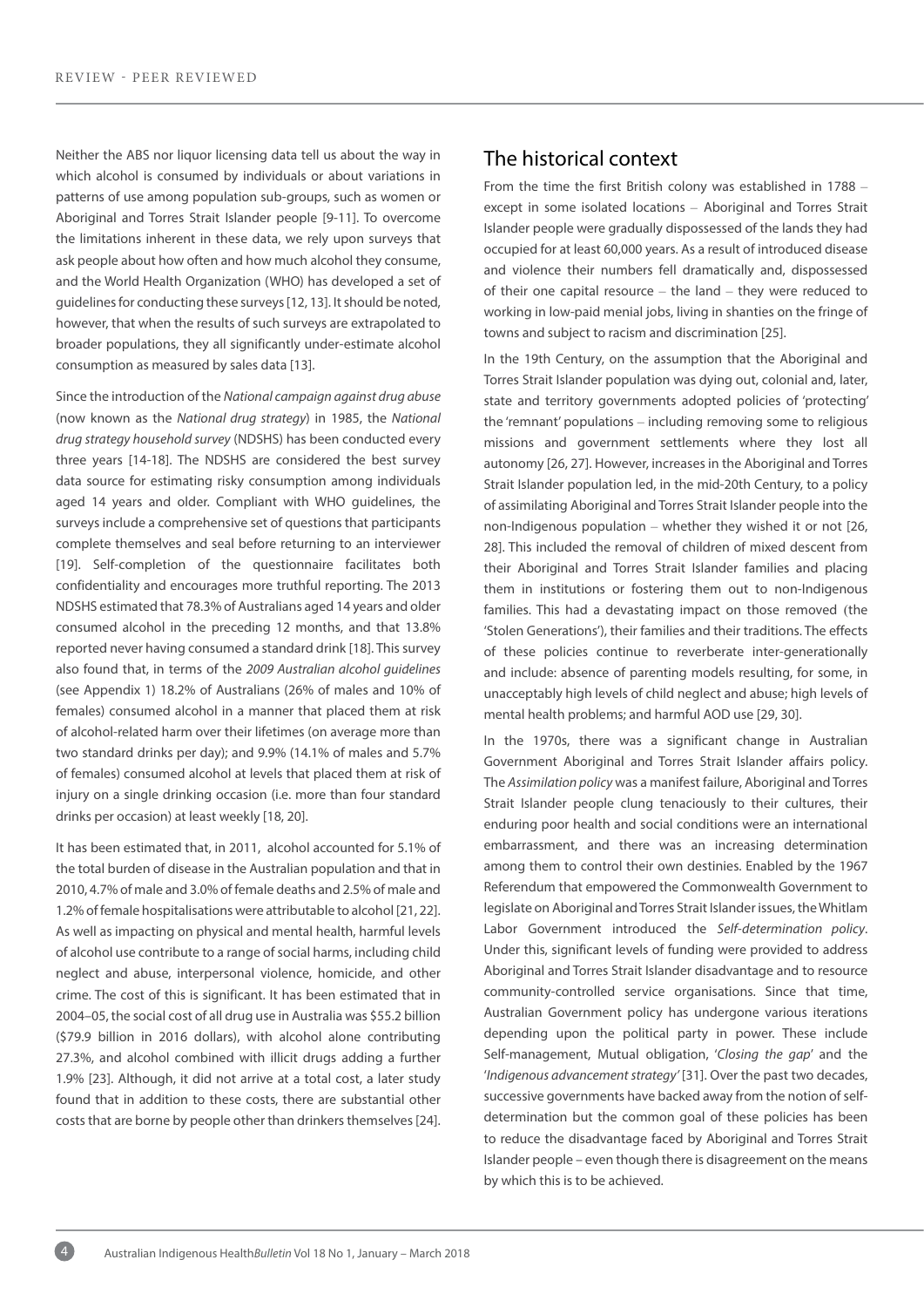Neither the ABS nor liquor licensing data tell us about the way in which alcohol is consumed by individuals or about variations in patterns of use among population sub-groups, such as women or Aboriginal and Torres Strait Islander people [9-11]. To overcome the limitations inherent in these data, we rely upon surveys that ask people about how often and how much alcohol they consume, and the World Health Organization (WHO) has developed a set of guidelines for conducting these surveys [12, 13]. It should be noted, however, that when the results of such surveys are extrapolated to broader populations, they all significantly under-estimate alcohol consumption as measured by sales data [13].

Since the introduction of the *National campaign against drug abuse* (now known as the *National drug strategy*) in 1985, the *National drug strategy household survey* (NDSHS) has been conducted every three years [14-18]. The NDSHS are considered the best survey data source for estimating risky consumption among individuals aged 14 years and older. Compliant with WHO guidelines, the surveys include a comprehensive set of questions that participants complete themselves and seal before returning to an interviewer [19]. Self-completion of the questionnaire facilitates both confidentiality and encourages more truthful reporting. The 2013 NDSHS estimated that 78.3% of Australians aged 14 years and older consumed alcohol in the preceding 12 months, and that 13.8% reported never having consumed a standard drink [18]. This survey also found that, in terms of the *2009 Australian alcohol guidelines* (see Appendix 1) 18.2% of Australians (26% of males and 10% of females) consumed alcohol in a manner that placed them at risk of alcohol-related harm over their lifetimes (on average more than two standard drinks per day); and 9.9% (14.1% of males and 5.7% of females) consumed alcohol at levels that placed them at risk of injury on a single drinking occasion (i.e. more than four standard drinks per occasion) at least weekly [18, 20].

It has been estimated that, in 2011, alcohol accounted for 5.1% of the total burden of disease in the Australian population and that in 2010, 4.7% of male and 3.0% of female deaths and 2.5% of male and 1.2% of female hospitalisations were attributable to alcohol [21, 22]. As well as impacting on physical and mental health, harmful levels of alcohol use contribute to a range of social harms, including child neglect and abuse, interpersonal violence, homicide, and other crime. The cost of this is significant. It has been estimated that in 2004–05, the social cost of all drug use in Australia was $55.2 billion ($79.9 billion in 2016 dollars), with alcohol alone contributing 27.3%, and alcohol combined with illicit drugs adding a further 1.9% [23]. Although, it did not arrive at a total cost, a later study found that in addition to these costs, there are substantial other costs that are borne by people other than drinkers themselves [24].

## The historical context

From the time the first British colony was established in 1788 – except in some isolated locations – Aboriginal and Torres Strait Islander people were gradually dispossessed of the lands they had occupied for at least 60,000 years. As a result of introduced disease and violence their numbers fell dramatically and, dispossessed of their one capital resource – the land – they were reduced to working in low-paid menial jobs, living in shanties on the fringe of towns and subject to racism and discrimination [25].

In the 19th Century, on the assumption that the Aboriginal and Torres Strait Islander population was dying out, colonial and, later, state and territory governments adopted policies of 'protecting' the 'remnant' populations – including removing some to religious missions and government settlements where they lost all autonomy [26, 27]. However, increases in the Aboriginal and Torres Strait Islander population led, in the mid-20th Century, to a policy of assimilating Aboriginal and Torres Strait Islander people into the non-Indigenous population – whether they wished it or not [26, 28]. This included the removal of children of mixed descent from their Aboriginal and Torres Strait Islander families and placing them in institutions or fostering them out to non-Indigenous families. This had a devastating impact on those removed (the 'Stolen Generations'), their families and their traditions. The effects of these policies continue to reverberate inter-generationally and include: absence of parenting models resulting, for some, in unacceptably high levels of child neglect and abuse; high levels of mental health problems; and harmful AOD use [29, 30].

In the 1970s, there was a significant change in Australian Government Aboriginal and Torres Strait Islander affairs policy. The *Assimilation policy* was a manifest failure, Aboriginal and Torres Strait Islander people clung tenaciously to their cultures, their enduring poor health and social conditions were an international embarrassment, and there was an increasing determination among them to control their own destinies. Enabled by the 1967 Referendum that empowered the Commonwealth Government to legislate on Aboriginal and Torres Strait Islander issues, the Whitlam Labor Government introduced the *Self-determination policy*. Under this, significant levels of funding were provided to address Aboriginal and Torres Strait Islander disadvantage and to resource community-controlled service organisations. Since that time, Australian Government policy has undergone various iterations depending upon the political party in power. These include Self-management, Mutual obligation, '*Closing the gap*' and the '*Indigenous advancement strategy'* [31]. Over the past two decades, successive governments have backed away from the notion of self-determination but the common goal of these policies has been to reduce the disadvantage faced by Aboriginal and Torres Strait Islander people – even though there is disagreement on the means by which this is to be achieved.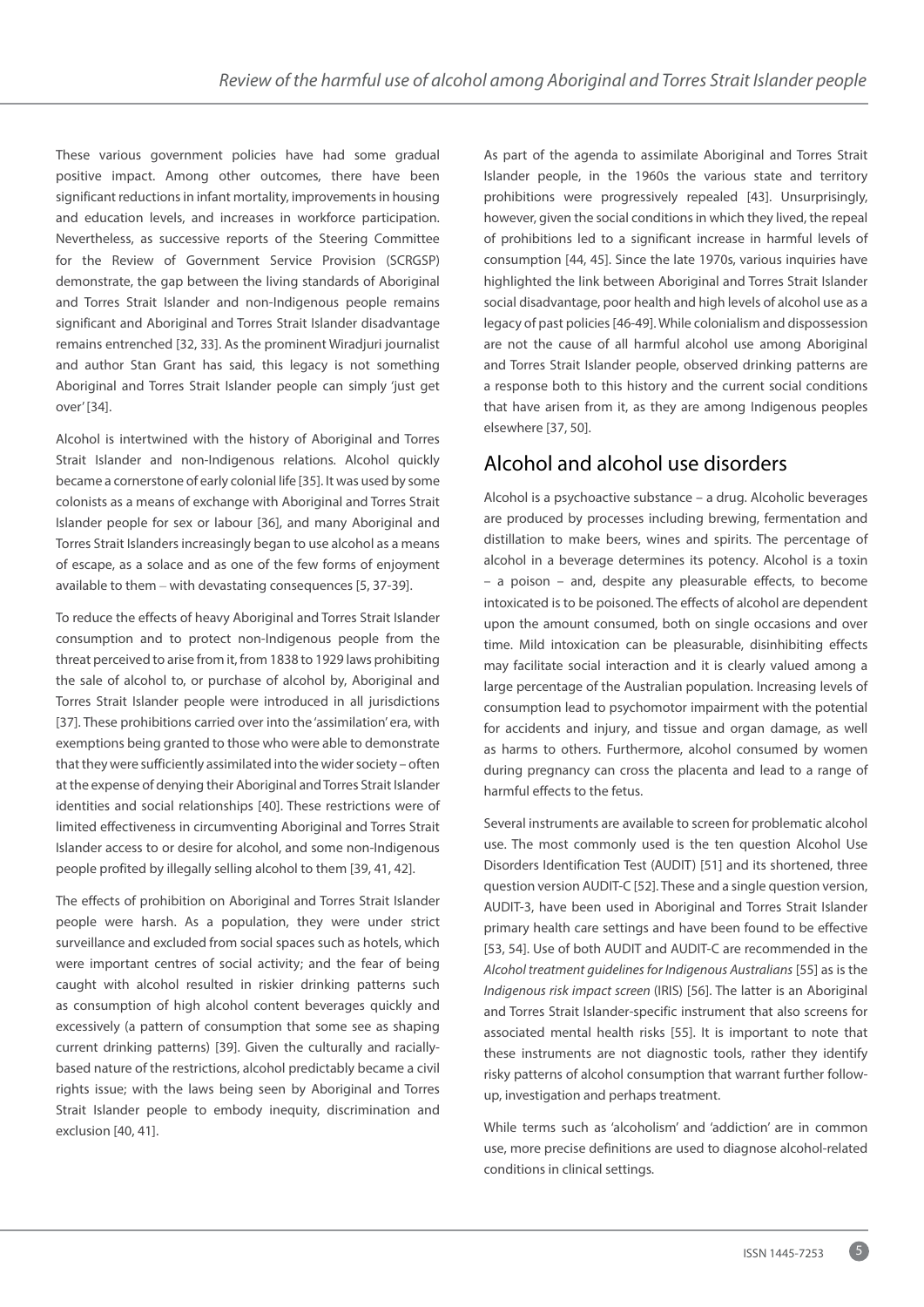These various government policies have had some gradual positive impact. Among other outcomes, there have been significant reductions in infant mortality, improvements in housing and education levels, and increases in workforce participation. Nevertheless, as successive reports of the Steering Committee for the Review of Government Service Provision (SCRGSP) demonstrate, the gap between the living standards of Aboriginal and Torres Strait Islander and non-Indigenous people remains significant and Aboriginal and Torres Strait Islander disadvantage remains entrenched [32, 33]. As the prominent Wiradjuri journalist and author Stan Grant has said, this legacy is not something Aboriginal and Torres Strait Islander people can simply 'just get over' [34].

Alcohol is intertwined with the history of Aboriginal and Torres Strait Islander and non-Indigenous relations. Alcohol quickly became a cornerstone of early colonial life [35]. It was used by some colonists as a means of exchange with Aboriginal and Torres Strait Islander people for sex or labour [36], and many Aboriginal and Torres Strait Islanders increasingly began to use alcohol as a means of escape, as a solace and as one of the few forms of enjoyment available to them – with devastating consequences [5, 37-39].

To reduce the effects of heavy Aboriginal and Torres Strait Islander consumption and to protect non-Indigenous people from the threat perceived to arise from it, from 1838 to 1929 laws prohibiting the sale of alcohol to, or purchase of alcohol by, Aboriginal and Torres Strait Islander people were introduced in all jurisdictions [37]. These prohibitions carried over into the 'assimilation' era, with exemptions being granted to those who were able to demonstrate that they were sufficiently assimilated into the wider society – often at the expense of denying their Aboriginal and Torres Strait Islander identities and social relationships [40]. These restrictions were of limited effectiveness in circumventing Aboriginal and Torres Strait Islander access to or desire for alcohol, and some non-Indigenous people profited by illegally selling alcohol to them [39, 41, 42].

The effects of prohibition on Aboriginal and Torres Strait Islander people were harsh. As a population, they were under strict surveillance and excluded from social spaces such as hotels, which were important centres of social activity; and the fear of being caught with alcohol resulted in riskier drinking patterns such as consumption of high alcohol content beverages quickly and excessively (a pattern of consumption that some see as shaping current drinking patterns) [39]. Given the culturally and racially-based nature of the restrictions, alcohol predictably became a civil rights issue; with the laws being seen by Aboriginal and Torres Strait Islander people to embody inequity, discrimination and exclusion [40, 41].

As part of the agenda to assimilate Aboriginal and Torres Strait Islander people, in the 1960s the various state and territory prohibitions were progressively repealed [43]. Unsurprisingly, however, given the social conditions in which they lived, the repeal of prohibitions led to a significant increase in harmful levels of consumption [44, 45]. Since the late 1970s, various inquiries have highlighted the link between Aboriginal and Torres Strait Islander social disadvantage, poor health and high levels of alcohol use as a legacy of past policies [46-49]. While colonialism and dispossession are not the cause of all harmful alcohol use among Aboriginal and Torres Strait Islander people, observed drinking patterns are a response both to this history and the current social conditions that have arisen from it, as they are among Indigenous peoples elsewhere [37, 50].

## Alcohol and alcohol use disorders

Alcohol is a psychoactive substance – a drug. Alcoholic beverages are produced by processes including brewing, fermentation and distillation to make beers, wines and spirits. The percentage of alcohol in a beverage determines its potency. Alcohol is a toxin – a poison – and, despite any pleasurable effects, to become intoxicated is to be poisoned. The effects of alcohol are dependent upon the amount consumed, both on single occasions and over time. Mild intoxication can be pleasurable, disinhibiting effects may facilitate social interaction and it is clearly valued among a large percentage of the Australian population. Increasing levels of consumption lead to psychomotor impairment with the potential for accidents and injury, and tissue and organ damage, as well as harms to others. Furthermore, alcohol consumed by women during pregnancy can cross the placenta and lead to a range of harmful effects to the fetus.

Several instruments are available to screen for problematic alcohol use. The most commonly used is the ten question Alcohol Use Disorders Identification Test (AUDIT) [51] and its shortened, three question version AUDIT-C [52]. These and a single question version, AUDIT-3, have been used in Aboriginal and Torres Strait Islander primary health care settings and have been found to be effective [53, 54]. Use of both AUDIT and AUDIT-C are recommended in the *Alcohol treatment guidelines for Indigenous Australians* [55] as is the *Indigenous risk impact screen* (IRIS) [56]. The latter is an Aboriginal and Torres Strait Islander-specific instrument that also screens for associated mental health risks [55]. It is important to note that these instruments are not diagnostic tools, rather they identify risky patterns of alcohol consumption that warrant further follow-up, investigation and perhaps treatment.

While terms such as 'alcoholism' and 'addiction' are in common use, more precise definitions are used to diagnose alcohol-related conditions in clinical settings.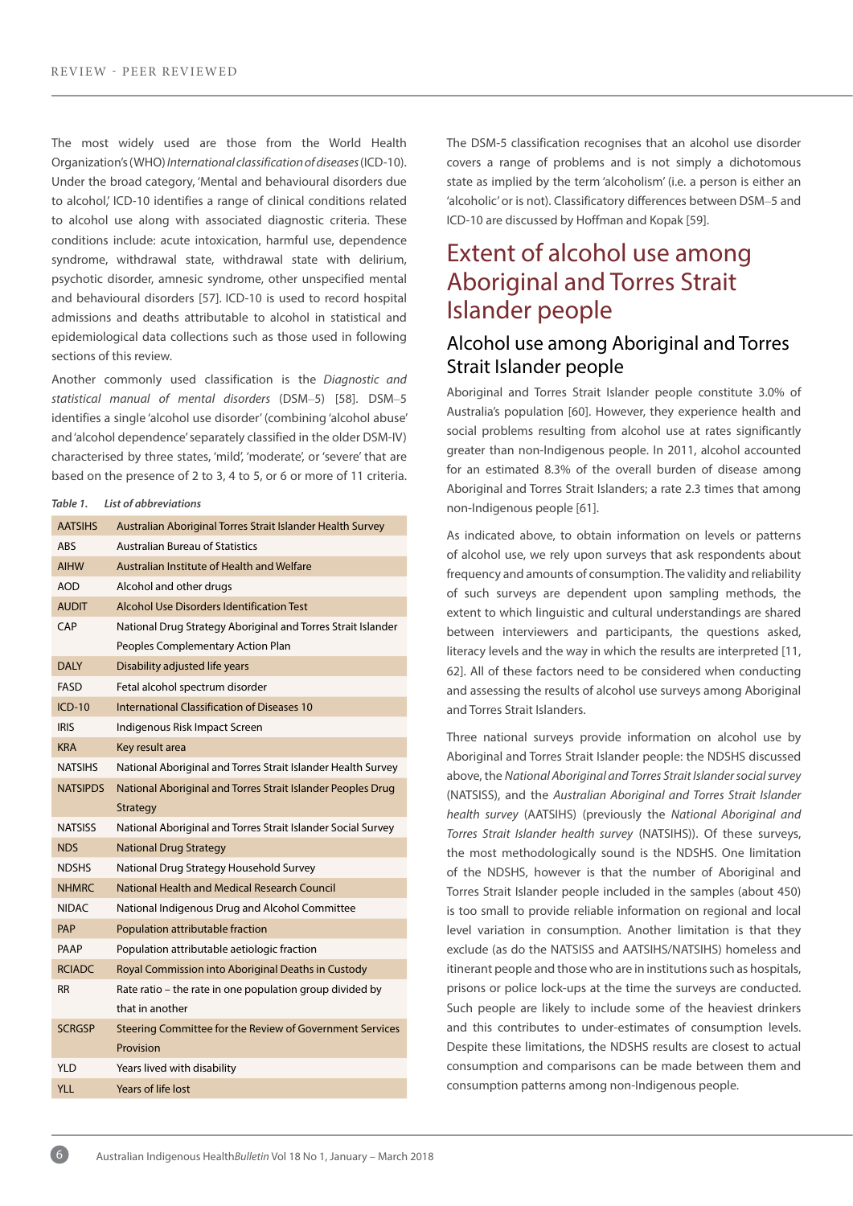The most widely used are those from the World Health Organization's (WHO) *International classification of diseases* (ICD-10). Under the broad category, 'Mental and behavioural disorders due to alcohol,' ICD-10 identifies a range of clinical conditions related to alcohol use along with associated diagnostic criteria. These conditions include: acute intoxication, harmful use, dependence syndrome, withdrawal state, withdrawal state with delirium, psychotic disorder, amnesic syndrome, other unspecified mental and behavioural disorders [57]. ICD-10 is used to record hospital admissions and deaths attributable to alcohol in statistical and epidemiological data collections such as those used in following sections of this review.

Another commonly used classification is the *Diagnostic and statistical manual of mental disorders* (DSM–5) [58]. DSM–5 identifies a single 'alcohol use disorder' (combining 'alcohol abuse' and 'alcohol dependence' separately classified in the older DSM-IV) characterised by three states, 'mild', 'moderate', or 'severe' that are based on the presence of 2 to 3, 4 to 5, or 6 or more of 11 criteria.

*Table 1. List of abbreviations*

| | |
|---|---|
| AATSIHS | Australian Aboriginal Torres Strait Islander Health Survey |
| ABS | Australian Bureau of Statistics |
| AIHW | Australian Institute of Health and Welfare |
| AOD | Alcohol and other drugs |
| AUDIT | Alcohol Use Disorders Identification Test |
| CAP | National Drug Strategy Aboriginal and Torres Strait Islander Peoples Complementary Action Plan |
| DALY | Disability adjusted life years |
| FASD | Fetal alcohol spectrum disorder |
| ICD-10 | International Classification of Diseases 10 |
| IRIS | Indigenous Risk Impact Screen |
| KRA | Key result area |
| NATSIHS | National Aboriginal and Torres Strait Islander Health Survey |
| NATSIPDS | National Aboriginal and Torres Strait Islander Peoples Drug Strategy |
| NATSISS | National Aboriginal and Torres Strait Islander Social Survey |
| NDS | National Drug Strategy |
| NDSHS | National Drug Strategy Household Survey |
| NHMRC | National Health and Medical Research Council |
| NIDAC | National Indigenous Drug and Alcohol Committee |
| PAP | Population attributable fraction |
| PAAP | Population attributable aetiologic fraction |
| RCIADC | Royal Commission into Aboriginal Deaths in Custody |
| RR | Rate ratio – the rate in one population group divided by that in another |
| SCRGSP | Steering Committee for the Review of Government Services Provision |
| YLD | Years lived with disability |
| YLL | Years of life lost |

The DSM-5 classification recognises that an alcohol use disorder covers a range of problems and is not simply a dichotomous state as implied by the term 'alcoholism' (i.e. a person is either an 'alcoholic' or is not). Classificatory differences between DSM–5 and ICD-10 are discussed by Hoffman and Kopak [59].

# Extent of alcohol use among Aboriginal and Torres Strait Islander people

## Alcohol use among Aboriginal and Torres Strait Islander people

Aboriginal and Torres Strait Islander people constitute 3.0% of Australia's population [60]. However, they experience health and social problems resulting from alcohol use at rates significantly greater than non-Indigenous people. In 2011, alcohol accounted for an estimated 8.3% of the overall burden of disease among Aboriginal and Torres Strait Islanders; a rate 2.3 times that among non-Indigenous people [61].

As indicated above, to obtain information on levels or patterns of alcohol use, we rely upon surveys that ask respondents about frequency and amounts of consumption. The validity and reliability of such surveys are dependent upon sampling methods, the extent to which linguistic and cultural understandings are shared between interviewers and participants, the questions asked, literacy levels and the way in which the results are interpreted [11, 62]. All of these factors need to be considered when conducting and assessing the results of alcohol use surveys among Aboriginal and Torres Strait Islanders.

Three national surveys provide information on alcohol use by Aboriginal and Torres Strait Islander people: the NDSHS discussed above, the *National Aboriginal and Torres Strait Islander social survey* (NATSISS), and the *Australian Aboriginal and Torres Strait Islander health survey* (AATSIHS) (previously the *National Aboriginal and Torres Strait Islander health survey* (NATSIHS)). Of these surveys, the most methodologically sound is the NDSHS. One limitation of the NDSHS, however is that the number of Aboriginal and Torres Strait Islander people included in the samples (about 450) is too small to provide reliable information on regional and local level variation in consumption. Another limitation is that they exclude (as do the NATSISS and AATSIHS/NATSIHS) homeless and itinerant people and those who are in institutions such as hospitals, prisons or police lock-ups at the time the surveys are conducted. Such people are likely to include some of the heaviest drinkers and this contributes to under-estimates of consumption levels. Despite these limitations, the NDSHS results are closest to actual consumption and comparisons can be made between them and consumption patterns among non-Indigenous people.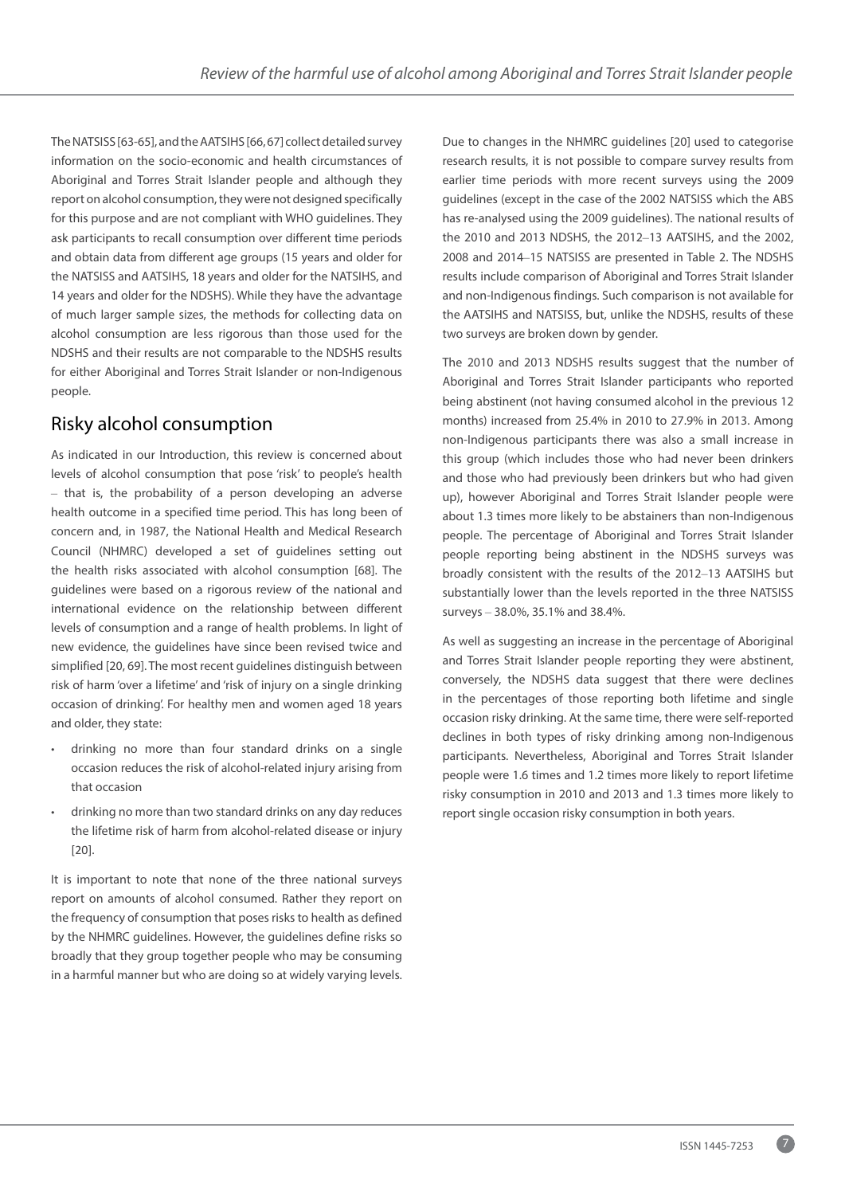The NATSISS [63-65], and the AATSIHS [66, 67] collect detailed survey information on the socio-economic and health circumstances of Aboriginal and Torres Strait Islander people and although they report on alcohol consumption, they were not designed specifically for this purpose and are not compliant with WHO guidelines. They ask participants to recall consumption over different time periods and obtain data from different age groups (15 years and older for the NATSISS and AATSIHS, 18 years and older for the NATSIHS, and 14 years and older for the NDSHS). While they have the advantage of much larger sample sizes, the methods for collecting data on alcohol consumption are less rigorous than those used for the NDSHS and their results are not comparable to the NDSHS results for either Aboriginal and Torres Strait Islander or non-Indigenous people.

## Risky alcohol consumption

As indicated in our Introduction, this review is concerned about levels of alcohol consumption that pose 'risk' to people's health – that is, the probability of a person developing an adverse health outcome in a specified time period. This has long been of concern and, in 1987, the National Health and Medical Research Council (NHMRC) developed a set of guidelines setting out the health risks associated with alcohol consumption [68]. The guidelines were based on a rigorous review of the national and international evidence on the relationship between different levels of consumption and a range of health problems. In light of new evidence, the guidelines have since been revised twice and simplified [20, 69]. The most recent guidelines distinguish between risk of harm 'over a lifetime' and 'risk of injury on a single drinking occasion of drinking'. For healthy men and women aged 18 years and older, they state:

- drinking no more than four standard drinks on a single occasion reduces the risk of alcohol-related injury arising from that occasion
- drinking no more than two standard drinks on any day reduces the lifetime risk of harm from alcohol-related disease or injury [20].

It is important to note that none of the three national surveys report on amounts of alcohol consumed. Rather they report on the frequency of consumption that poses risks to health as defined by the NHMRC guidelines. However, the guidelines define risks so broadly that they group together people who may be consuming in a harmful manner but who are doing so at widely varying levels.

Due to changes in the NHMRC guidelines [20] used to categorise research results, it is not possible to compare survey results from earlier time periods with more recent surveys using the 2009 guidelines (except in the case of the 2002 NATSISS which the ABS has re-analysed using the 2009 guidelines). The national results of the 2010 and 2013 NDSHS, the 2012–13 AATSIHS, and the 2002, 2008 and 2014–15 NATSISS are presented in Table 2. The NDSHS results include comparison of Aboriginal and Torres Strait Islander and non-Indigenous findings. Such comparison is not available for the AATSIHS and NATSISS, but, unlike the NDSHS, results of these two surveys are broken down by gender.

The 2010 and 2013 NDSHS results suggest that the number of Aboriginal and Torres Strait Islander participants who reported being abstinent (not having consumed alcohol in the previous 12 months) increased from 25.4% in 2010 to 27.9% in 2013. Among non-Indigenous participants there was also a small increase in this group (which includes those who had never been drinkers and those who had previously been drinkers but who had given up), however Aboriginal and Torres Strait Islander people were about 1.3 times more likely to be abstainers than non-Indigenous people. The percentage of Aboriginal and Torres Strait Islander people reporting being abstinent in the NDSHS surveys was broadly consistent with the results of the 2012–13 AATSIHS but substantially lower than the levels reported in the three NATSISS surveys – 38.0%, 35.1% and 38.4%.

As well as suggesting an increase in the percentage of Aboriginal and Torres Strait Islander people reporting they were abstinent, conversely, the NDSHS data suggest that there were declines in the percentages of those reporting both lifetime and single occasion risky drinking. At the same time, there were self-reported declines in both types of risky drinking among non-Indigenous participants. Nevertheless, Aboriginal and Torres Strait Islander people were 1.6 times and 1.2 times more likely to report lifetime risky consumption in 2010 and 2013 and 1.3 times more likely to report single occasion risky consumption in both years.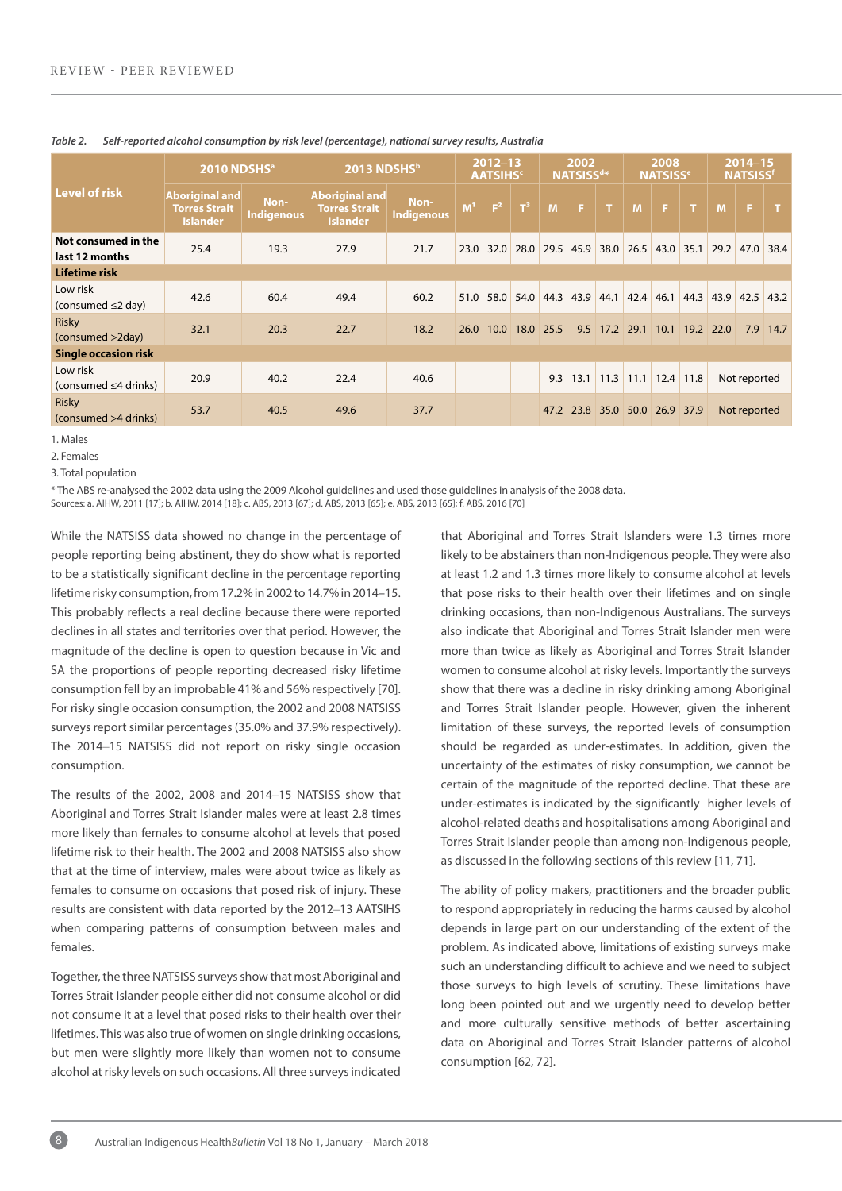*Table 2. Self-reported alcohol consumption by risk level (percentage), national survey results, Australia*

| Level of risk | 2010 NDSHS[a] | | 2013 NDSHS[b] | | 2012–13 AATSIHS[c] | | | 2002 NATSISS[d]* | | | 2008 NATSISS[e] | | | 2014–15 NATSISS[f] | | |
|---|---|---|---|---|---|---|---|---|---|---|---|---|---|---|---|---|
| | Aboriginal and Torres Strait Islander | Non-Indigenous | Aboriginal and Torres Strait Islander | Non-Indigenous | M[1] | F[2] | T[3] | M | F | T | M | F | T | M | F | T |
| **Not consumed in the last 12 months** | 25.4 | 19.3 | 27.9 | 21.7 | 23.0 | 32.0 | 28.0 | 29.5 | 45.9 | 38.0 | 26.5 | 43.0 | 35.1 | 29.2 | 47.0 | 38.4 |
| **Lifetime risk** | | | | | | | | | | | | | | | | |
| Low risk (consumed ≤2 day) | 42.6 | 60.4 | 49.4 | 60.2 | 51.0 | 58.0 | 54.0 | 44.3 | 43.9 | 44.1 | 42.4 | 46.1 | 44.3 | 43.9 | 42.5 | 43.2 |
| Risky (consumed >2day) | 32.1 | 20.3 | 22.7 | 18.2 | 26.0 | 10.0 | 18.0 | 25.5 | 9.5 | 17.2 | 29.1 | 10.1 | 19.2 | 22.0 | 7.9 | 14.7 |
| **Single occasion risk** | | | | | | | | | | | | | | | | |
| Low risk (consumed ≤4 drinks) | 20.9 | 40.2 | 22.4 | 40.6 | | | | 9.3 | 13.1 | 11.3 | 11.1 | 12.4 | 11.8 | Not reported | | |
| Risky (consumed >4 drinks) | 53.7 | 40.5 | 49.6 | 37.7 | | | | 47.2 | 23.8 | 35.0 | 50.0 | 26.9 | 37.9 | Not reported | | |

1. Males

2. Females

3. Total population

\* The ABS re-analysed the 2002 data using the 2009 Alcohol guidelines and used those guidelines in analysis of the 2008 data.

Sources: a. AIHW, 2011 [17]; b. AIHW, 2014 [18]; c. ABS, 2013 [67]; d. ABS, 2013 [65]; e. ABS, 2013 [65]; f. ABS, 2016 [70]

While the NATSISS data showed no change in the percentage of people reporting being abstinent, they do show what is reported to be a statistically significant decline in the percentage reporting lifetime risky consumption, from 17.2% in 2002 to 14.7% in 2014–15. This probably reflects a real decline because there were reported declines in all states and territories over that period. However, the magnitude of the decline is open to question because in Vic and SA the proportions of people reporting decreased risky lifetime consumption fell by an improbable 41% and 56% respectively [70]. For risky single occasion consumption, the 2002 and 2008 NATSISS surveys report similar percentages (35.0% and 37.9% respectively). The 2014–15 NATSISS did not report on risky single occasion consumption.

The results of the 2002, 2008 and 2014–15 NATSISS show that Aboriginal and Torres Strait Islander males were at least 2.8 times more likely than females to consume alcohol at levels that posed lifetime risk to their health. The 2002 and 2008 NATSISS also show that at the time of interview, males were about twice as likely as females to consume on occasions that posed risk of injury. These results are consistent with data reported by the 2012–13 AATSIHS when comparing patterns of consumption between males and females.

Together, the three NATSISS surveys show that most Aboriginal and Torres Strait Islander people either did not consume alcohol or did not consume it at a level that posed risks to their health over their lifetimes. This was also true of women on single drinking occasions, but men were slightly more likely than women not to consume alcohol at risky levels on such occasions. All three surveys indicated that Aboriginal and Torres Strait Islanders were 1.3 times more likely to be abstainers than non-Indigenous people. They were also at least 1.2 and 1.3 times more likely to consume alcohol at levels that pose risks to their health over their lifetimes and on single drinking occasions, than non-Indigenous Australians. The surveys also indicate that Aboriginal and Torres Strait Islander men were more than twice as likely as Aboriginal and Torres Strait Islander women to consume alcohol at risky levels. Importantly the surveys show that there was a decline in risky drinking among Aboriginal and Torres Strait Islander people. However, given the inherent limitation of these surveys, the reported levels of consumption should be regarded as under-estimates. In addition, given the uncertainty of the estimates of risky consumption, we cannot be certain of the magnitude of the reported decline. That these are under-estimates is indicated by the significantly higher levels of alcohol-related deaths and hospitalisations among Aboriginal and Torres Strait Islander people than among non-Indigenous people, as discussed in the following sections of this review [11, 71].

The ability of policy makers, practitioners and the broader public to respond appropriately in reducing the harms caused by alcohol depends in large part on our understanding of the extent of the problem. As indicated above, limitations of existing surveys make such an understanding difficult to achieve and we need to subject those surveys to high levels of scrutiny. These limitations have long been pointed out and we urgently need to develop better and more culturally sensitive methods of better ascertaining data on Aboriginal and Torres Strait Islander patterns of alcohol consumption [62, 72].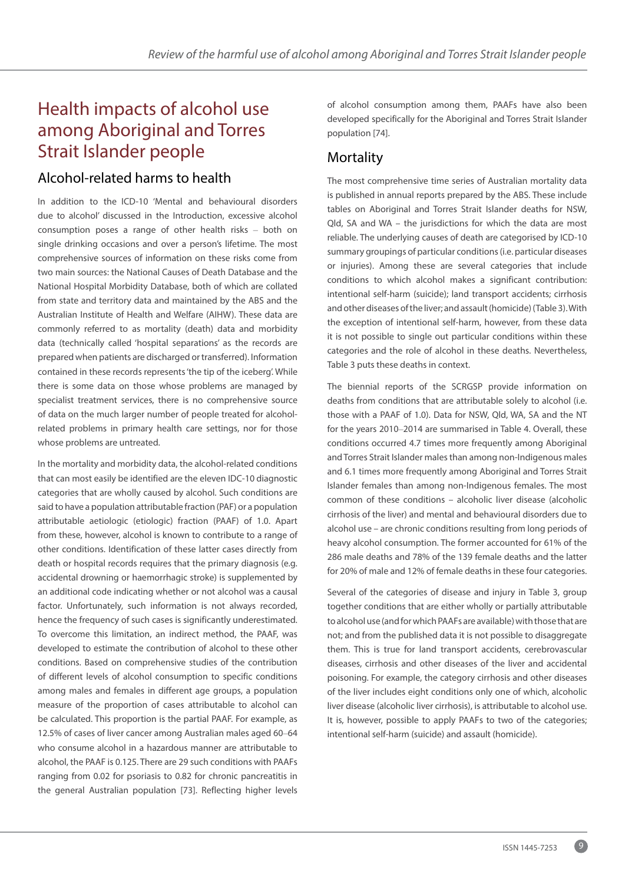# Health impacts of alcohol use among Aboriginal and Torres Strait Islander people

## Alcohol-related harms to health

In addition to the ICD-10 'Mental and behavioural disorders due to alcohol' discussed in the Introduction, excessive alcohol consumption poses a range of other health risks – both on single drinking occasions and over a person's lifetime. The most comprehensive sources of information on these risks come from two main sources: the National Causes of Death Database and the National Hospital Morbidity Database, both of which are collated from state and territory data and maintained by the ABS and the Australian Institute of Health and Welfare (AIHW). These data are commonly referred to as mortality (death) data and morbidity data (technically called 'hospital separations' as the records are prepared when patients are discharged or transferred). Information contained in these records represents 'the tip of the iceberg'. While there is some data on those whose problems are managed by specialist treatment services, there is no comprehensive source of data on the much larger number of people treated for alcohol-related problems in primary health care settings, nor for those whose problems are untreated.

In the mortality and morbidity data, the alcohol-related conditions that can most easily be identified are the eleven IDC-10 diagnostic categories that are wholly caused by alcohol. Such conditions are said to have a population attributable fraction (PAF) or a population attributable aetiologic (etiologic) fraction (PAAF) of 1.0. Apart from these, however, alcohol is known to contribute to a range of other conditions. Identification of these latter cases directly from death or hospital records requires that the primary diagnosis (e.g. accidental drowning or haemorrhagic stroke) is supplemented by an additional code indicating whether or not alcohol was a causal factor. Unfortunately, such information is not always recorded, hence the frequency of such cases is significantly underestimated. To overcome this limitation, an indirect method, the PAAF, was developed to estimate the contribution of alcohol to these other conditions. Based on comprehensive studies of the contribution of different levels of alcohol consumption to specific conditions among males and females in different age groups, a population measure of the proportion of cases attributable to alcohol can be calculated. This proportion is the partial PAAF. For example, as 12.5% of cases of liver cancer among Australian males aged 60–64 who consume alcohol in a hazardous manner are attributable to alcohol, the PAAF is 0.125. There are 29 such conditions with PAAFs ranging from 0.02 for psoriasis to 0.82 for chronic pancreatitis in the general Australian population [73]. Reflecting higher levels of alcohol consumption among them, PAAFs have also been developed specifically for the Aboriginal and Torres Strait Islander population [74].

## Mortality

The most comprehensive time series of Australian mortality data is published in annual reports prepared by the ABS. These include tables on Aboriginal and Torres Strait Islander deaths for NSW, Qld, SA and WA – the jurisdictions for which the data are most reliable. The underlying causes of death are categorised by ICD-10 summary groupings of particular conditions (i.e. particular diseases or injuries). Among these are several categories that include conditions to which alcohol makes a significant contribution: intentional self-harm (suicide); land transport accidents; cirrhosis and other diseases of the liver; and assault (homicide) (Table 3). With the exception of intentional self-harm, however, from these data it is not possible to single out particular conditions within these categories and the role of alcohol in these deaths. Nevertheless, Table 3 puts these deaths in context.

The biennial reports of the SCRGSP provide information on deaths from conditions that are attributable solely to alcohol (i.e. those with a PAAF of 1.0). Data for NSW, Qld, WA, SA and the NT for the years 2010–2014 are summarised in Table 4. Overall, these conditions occurred 4.7 times more frequently among Aboriginal and Torres Strait Islander males than among non-Indigenous males and 6.1 times more frequently among Aboriginal and Torres Strait Islander females than among non-Indigenous females. The most common of these conditions – alcoholic liver disease (alcoholic cirrhosis of the liver) and mental and behavioural disorders due to alcohol use – are chronic conditions resulting from long periods of heavy alcohol consumption. The former accounted for 61% of the 286 male deaths and 78% of the 139 female deaths and the latter for 20% of male and 12% of female deaths in these four categories.

Several of the categories of disease and injury in Table 3, group together conditions that are either wholly or partially attributable to alcohol use (and for which PAAFs are available) with those that are not; and from the published data it is not possible to disaggregate them. This is true for land transport accidents, cerebrovascular diseases, cirrhosis and other diseases of the liver and accidental poisoning. For example, the category cirrhosis and other diseases of the liver includes eight conditions only one of which, alcoholic liver disease (alcoholic liver cirrhosis), is attributable to alcohol use. It is, however, possible to apply PAAFs to two of the categories; intentional self-harm (suicide) and assault (homicide).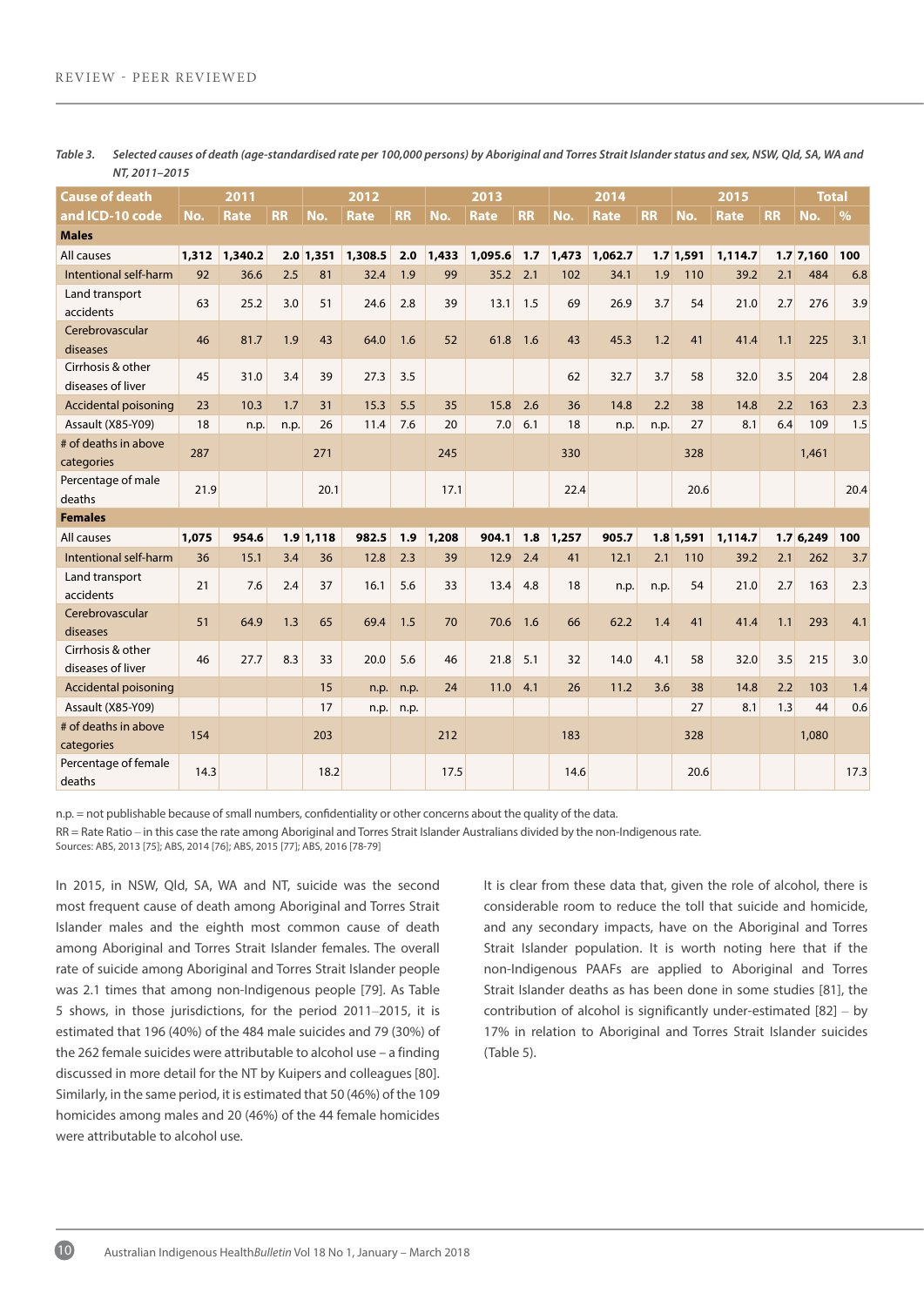Table 3. *Selected causes of death (age-standardised rate per 100,000 persons) by Aboriginal and Torres Strait Islander status and sex, NSW, Qld, SA, WA and NT, 2011–2015*

| Cause of death | 2011 | | | 2012 | | | 2013 | | | 2014 | | | 2015 | | | Total | |
|---|---|---|---|---|---|---|---|---|---|---|---|---|---|---|---|---|---|
| and ICD-10 code | No. | Rate | RR | No. | Rate | RR | No. | Rate | RR | No. | Rate | RR | No. | Rate | RR | No. | % |
| **Males** | | | | | | | | | | | | | | | | | |
| All causes | **1,312** | **1,340.2** | **2.0** | **1,351** | **1,308.5** | **2.0** | **1,433** | **1,095.6** | **1.7** | **1,473** | **1,062.7** | **1.7** | **1,591** | **1,114.7** | **1.7** | **7,160** | **100** |
| Intentional self-harm | 92 | 36.6 | 2.5 | 81 | 32.4 | 1.9 | 99 | 35.2 | 2.1 | 102 | 34.1 | 1.9 | 110 | 39.2 | 2.1 | 484 | 6.8 |
| Land transport accidents | 63 | 25.2 | 3.0 | 51 | 24.6 | 2.8 | 39 | 13.1 | 1.5 | 69 | 26.9 | 3.7 | 54 | 21.0 | 2.7 | 276 | 3.9 |
| Cerebrovascular diseases | 46 | 81.7 | 1.9 | 43 | 64.0 | 1.6 | 52 | 61.8 | 1.6 | 43 | 45.3 | 1.2 | 41 | 41.4 | 1.1 | 225 | 3.1 |
| Cirrhosis & other diseases of liver | 45 | 31.0 | 3.4 | 39 | 27.3 | 3.5 | | | | 62 | 32.7 | 3.7 | 58 | 32.0 | 3.5 | 204 | 2.8 |
| Accidental poisoning | 23 | 10.3 | 1.7 | 31 | 15.3 | 5.5 | 35 | 15.8 | 2.6 | 36 | 14.8 | 2.2 | 38 | 14.8 | 2.2 | 163 | 2.3 |
| Assault (X85-Y09) | 18 | n.p. | n.p. | 26 | 11.4 | 7.6 | 20 | 7.0 | 6.1 | 18 | n.p. | n.p. | 27 | 8.1 | 6.4 | 109 | 1.5 |
| # of deaths in above categories | 287 | | | 271 | | | 245 | | | 330 | | | 328 | | | 1,461 | |
| Percentage of male deaths | 21.9 | | | 20.1 | | | 17.1 | | | 22.4 | | | 20.6 | | | | 20.4 |
| **Females** | | | | | | | | | | | | | | | | | |
| All causes | **1,075** | **954.6** | **1.9** | **1,118** | **982.5** | **1.9** | **1,208** | **904.1** | **1.8** | **1,257** | **905.7** | **1.8** | **1,591** | **1,114.7** | **1.7** | **6,249** | **100** |
| Intentional self-harm | 36 | 15.1 | 3.4 | 36 | 12.8 | 2.3 | 39 | 12.9 | 2.4 | 41 | 12.1 | 2.1 | 110 | 39.2 | 2.1 | 262 | 3.7 |
| Land transport accidents | 21 | 7.6 | 2.4 | 37 | 16.1 | 5.6 | 33 | 13.4 | 4.8 | 18 | n.p. | n.p. | 54 | 21.0 | 2.7 | 163 | 2.3 |
| Cerebrovascular diseases | 51 | 64.9 | 1.3 | 65 | 69.4 | 1.5 | 70 | 70.6 | 1.6 | 66 | 62.2 | 1.4 | 41 | 41.4 | 1.1 | 293 | 4.1 |
| Cirrhosis & other diseases of liver | 46 | 27.7 | 8.3 | 33 | 20.0 | 5.6 | 46 | 21.8 | 5.1 | 32 | 14.0 | 4.1 | 58 | 32.0 | 3.5 | 215 | 3.0 |
| Accidental poisoning | | | | 15 | n.p. | n.p. | 24 | 11.0 | 4.1 | 26 | 11.2 | 3.6 | 38 | 14.8 | 2.2 | 103 | 1.4 |
| Assault (X85-Y09) | | | | 17 | n.p. | n.p. | | | | | | | 27 | 8.1 | 1.3 | 44 | 0.6 |
| # of deaths in above categories | 154 | | | 203 | | | 212 | | | 183 | | | 328 | | | 1,080 | |
| Percentage of female deaths | 14.3 | | | 18.2 | | | 17.5 | | | 14.6 | | | 20.6 | | | | 17.3 |

n.p. = not publishable because of small numbers, confidentiality or other concerns about the quality of the data.

RR = Rate Ratio – in this case the rate among Aboriginal and Torres Strait Islander Australians divided by the non-Indigenous rate.

Sources: ABS, 2013 [75]; ABS, 2014 [76]; ABS, 2015 [77]; ABS, 2016 [78-79]

In 2015, in NSW, Qld, SA, WA and NT, suicide was the second most frequent cause of death among Aboriginal and Torres Strait Islander males and the eighth most common cause of death among Aboriginal and Torres Strait Islander females. The overall rate of suicide among Aboriginal and Torres Strait Islander people was 2.1 times that among non-Indigenous people [79]. As Table 5 shows, in those jurisdictions, for the period 2011–2015, it is estimated that 196 (40%) of the 484 male suicides and 79 (30%) of the 262 female suicides were attributable to alcohol use – a finding discussed in more detail for the NT by Kuipers and colleagues [80]. Similarly, in the same period, it is estimated that 50 (46%) of the 109 homicides among males and 20 (46%) of the 44 female homicides were attributable to alcohol use.

It is clear from these data that, given the role of alcohol, there is considerable room to reduce the toll that suicide and homicide, and any secondary impacts, have on the Aboriginal and Torres Strait Islander population. It is worth noting here that if the non-Indigenous PAAFs are applied to Aboriginal and Torres Strait Islander deaths as has been done in some studies [81], the contribution of alcohol is significantly under-estimated [82] – by 17% in relation to Aboriginal and Torres Strait Islander suicides (Table 5).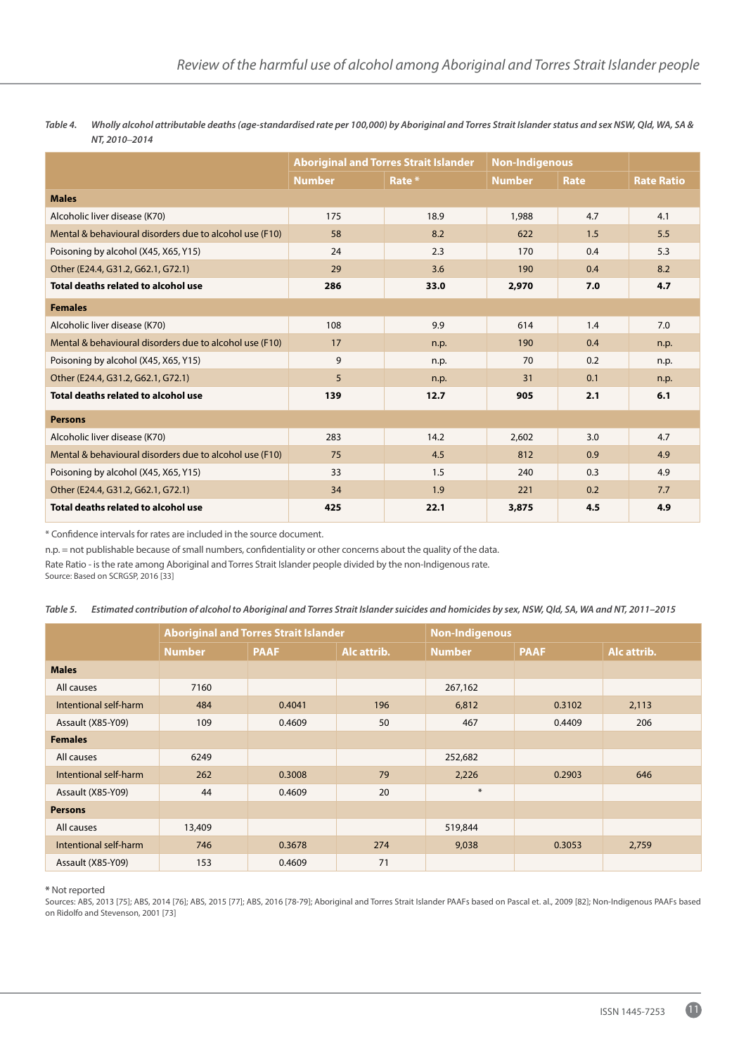*Table 4. Wholly alcohol attributable deaths (age-standardised rate per 100,000) by Aboriginal and Torres Strait Islander status and sex NSW, Qld, WA, SA & NT, 2010–2014*

| | Aboriginal and Torres Strait Islander | | Non-Indigenous | | |
|---|---|---|---|---|---|
| | Number | Rate * | Number | Rate | Rate Ratio |
| **Males** | | | | | |
| Alcoholic liver disease (K70) | 175 | 18.9 | 1,988 | 4.7 | 4.1 |
| Mental & behavioural disorders due to alcohol use (F10) | 58 | 8.2 | 622 | 1.5 | 5.5 |
| Poisoning by alcohol (X45, X65, Y15) | 24 | 2.3 | 170 | 0.4 | 5.3 |
| Other (E24.4, G31.2, G62.1, G72.1) | 29 | 3.6 | 190 | 0.4 | 8.2 |
| **Total deaths related to alcohol use** | **286** | **33.0** | **2,970** | **7.0** | **4.7** |
| **Females** | | | | | |
| Alcoholic liver disease (K70) | 108 | 9.9 | 614 | 1.4 | 7.0 |
| Mental & behavioural disorders due to alcohol use (F10) | 17 | n.p. | 190 | 0.4 | n.p. |
| Poisoning by alcohol (X45, X65, Y15) | 9 | n.p. | 70 | 0.2 | n.p. |
| Other (E24.4, G31.2, G62.1, G72.1) | 5 | n.p. | 31 | 0.1 | n.p. |
| **Total deaths related to alcohol use** | **139** | **12.7** | **905** | **2.1** | **6.1** |
| **Persons** | | | | | |
| Alcoholic liver disease (K70) | 283 | 14.2 | 2,602 | 3.0 | 4.7 |
| Mental & behavioural disorders due to alcohol use (F10) | 75 | 4.5 | 812 | 0.9 | 4.9 |
| Poisoning by alcohol (X45, X65, Y15) | 33 | 1.5 | 240 | 0.3 | 4.9 |
| Other (E24.4, G31.2, G62.1, G72.1) | 34 | 1.9 | 221 | 0.2 | 7.7 |
| **Total deaths related to alcohol use** | **425** | **22.1** | **3,875** | **4.5** | **4.9** |

* Confidence intervals for rates are included in the source document.

n.p. = not publishable because of small numbers, confidentiality or other concerns about the quality of the data.

Rate Ratio - is the rate among Aboriginal and Torres Strait Islander people divided by the non-Indigenous rate.

Source: Based on SCRGSP, 2016 [33]

*Table 5. Estimated contribution of alcohol to Aboriginal and Torres Strait Islander suicides and homicides by sex, NSW, Qld, SA, WA and NT, 2011–2015*

| | Aboriginal and Torres Strait Islander | | | Non-Indigenous | | |
|---|---|---|---|---|---|---|
| | Number | PAAF | Alc attrib. | Number | PAAF | Alc attrib. |
| **Males** | | | | | | |
| All causes | 7160 | | | 267,162 | | |
| Intentional self-harm | 484 | 0.4041 | 196 | 6,812 | 0.3102 | 2,113 |
| Assault (X85-Y09) | 109 | 0.4609 | 50 | 467 | 0.4409 | 206 |
| **Females** | | | | | | |
| All causes | 6249 | | | 252,682 | | |
| Intentional self-harm | 262 | 0.3008 | 79 | 2,226 | 0.2903 | 646 |
| Assault (X85-Y09) | 44 | 0.4609 | 20 | * | | |
| **Persons** | | | | | | |
| All causes | 13,409 | | | 519,844 | | |
| Intentional self-harm | 746 | 0.3678 | 274 | 9,038 | 0.3053 | 2,759 |
| Assault (X85-Y09) | 153 | 0.4609 | 71 | | | |

* Not reported

Sources: ABS, 2013 [75]; ABS, 2014 [76]; ABS, 2015 [77]; ABS, 2016 [78-79]; Aboriginal and Torres Strait Islander PAAFs based on Pascal et. al., 2009 [82]; Non-Indigenous PAAFs based on Ridolfo and Stevenson, 2001 [73]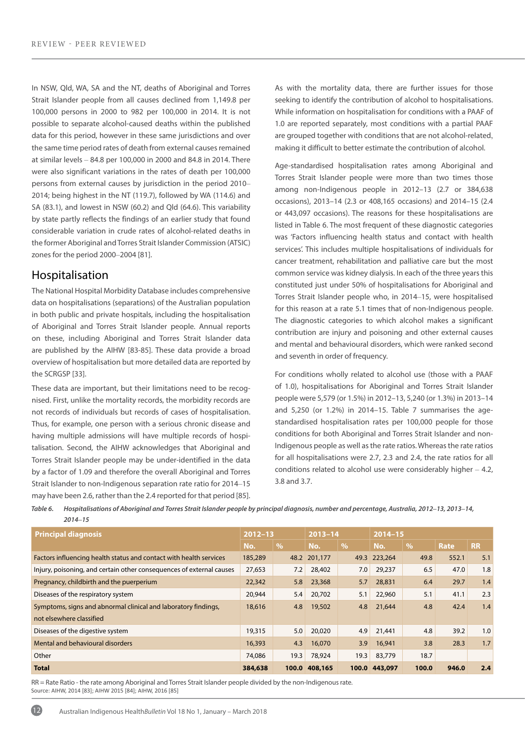In NSW, Qld, WA, SA and the NT, deaths of Aboriginal and Torres Strait Islander people from all causes declined from 1,149.8 per 100,000 persons in 2000 to 982 per 100,000 in 2014. It is not possible to separate alcohol-caused deaths within the published data for this period, however in these same jurisdictions and over the same time period rates of death from external causes remained at similar levels – 84.8 per 100,000 in 2000 and 84.8 in 2014. There were also significant variations in the rates of death per 100,000 persons from external causes by jurisdiction in the period 2010–2014; being highest in the NT (119.7), followed by WA (114.6) and SA (83.1), and lowest in NSW (60.2) and Qld (64.6). This variability by state partly reflects the findings of an earlier study that found considerable variation in crude rates of alcohol-related deaths in the former Aboriginal and Torres Strait Islander Commission (ATSIC) zones for the period 2000–2004 [81].

## Hospitalisation

The National Hospital Morbidity Database includes comprehensive data on hospitalisations (separations) of the Australian population in both public and private hospitals, including the hospitalisation of Aboriginal and Torres Strait Islander people. Annual reports on these, including Aboriginal and Torres Strait Islander data are published by the AIHW [83-85]. These data provide a broad overview of hospitalisation but more detailed data are reported by the SCRGSP [33].

These data are important, but their limitations need to be recognised. First, unlike the mortality records, the morbidity records are not records of individuals but records of cases of hospitalisation. Thus, for example, one person with a serious chronic disease and having multiple admissions will have multiple records of hospitalisation. Second, the AIHW acknowledges that Aboriginal and Torres Strait Islander people may be under-identified in the data by a factor of 1.09 and therefore the overall Aboriginal and Torres Strait Islander to non-Indigenous separation rate ratio for 2014–15 may have been 2.6, rather than the 2.4 reported for that period [85].

As with the mortality data, there are further issues for those seeking to identify the contribution of alcohol to hospitalisations. While information on hospitalisation for conditions with a PAAF of 1.0 are reported separately, most conditions with a partial PAAF are grouped together with conditions that are not alcohol-related, making it difficult to better estimate the contribution of alcohol.

Age-standardised hospitalisation rates among Aboriginal and Torres Strait Islander people were more than two times those among non-Indigenous people in 2012–13 (2.7 or 384,638 occasions), 2013–14 (2.3 or 408,165 occasions) and 2014–15 (2.4 or 443,097 occasions). The reasons for these hospitalisations are listed in Table 6. The most frequent of these diagnostic categories was 'Factors influencing health status and contact with health services'. This includes multiple hospitalisations of individuals for cancer treatment, rehabilitation and palliative care but the most common service was kidney dialysis. In each of the three years this constituted just under 50% of hospitalisations for Aboriginal and Torres Strait Islander people who, in 2014–15, were hospitalised for this reason at a rate 5.1 times that of non-Indigenous people. The diagnostic categories to which alcohol makes a significant contribution are injury and poisoning and other external causes and mental and behavioural disorders, which were ranked second and seventh in order of frequency.

For conditions wholly related to alcohol use (those with a PAAF of 1.0), hospitalisations for Aboriginal and Torres Strait Islander people were 5,579 (or 1.5%) in 2012–13, 5,240 (or 1.3%) in 2013–14 and 5,250 (or 1.2%) in 2014–15. Table 7 summarises the age-standardised hospitalisation rates per 100,000 people for those conditions for both Aboriginal and Torres Strait Islander and non-Indigenous people as well as the rate ratios. Whereas the rate ratios for all hospitalisations were 2.7, 2.3 and 2.4, the rate ratios for all conditions related to alcohol use were considerably higher – 4.2, 3.8 and 3.7.

*Table 6. Hospitalisations of Aboriginal and Torres Strait Islander people by principal diagnosis, number and percentage, Australia, 2012–13, 2013–14, 2014–15*

| Principal diagnosis | 2012–13 | | 2013–14 | | 2014–15 | | | |
|---|---|---|---|---|---|---|---|---|
| | No. | % | No. | % | No. | % | Rate | RR |
| Factors influencing health status and contact with health services | 185,289 | 48.2 | 201,177 | 49.3 | 223,264 | 49.8 | 552.1 | 5.1 |
| Injury, poisoning, and certain other consequences of external causes | 27,653 | 7.2 | 28,402 | 7.0 | 29,237 | 6.5 | 47.0 | 1.8 |
| Pregnancy, childbirth and the puerperium | 22,342 | 5.8 | 23,368 | 5.7 | 28,831 | 6.4 | 29.7 | 1.4 |
| Diseases of the respiratory system | 20,944 | 5.4 | 20,702 | 5.1 | 22,960 | 5.1 | 41.1 | 2.3 |
| Symptoms, signs and abnormal clinical and laboratory findings, not elsewhere classified | 18,616 | 4.8 | 19,502 | 4.8 | 21,644 | 4.8 | 42.4 | 1.4 |
| Diseases of the digestive system | 19,315 | 5.0 | 20,020 | 4.9 | 21,441 | 4.8 | 39.2 | 1.0 |
| Mental and behavioural disorders | 16,393 | 4.3 | 16,070 | 3.9 | 16,941 | 3.8 | 28.3 | 1.7 |
| Other | 74,086 | 19.3 | 78,924 | 19.3 | 83,779 | 18.7 | | |
| **Total** | **384,638** | **100.0** | **408,165** | **100.0** | **443,097** | **100.0** | **946.0** | **2.4** |

RR = Rate Ratio - the rate among Aboriginal and Torres Strait Islander people divided by the non-Indigenous rate.
Source: AIHW, 2014 [83]; AIHW 2015 [84]; AIHW, 2016 [85]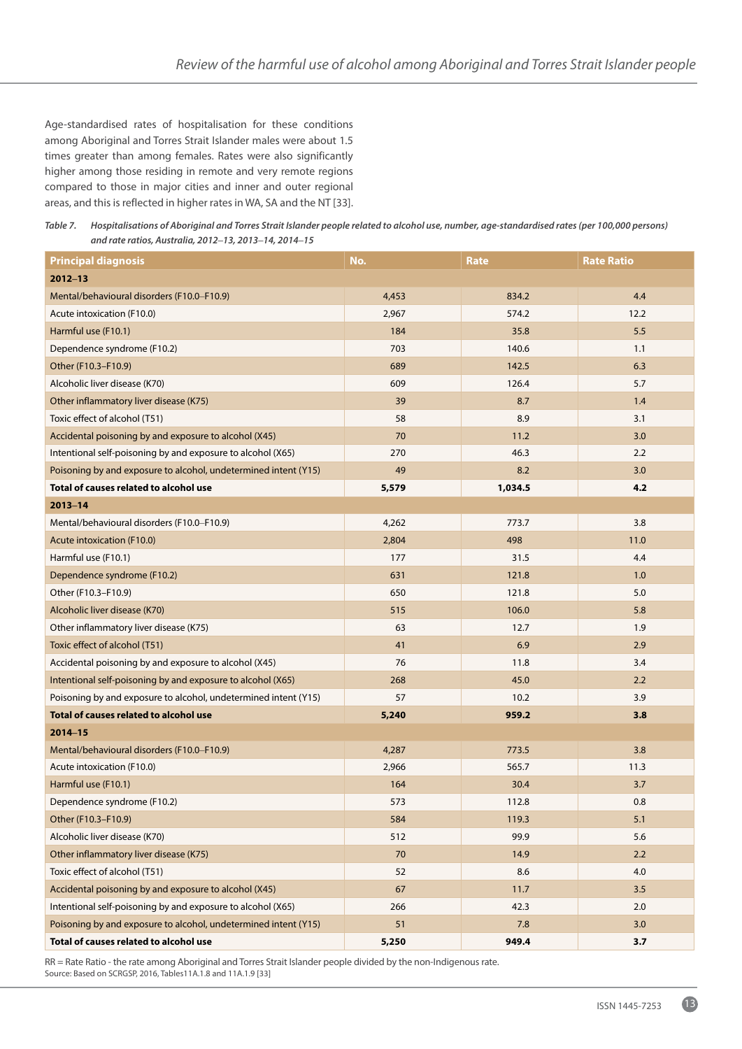Age-standardised rates of hospitalisation for these conditions among Aboriginal and Torres Strait Islander males were about 1.5 times greater than among females. Rates were also significantly higher among those residing in remote and very remote regions compared to those in major cities and inner and outer regional areas, and this is reflected in higher rates in WA, SA and the NT [33].

*Table 7. Hospitalisations of Aboriginal and Torres Strait Islander people related to alcohol use, number, age-standardised rates (per 100,000 persons) and rate ratios, Australia, 2012–13, 2013–14, 2014–15*

| Principal diagnosis | No. | Rate | Rate Ratio |
|---|---|---|---|
| **2012–13** | | | |
| Mental/behavioural disorders (F10.0–F10.9) | 4,453 | 834.2 | 4.4 |
| Acute intoxication (F10.0) | 2,967 | 574.2 | 12.2 |
| Harmful use (F10.1) | 184 | 35.8 | 5.5 |
| Dependence syndrome (F10.2) | 703 | 140.6 | 1.1 |
| Other (F10.3–F10.9) | 689 | 142.5 | 6.3 |
| Alcoholic liver disease (K70) | 609 | 126.4 | 5.7 |
| Other inflammatory liver disease (K75) | 39 | 8.7 | 1.4 |
| Toxic effect of alcohol (T51) | 58 | 8.9 | 3.1 |
| Accidental poisoning by and exposure to alcohol (X45) | 70 | 11.2 | 3.0 |
| Intentional self-poisoning by and exposure to alcohol (X65) | 270 | 46.3 | 2.2 |
| Poisoning by and exposure to alcohol, undetermined intent (Y15) | 49 | 8.2 | 3.0 |
| **Total of causes related to alcohol use** | **5,579** | **1,034.5** | **4.2** |
| **2013–14** | | | |
| Mental/behavioural disorders (F10.0–F10.9) | 4,262 | 773.7 | 3.8 |
| Acute intoxication (F10.0) | 2,804 | 498 | 11.0 |
| Harmful use (F10.1) | 177 | 31.5 | 4.4 |
| Dependence syndrome (F10.2) | 631 | 121.8 | 1.0 |
| Other (F10.3–F10.9) | 650 | 121.8 | 5.0 |
| Alcoholic liver disease (K70) | 515 | 106.0 | 5.8 |
| Other inflammatory liver disease (K75) | 63 | 12.7 | 1.9 |
| Toxic effect of alcohol (T51) | 41 | 6.9 | 2.9 |
| Accidental poisoning by and exposure to alcohol (X45) | 76 | 11.8 | 3.4 |
| Intentional self-poisoning by and exposure to alcohol (X65) | 268 | 45.0 | 2.2 |
| Poisoning by and exposure to alcohol, undetermined intent (Y15) | 57 | 10.2 | 3.9 |
| **Total of causes related to alcohol use** | **5,240** | **959.2** | **3.8** |
| **2014–15** | | | |
| Mental/behavioural disorders (F10.0–F10.9) | 4,287 | 773.5 | 3.8 |
| Acute intoxication (F10.0) | 2,966 | 565.7 | 11.3 |
| Harmful use (F10.1) | 164 | 30.4 | 3.7 |
| Dependence syndrome (F10.2) | 573 | 112.8 | 0.8 |
| Other (F10.3–F10.9) | 584 | 119.3 | 5.1 |
| Alcoholic liver disease (K70) | 512 | 99.9 | 5.6 |
| Other inflammatory liver disease (K75) | 70 | 14.9 | 2.2 |
| Toxic effect of alcohol (T51) | 52 | 8.6 | 4.0 |
| Accidental poisoning by and exposure to alcohol (X45) | 67 | 11.7 | 3.5 |
| Intentional self-poisoning by and exposure to alcohol (X65) | 266 | 42.3 | 2.0 |
| Poisoning by and exposure to alcohol, undetermined intent (Y15) | 51 | 7.8 | 3.0 |
| **Total of causes related to alcohol use** | **5,250** | **949.4** | **3.7** |

RR = Rate Ratio - the rate among Aboriginal and Torres Strait Islander people divided by the non-Indigenous rate.
Source: Based on SCRGSP, 2016, Tables11A.1.8 and 11A.1.9 [33]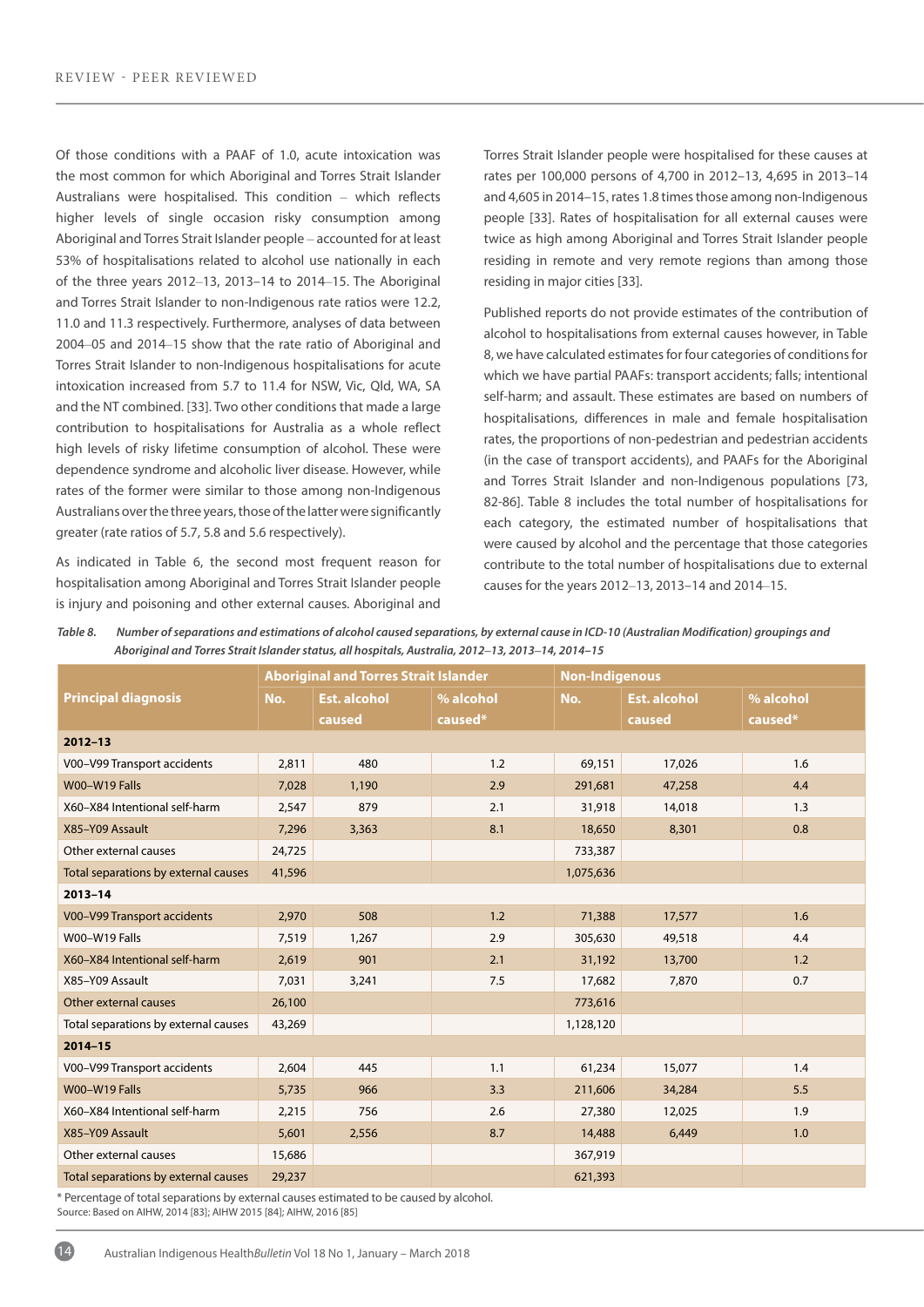Of those conditions with a PAAF of 1.0, acute intoxication was the most common for which Aboriginal and Torres Strait Islander Australians were hospitalised. This condition – which reflects higher levels of single occasion risky consumption among Aboriginal and Torres Strait Islander people – accounted for at least 53% of hospitalisations related to alcohol use nationally in each of the three years 2012–13, 2013–14 to 2014–15. The Aboriginal and Torres Strait Islander to non-Indigenous rate ratios were 12.2, 11.0 and 11.3 respectively. Furthermore, analyses of data between 2004–05 and 2014–15 show that the rate ratio of Aboriginal and Torres Strait Islander to non-Indigenous hospitalisations for acute intoxication increased from 5.7 to 11.4 for NSW, Vic, Qld, WA, SA and the NT combined. [33]. Two other conditions that made a large contribution to hospitalisations for Australia as a whole reflect high levels of risky lifetime consumption of alcohol. These were dependence syndrome and alcoholic liver disease. However, while rates of the former were similar to those among non-Indigenous Australians over the three years, those of the latter were significantly greater (rate ratios of 5.7, 5.8 and 5.6 respectively).

As indicated in Table 6, the second most frequent reason for hospitalisation among Aboriginal and Torres Strait Islander people is injury and poisoning and other external causes. Aboriginal and Torres Strait Islander people were hospitalised for these causes at rates per 100,000 persons of 4,700 in 2012–13, 4,695 in 2013–14 and 4,605 in 2014–15, rates 1.8 times those among non-Indigenous people [33]. Rates of hospitalisation for all external causes were twice as high among Aboriginal and Torres Strait Islander people residing in remote and very remote regions than among those residing in major cities [33].

Published reports do not provide estimates of the contribution of alcohol to hospitalisations from external causes however, in Table 8, we have calculated estimates for four categories of conditions for which we have partial PAAFs: transport accidents; falls; intentional self-harm; and assault. These estimates are based on numbers of hospitalisations, differences in male and female hospitalisation rates, the proportions of non-pedestrian and pedestrian accidents (in the case of transport accidents), and PAAFs for the Aboriginal and Torres Strait Islander and non-Indigenous populations [73, 82-86]. Table 8 includes the total number of hospitalisations for each category, the estimated number of hospitalisations that were caused by alcohol and the percentage that those categories contribute to the total number of hospitalisations due to external causes for the years 2012–13, 2013–14 and 2014–15.

*Table 8. Number of separations and estimations of alcohol caused separations, by external cause in ICD-10 (Australian Modification) groupings and Aboriginal and Torres Strait Islander status, all hospitals, Australia, 2012–13, 2013–14, 2014–15*

| Principal diagnosis | Aboriginal and Torres Strait Islander | | | Non-Indigenous | | |
|---|---|---|---|---|---|---|
| | No. | Est. alcohol caused | % alcohol caused* | No. | Est. alcohol caused | % alcohol caused* |
| **2012–13** | | | | | | |
| V00–V99 Transport accidents | 2,811 | 480 | 1.2 | 69,151 | 17,026 | 1.6 |
| W00–W19 Falls | 7,028 | 1,190 | 2.9 | 291,681 | 47,258 | 4.4 |
| X60–X84 Intentional self-harm | 2,547 | 879 | 2.1 | 31,918 | 14,018 | 1.3 |
| X85–Y09 Assault | 7,296 | 3,363 | 8.1 | 18,650 | 8,301 | 0.8 |
| Other external causes | 24,725 | | | 733,387 | | |
| Total separations by external causes | 41,596 | | | 1,075,636 | | |
| **2013–14** | | | | | | |
| V00–V99 Transport accidents | 2,970 | 508 | 1.2 | 71,388 | 17,577 | 1.6 |
| W00–W19 Falls | 7,519 | 1,267 | 2.9 | 305,630 | 49,518 | 4.4 |
| X60–X84 Intentional self-harm | 2,619 | 901 | 2.1 | 31,192 | 13,700 | 1.2 |
| X85–Y09 Assault | 7,031 | 3,241 | 7.5 | 17,682 | 7,870 | 0.7 |
| Other external causes | 26,100 | | | 773,616 | | |
| Total separations by external causes | 43,269 | | | 1,128,120 | | |
| **2014–15** | | | | | | |
| V00–V99 Transport accidents | 2,604 | 445 | 1.1 | 61,234 | 15,077 | 1.4 |
| W00–W19 Falls | 5,735 | 966 | 3.3 | 211,606 | 34,284 | 5.5 |
| X60–X84 Intentional self-harm | 2,215 | 756 | 2.6 | 27,380 | 12,025 | 1.9 |
| X85–Y09 Assault | 5,601 | 2,556 | 8.7 | 14,488 | 6,449 | 1.0 |
| Other external causes | 15,686 | | | 367,919 | | |
| Total separations by external causes | 29,237 | | | 621,393 | | |

\* Percentage of total separations by external causes estimated to be caused by alcohol.
Source: Based on AIHW, 2014 [83]; AIHW 2015 [84]; AIHW, 2016 [85]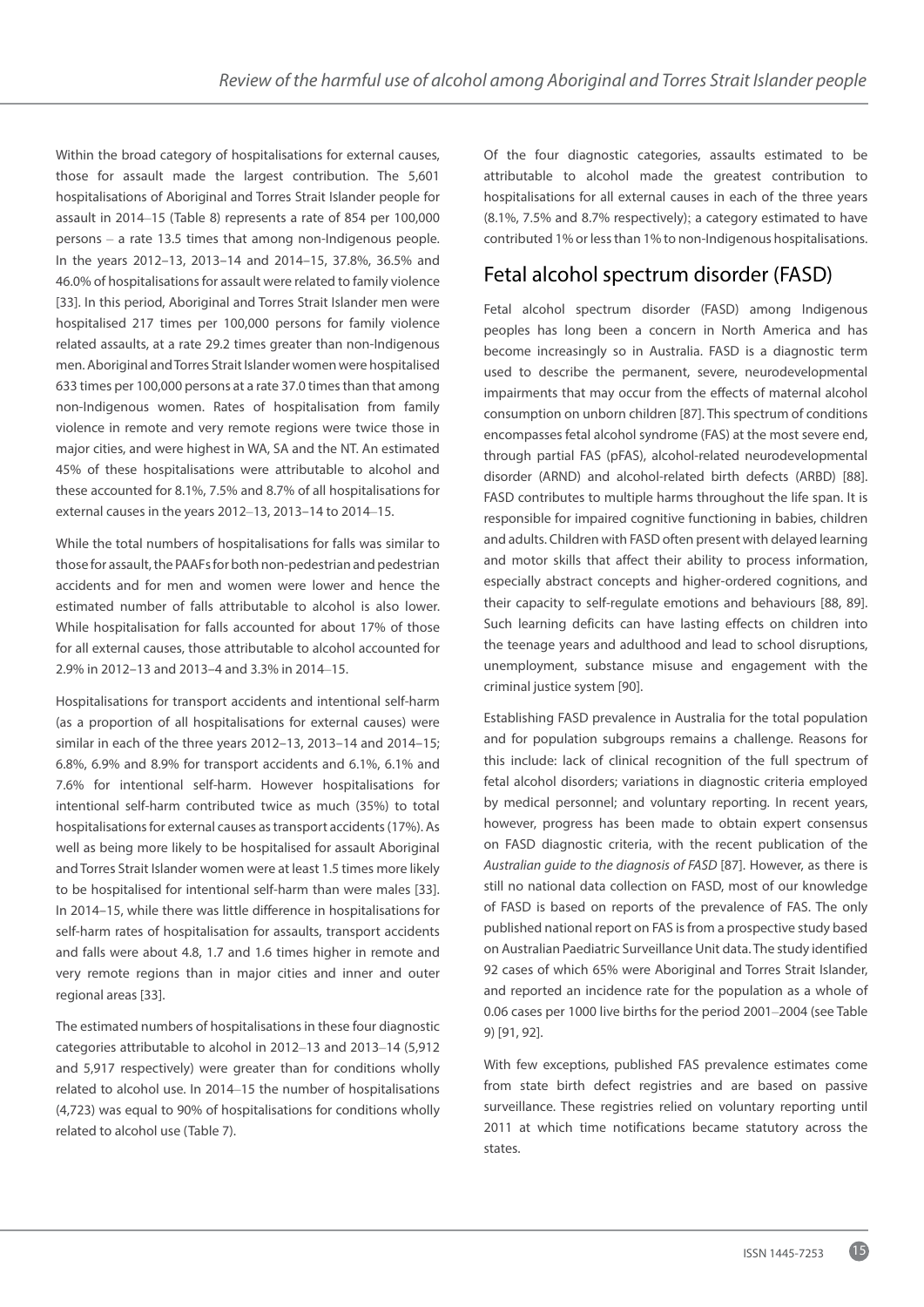Within the broad category of hospitalisations for external causes, those for assault made the largest contribution. The 5,601 hospitalisations of Aboriginal and Torres Strait Islander people for assault in 2014–15 (Table 8) represents a rate of 854 per 100,000 persons – a rate 13.5 times that among non-Indigenous people. In the years 2012–13, 2013–14 and 2014–15, 37.8%, 36.5% and 46.0% of hospitalisations for assault were related to family violence [33]. In this period, Aboriginal and Torres Strait Islander men were hospitalised 217 times per 100,000 persons for family violence related assaults, at a rate 29.2 times greater than non-Indigenous men. Aboriginal and Torres Strait Islander women were hospitalised 633 times per 100,000 persons at a rate 37.0 times than that among non-Indigenous women. Rates of hospitalisation from family violence in remote and very remote regions were twice those in major cities, and were highest in WA, SA and the NT. An estimated 45% of these hospitalisations were attributable to alcohol and these accounted for 8.1%, 7.5% and 8.7% of all hospitalisations for external causes in the years 2012–13, 2013–14 to 2014–15.

While the total numbers of hospitalisations for falls was similar to those for assault, the PAAFs for both non-pedestrian and pedestrian accidents and for men and women were lower and hence the estimated number of falls attributable to alcohol is also lower. While hospitalisation for falls accounted for about 17% of those for all external causes, those attributable to alcohol accounted for 2.9% in 2012–13 and 2013–4 and 3.3% in 2014–15.

Hospitalisations for transport accidents and intentional self-harm (as a proportion of all hospitalisations for external causes) were similar in each of the three years 2012–13, 2013–14 and 2014–15; 6.8%, 6.9% and 8.9% for transport accidents and 6.1%, 6.1% and 7.6% for intentional self-harm. However hospitalisations for intentional self-harm contributed twice as much (35%) to total hospitalisations for external causes as transport accidents (17%). As well as being more likely to be hospitalised for assault Aboriginal and Torres Strait Islander women were at least 1.5 times more likely to be hospitalised for intentional self-harm than were males [33]. In 2014–15, while there was little difference in hospitalisations for self-harm rates of hospitalisation for assaults, transport accidents and falls were about 4.8, 1.7 and 1.6 times higher in remote and very remote regions than in major cities and inner and outer regional areas [33].

The estimated numbers of hospitalisations in these four diagnostic categories attributable to alcohol in 2012–13 and 2013–14 (5,912 and 5,917 respectively) were greater than for conditions wholly related to alcohol use. In 2014–15 the number of hospitalisations (4,723) was equal to 90% of hospitalisations for conditions wholly related to alcohol use (Table 7).

Of the four diagnostic categories, assaults estimated to be attributable to alcohol made the greatest contribution to hospitalisations for all external causes in each of the three years (8.1%, 7.5% and 8.7% respectively); a category estimated to have contributed 1% or less than 1% to non-Indigenous hospitalisations.

## Fetal alcohol spectrum disorder (FASD)

Fetal alcohol spectrum disorder (FASD) among Indigenous peoples has long been a concern in North America and has become increasingly so in Australia. FASD is a diagnostic term used to describe the permanent, severe, neurodevelopmental impairments that may occur from the effects of maternal alcohol consumption on unborn children [87]. This spectrum of conditions encompasses fetal alcohol syndrome (FAS) at the most severe end, through partial FAS (pFAS), alcohol-related neurodevelopmental disorder (ARND) and alcohol-related birth defects (ARBD) [88]. FASD contributes to multiple harms throughout the life span. It is responsible for impaired cognitive functioning in babies, children and adults. Children with FASD often present with delayed learning and motor skills that affect their ability to process information, especially abstract concepts and higher-ordered cognitions, and their capacity to self-regulate emotions and behaviours [88, 89]. Such learning deficits can have lasting effects on children into the teenage years and adulthood and lead to school disruptions, unemployment, substance misuse and engagement with the criminal justice system [90].

Establishing FASD prevalence in Australia for the total population and for population subgroups remains a challenge. Reasons for this include: lack of clinical recognition of the full spectrum of fetal alcohol disorders; variations in diagnostic criteria employed by medical personnel; and voluntary reporting. In recent years, however, progress has been made to obtain expert consensus on FASD diagnostic criteria, with the recent publication of the *Australian guide to the diagnosis of FASD* [87]. However, as there is still no national data collection on FASD, most of our knowledge of FASD is based on reports of the prevalence of FAS. The only published national report on FAS is from a prospective study based on Australian Paediatric Surveillance Unit data. The study identified 92 cases of which 65% were Aboriginal and Torres Strait Islander, and reported an incidence rate for the population as a whole of 0.06 cases per 1000 live births for the period 2001–2004 (see Table 9) [91, 92].

With few exceptions, published FAS prevalence estimates come from state birth defect registries and are based on passive surveillance. These registries relied on voluntary reporting until 2011 at which time notifications became statutory across the states.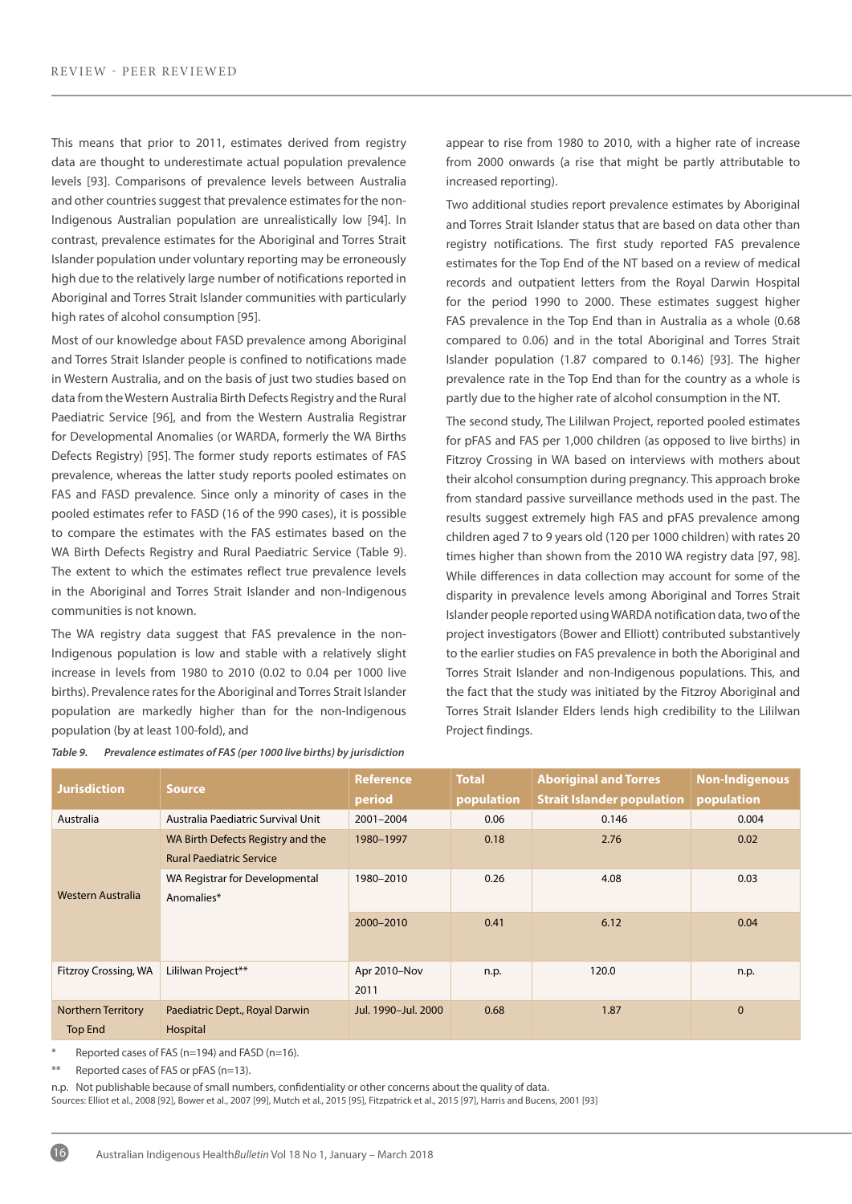This means that prior to 2011, estimates derived from registry data are thought to underestimate actual population prevalence levels [93]. Comparisons of prevalence levels between Australia and other countries suggest that prevalence estimates for the non-Indigenous Australian population are unrealistically low [94]. In contrast, prevalence estimates for the Aboriginal and Torres Strait Islander population under voluntary reporting may be erroneously high due to the relatively large number of notifications reported in Aboriginal and Torres Strait Islander communities with particularly high rates of alcohol consumption [95].

Most of our knowledge about FASD prevalence among Aboriginal and Torres Strait Islander people is confined to notifications made in Western Australia, and on the basis of just two studies based on data from the Western Australia Birth Defects Registry and the Rural Paediatric Service [96], and from the Western Australia Registrar for Developmental Anomalies (or WARDA, formerly the WA Births Defects Registry) [95]. The former study reports estimates of FAS prevalence, whereas the latter study reports pooled estimates on FAS and FASD prevalence. Since only a minority of cases in the pooled estimates refer to FASD (16 of the 990 cases), it is possible to compare the estimates with the FAS estimates based on the WA Birth Defects Registry and Rural Paediatric Service (Table 9). The extent to which the estimates reflect true prevalence levels in the Aboriginal and Torres Strait Islander and non-Indigenous communities is not known.

The WA registry data suggest that FAS prevalence in the non-Indigenous population is low and stable with a relatively slight increase in levels from 1980 to 2010 (0.02 to 0.04 per 1000 live births). Prevalence rates for the Aboriginal and Torres Strait Islander population are markedly higher than for the non-Indigenous population (by at least 100-fold), and appear to rise from 1980 to 2010, with a higher rate of increase from 2000 onwards (a rise that might be partly attributable to increased reporting).

Two additional studies report prevalence estimates by Aboriginal and Torres Strait Islander status that are based on data other than registry notifications. The first study reported FAS prevalence estimates for the Top End of the NT based on a review of medical records and outpatient letters from the Royal Darwin Hospital for the period 1990 to 2000. These estimates suggest higher FAS prevalence in the Top End than in Australia as a whole (0.68 compared to 0.06) and in the total Aboriginal and Torres Strait Islander population (1.87 compared to 0.146) [93]. The higher prevalence rate in the Top End than for the country as a whole is partly due to the higher rate of alcohol consumption in the NT.

The second study, The Lililwan Project, reported pooled estimates for pFAS and FAS per 1,000 children (as opposed to live births) in Fitzroy Crossing in WA based on interviews with mothers about their alcohol consumption during pregnancy. This approach broke from standard passive surveillance methods used in the past. The results suggest extremely high FAS and pFAS prevalence among children aged 7 to 9 years old (120 per 1000 children) with rates 20 times higher than shown from the 2010 WA registry data [97, 98]. While differences in data collection may account for some of the disparity in prevalence levels among Aboriginal and Torres Strait Islander people reported using WARDA notification data, two of the project investigators (Bower and Elliott) contributed substantively to the earlier studies on FAS prevalence in both the Aboriginal and Torres Strait Islander and non-Indigenous populations. This, and the fact that the study was initiated by the Fitzroy Aboriginal and Torres Strait Islander Elders lends high credibility to the Lililwan Project findings.

*Table 9. Prevalence estimates of FAS (per 1000 live births) by jurisdiction*

| Jurisdiction | Source | Reference period | Total population | Aboriginal and Torres Strait Islander population | Non-Indigenous population |
|---|---|---|---|---|---|
| Australia | Australia Paediatric Survival Unit | 2001–2004 | 0.06 | 0.146 | 0.004 |
| Western Australia | WA Birth Defects Registry and the Rural Paediatric Service | 1980–1997 | 0.18 | 2.76 | 0.02 |
| | WA Registrar for Developmental Anomalies* | 1980–2010 | 0.26 | 4.08 | 0.03 |
| | | 2000–2010 | 0.41 | 6.12 | 0.04 |
| Fitzroy Crossing, WA | Lililwan Project** | Apr 2010–Nov 2011 | n.p. | 120.0 | n.p. |
| Northern Territory Top End | Paediatric Dept., Royal Darwin Hospital | Jul. 1990–Jul. 2000 | 0.68 | 1.87 | 0 |

\* Reported cases of FAS (n=194) and FASD (n=16).

\*\* Reported cases of FAS or pFAS (n=13).

n.p. Not publishable because of small numbers, confidentiality or other concerns about the quality of data.

Sources: Elliot et al., 2008 [92], Bower et al., 2007 [99], Mutch et al., 2015 [95], Fitzpatrick et al., 2015 [97], Harris and Bucens, 2001 [93]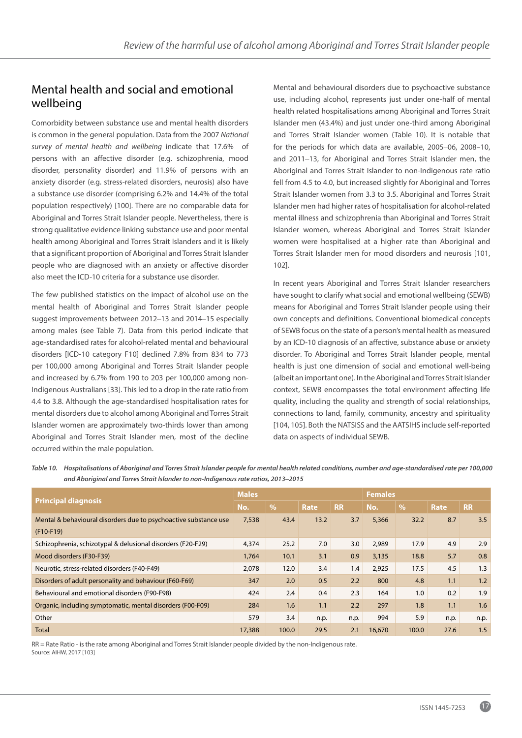## Mental health and social and emotional wellbeing

Comorbidity between substance use and mental health disorders is common in the general population. Data from the 2007 *National survey of mental health and wellbeing* indicate that 17.6% of persons with an affective disorder (e.g. schizophrenia, mood disorder, personality disorder) and 11.9% of persons with an anxiety disorder (e.g. stress-related disorders, neurosis) also have a substance use disorder (comprising 6.2% and 14.4% of the total population respectively) [100]. There are no comparable data for Aboriginal and Torres Strait Islander people. Nevertheless, there is strong qualitative evidence linking substance use and poor mental health among Aboriginal and Torres Strait Islanders and it is likely that a significant proportion of Aboriginal and Torres Strait Islander people who are diagnosed with an anxiety or affective disorder also meet the ICD-10 criteria for a substance use disorder.

The few published statistics on the impact of alcohol use on the mental health of Aboriginal and Torres Strait Islander people suggest improvements between 2012–13 and 2014–15 especially among males (see Table 7). Data from this period indicate that age-standardised rates for alcohol-related mental and behavioural disorders [ICD-10 category F10] declined 7.8% from 834 to 773 per 100,000 among Aboriginal and Torres Strait Islander people and increased by 6.7% from 190 to 203 per 100,000 among non-Indigenous Australians [33]. This led to a drop in the rate ratio from 4.4 to 3.8. Although the age-standardised hospitalisation rates for mental disorders due to alcohol among Aboriginal and Torres Strait Islander women are approximately two-thirds lower than among Aboriginal and Torres Strait Islander men, most of the decline occurred within the male population.

Mental and behavioural disorders due to psychoactive substance use, including alcohol, represents just under one-half of mental health related hospitalisations among Aboriginal and Torres Strait Islander men (43.4%) and just under one-third among Aboriginal and Torres Strait Islander women (Table 10). It is notable that for the periods for which data are available, 2005–06, 2008–10, and 2011–13, for Aboriginal and Torres Strait Islander men, the Aboriginal and Torres Strait Islander to non-Indigenous rate ratio fell from 4.5 to 4.0, but increased slightly for Aboriginal and Torres Strait Islander women from 3.3 to 3.5. Aboriginal and Torres Strait Islander men had higher rates of hospitalisation for alcohol-related mental illness and schizophrenia than Aboriginal and Torres Strait Islander women, whereas Aboriginal and Torres Strait Islander women were hospitalised at a higher rate than Aboriginal and Torres Strait Islander men for mood disorders and neurosis [101, 102].

In recent years Aboriginal and Torres Strait Islander researchers have sought to clarify what social and emotional wellbeing (SEWB) means for Aboriginal and Torres Strait Islander people using their own concepts and definitions. Conventional biomedical concepts of SEWB focus on the state of a person's mental health as measured by an ICD-10 diagnosis of an affective, substance abuse or anxiety disorder. To Aboriginal and Torres Strait Islander people, mental health is just one dimension of social and emotional well-being (albeit an important one). In the Aboriginal and Torres Strait Islander context, SEWB encompasses the total environment affecting life quality, including the quality and strength of social relationships, connections to land, family, community, ancestry and spirituality [104, 105]. Both the NATSISS and the AATSIHS include self-reported data on aspects of individual SEWB.

*Table 10. Hospitalisations of Aboriginal and Torres Strait Islander people for mental health related conditions, number and age-standardised rate per 100,000 and Aboriginal and Torres Strait Islander to non-Indigenous rate ratios, 2013–2015*

| Principal diagnosis | Males | | | | Females | | | |
|---|---|---|---|---|---|---|---|---|
| | No. | % | Rate | RR | No. | % | Rate | RR |
| Mental & behavioural disorders due to psychoactive substance use (F10-F19) | 7,538 | 43.4 | 13.2 | 3.7 | 5,366 | 32.2 | 8.7 | 3.5 |
| Schizophrenia, schizotypal & delusional disorders (F20-F29) | 4,374 | 25.2 | 7.0 | 3.0 | 2,989 | 17.9 | 4.9 | 2.9 |
| Mood disorders (F30-F39) | 1,764 | 10.1 | 3.1 | 0.9 | 3,135 | 18.8 | 5.7 | 0.8 |
| Neurotic, stress-related disorders (F40-F49) | 2,078 | 12.0 | 3.4 | 1.4 | 2,925 | 17.5 | 4.5 | 1.3 |
| Disorders of adult personality and behaviour (F60-F69) | 347 | 2.0 | 0.5 | 2.2 | 800 | 4.8 | 1.1 | 1.2 |
| Behavioural and emotional disorders (F90-F98) | 424 | 2.4 | 0.4 | 2.3 | 164 | 1.0 | 0.2 | 1.9 |
| Organic, including symptomatic, mental disorders (F00-F09) | 284 | 1.6 | 1.1 | 2.2 | 297 | 1.8 | 1.1 | 1.6 |
| Other | 579 | 3.4 | n.p. | n.p. | 994 | 5.9 | n.p. | n.p. |
| Total | 17,388 | 100.0 | 29.5 | 2.1 | 16,670 | 100.0 | 27.6 | 1.5 |

RR = Rate Ratio - is the rate among Aboriginal and Torres Strait Islander people divided by the non-Indigenous rate.
Source: AIHW, 2017 [103]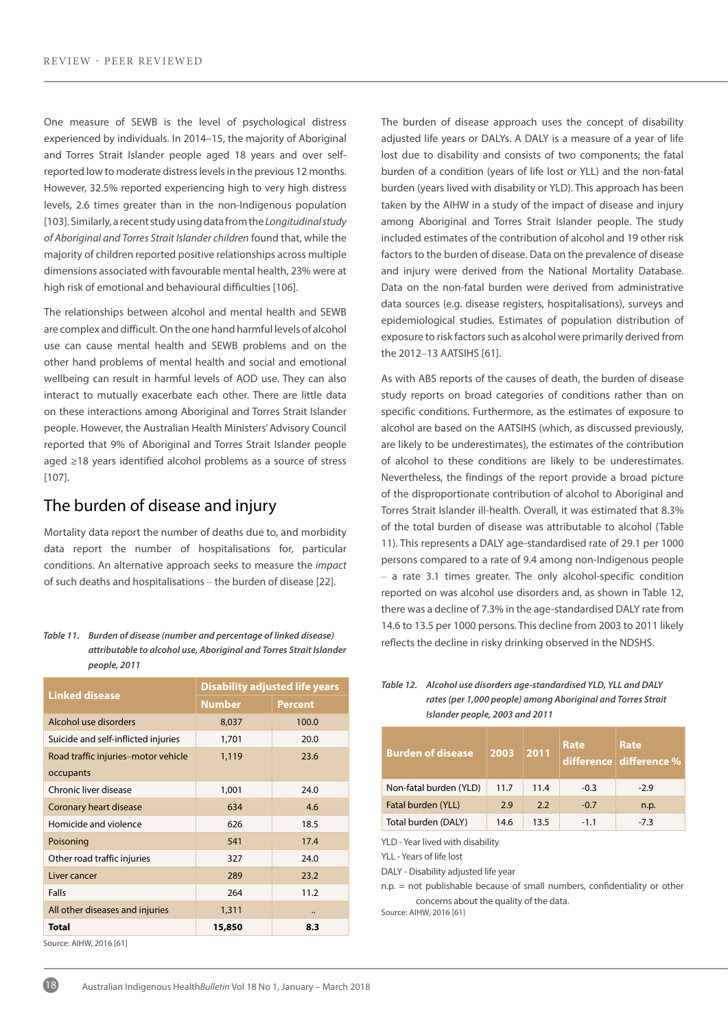One measure of SEWB is the level of psychological distress experienced by individuals. In 2014–15, the majority of Aboriginal and Torres Strait Islander people aged 18 years and over self-reported low to moderate distress levels in the previous 12 months. However, 32.5% reported experiencing high to very high distress levels, 2.6 times greater than in the non-Indigenous population [103]. Similarly, a recent study using data from the *Longitudinal study of Aboriginal and Torres Strait Islander children* found that, while the majority of children reported positive relationships across multiple dimensions associated with favourable mental health, 23% were at high risk of emotional and behavioural difficulties [106].

The relationships between alcohol and mental health and SEWB are complex and difficult. On the one hand harmful levels of alcohol use can cause mental health and SEWB problems and on the other hand problems of mental health and social and emotional wellbeing can result in harmful levels of AOD use. They can also interact to mutually exacerbate each other. There are little data on these interactions among Aboriginal and Torres Strait Islander people. However, the Australian Health Ministers' Advisory Council reported that 9% of Aboriginal and Torres Strait Islander people aged ≥18 years identified alcohol problems as a source of stress [107].

## The burden of disease and injury

Mortality data report the number of deaths due to, and morbidity data report the number of hospitalisations for, particular conditions. An alternative approach seeks to measure the *impact* of such deaths and hospitalisations – the burden of disease [22].

*Table 11. **Burden of disease (number and percentage of linked disease) attributable to alcohol use, Aboriginal and Torres Strait Islander people, 2011***

| Linked disease | Disability adjusted life years | |
|---|---|---|
| | Number | Percent |
| Alcohol use disorders | 8,037 | 100.0 |
| Suicide and self-inflicted injuries | 1,701 | 20.0 |
| Road traffic injuries–motor vehicle occupants | 1,119 | 23.6 |
| Chronic liver disease | 1,001 | 24.0 |
| Coronary heart disease | 634 | 4.6 |
| Homicide and violence | 626 | 18.5 |
| Poisoning | 541 | 17.4 |
| Other road traffic injuries | 327 | 24.0 |
| Liver cancer | 289 | 23.2 |
| Falls | 264 | 11.2 |
| All other diseases and injuries | 1,311 | .. |
| **Total** | **15,850** | **8.3** |

Source: AIHW, 2016 [61]

The burden of disease approach uses the concept of disability adjusted life years or DALYs. A DALY is a measure of a year of life lost due to disability and consists of two components; the fatal burden of a condition (years of life lost or YLL) and the non-fatal burden (years lived with disability or YLD). This approach has been taken by the AIHW in a study of the impact of disease and injury among Aboriginal and Torres Strait Islander people. The study included estimates of the contribution of alcohol and 19 other risk factors to the burden of disease. Data on the prevalence of disease and injury were derived from the National Mortality Database. Data on the non-fatal burden were derived from administrative data sources (e.g. disease registers, hospitalisations), surveys and epidemiological studies. Estimates of population distribution of exposure to risk factors such as alcohol were primarily derived from the 2012–13 AATSIHS [61].

As with ABS reports of the causes of death, the burden of disease study reports on broad categories of conditions rather than on specific conditions. Furthermore, as the estimates of exposure to alcohol are based on the AATSIHS (which, as discussed previously, are likely to be underestimates), the estimates of the contribution of alcohol to these conditions are likely to be underestimates. Nevertheless, the findings of the report provide a broad picture of the disproportionate contribution of alcohol to Aboriginal and Torres Strait Islander ill-health. Overall, it was estimated that 8.3% of the total burden of disease was attributable to alcohol (Table 11). This represents a DALY age-standardised rate of 29.1 per 1000 persons compared to a rate of 9.4 among non-Indigenous people – a rate 3.1 times greater. The only alcohol-specific condition reported on was alcohol use disorders and, as shown in Table 12, there was a decline of 7.3% in the age-standardised DALY rate from 14.6 to 13.5 per 1000 persons. This decline from 2003 to 2011 likely reflects the decline in risky drinking observed in the NDSHS.

*Table 12. **Alcohol use disorders age-standardised YLD, YLL and DALY rates (per 1,000 people) among Aboriginal and Torres Strait Islander people, 2003 and 2011***

| Burden of disease | 2003 | 2011 | Rate difference | Rate difference % |
|---|---|---|---|---|
| Non-fatal burden (YLD) | 11.7 | 11.4 | -0.3 | -2.9 |
| Fatal burden (YLL) | 2.9 | 2.2 | -0.7 | n.p. |
| Total burden (DALY) | 14.6 | 13.5 | -1.1 | -7.3 |

YLD - Year lived with disability
YLL - Years of life lost
DALY - Disability adjusted life year
n.p. = not publishable because of small numbers, confidentiality or other concerns about the quality of the data.
Source: AIHW, 2016 [61]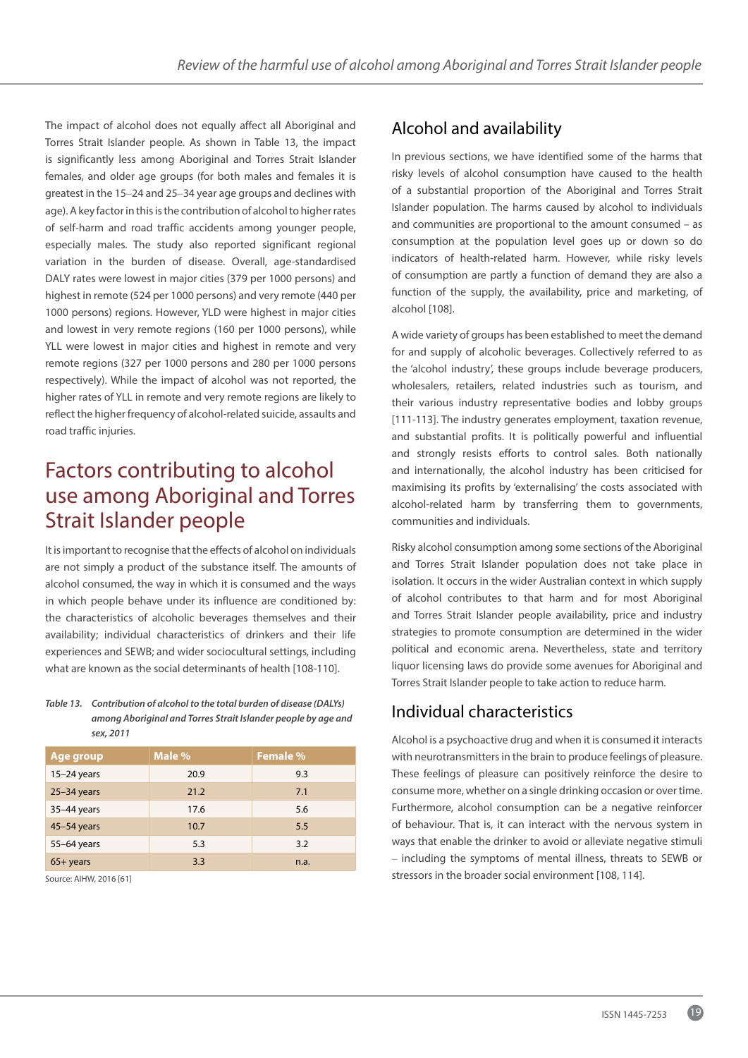The impact of alcohol does not equally affect all Aboriginal and Torres Strait Islander people. As shown in Table 13, the impact is significantly less among Aboriginal and Torres Strait Islander females, and older age groups (for both males and females it is greatest in the 15–24 and 25–34 year age groups and declines with age). A key factor in this is the contribution of alcohol to higher rates of self-harm and road traffic accidents among younger people, especially males. The study also reported significant regional variation in the burden of disease. Overall, age-standardised DALY rates were lowest in major cities (379 per 1000 persons) and highest in remote (524 per 1000 persons) and very remote (440 per 1000 persons) regions. However, YLD were highest in major cities and lowest in very remote regions (160 per 1000 persons), while YLL were lowest in major cities and highest in remote and very remote regions (327 per 1000 persons and 280 per 1000 persons respectively). While the impact of alcohol was not reported, the higher rates of YLL in remote and very remote regions are likely to reflect the higher frequency of alcohol-related suicide, assaults and road traffic injuries.

# Factors contributing to alcohol use among Aboriginal and Torres Strait Islander people

It is important to recognise that the effects of alcohol on individuals are not simply a product of the substance itself. The amounts of alcohol consumed, the way in which it is consumed and the ways in which people behave under its influence are conditioned by: the characteristics of alcoholic beverages themselves and their availability; individual characteristics of drinkers and their life experiences and SEWB; and wider sociocultural settings, including what are known as the social determinants of health [108-110].

*Table 13. Contribution of alcohol to the total burden of disease (DALYs) among Aboriginal and Torres Strait Islander people by age and sex, 2011*

| Age group | Male % | Female % |
|---|---|---|
| 15–24 years | 20.9 | 9.3 |
| 25–34 years | 21.2 | 7.1 |
| 35–44 years | 17.6 | 5.6 |
| 45–54 years | 10.7 | 5.5 |
| 55–64 years | 5.3 | 3.2 |
| 65+ years | 3.3 | n.a. |

Source: AIHW, 2016 [61]

## Alcohol and availability

In previous sections, we have identified some of the harms that risky levels of alcohol consumption have caused to the health of a substantial proportion of the Aboriginal and Torres Strait Islander population. The harms caused by alcohol to individuals and communities are proportional to the amount consumed – as consumption at the population level goes up or down so do indicators of health-related harm. However, while risky levels of consumption are partly a function of demand they are also a function of the supply, the availability, price and marketing, of alcohol [108].

A wide variety of groups has been established to meet the demand for and supply of alcoholic beverages. Collectively referred to as the 'alcohol industry', these groups include beverage producers, wholesalers, retailers, related industries such as tourism, and their various industry representative bodies and lobby groups [111-113]. The industry generates employment, taxation revenue, and substantial profits. It is politically powerful and influential and strongly resists efforts to control sales. Both nationally and internationally, the alcohol industry has been criticised for maximising its profits by 'externalising' the costs associated with alcohol-related harm by transferring them to governments, communities and individuals.

Risky alcohol consumption among some sections of the Aboriginal and Torres Strait Islander population does not take place in isolation. It occurs in the wider Australian context in which supply of alcohol contributes to that harm and for most Aboriginal and Torres Strait Islander people availability, price and industry strategies to promote consumption are determined in the wider political and economic arena. Nevertheless, state and territory liquor licensing laws do provide some avenues for Aboriginal and Torres Strait Islander people to take action to reduce harm.

## Individual characteristics

Alcohol is a psychoactive drug and when it is consumed it interacts with neurotransmitters in the brain to produce feelings of pleasure. These feelings of pleasure can positively reinforce the desire to consume more, whether on a single drinking occasion or over time. Furthermore, alcohol consumption can be a negative reinforcer of behaviour. That is, it can interact with the nervous system in ways that enable the drinker to avoid or alleviate negative stimuli – including the symptoms of mental illness, threats to SEWB or stressors in the broader social environment [108, 114].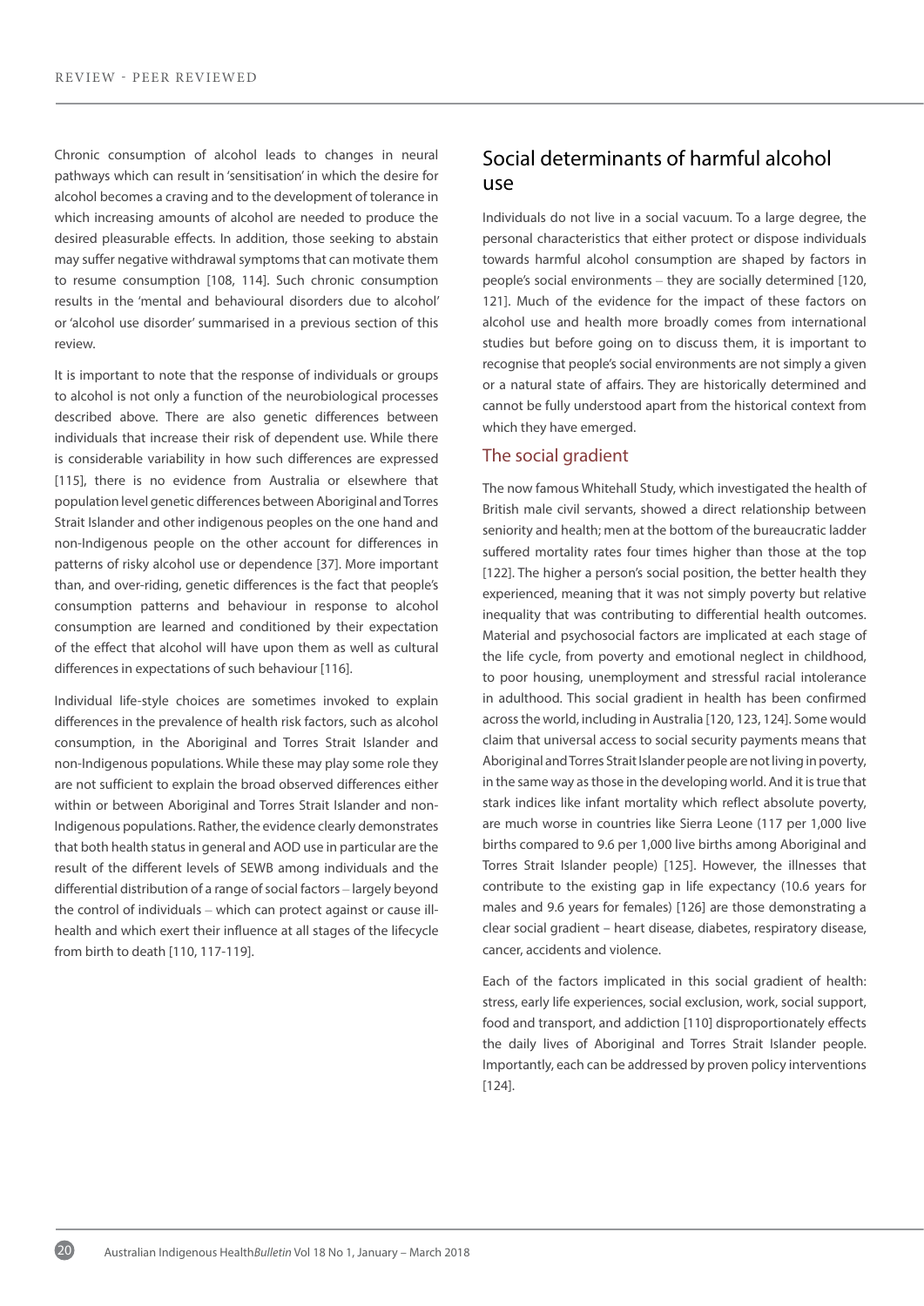Chronic consumption of alcohol leads to changes in neural pathways which can result in 'sensitisation' in which the desire for alcohol becomes a craving and to the development of tolerance in which increasing amounts of alcohol are needed to produce the desired pleasurable effects. In addition, those seeking to abstain may suffer negative withdrawal symptoms that can motivate them to resume consumption [108, 114]. Such chronic consumption results in the 'mental and behavioural disorders due to alcohol' or 'alcohol use disorder' summarised in a previous section of this review.

It is important to note that the response of individuals or groups to alcohol is not only a function of the neurobiological processes described above. There are also genetic differences between individuals that increase their risk of dependent use. While there is considerable variability in how such differences are expressed [115], there is no evidence from Australia or elsewhere that population level genetic differences between Aboriginal and Torres Strait Islander and other indigenous peoples on the one hand and non-Indigenous people on the other account for differences in patterns of risky alcohol use or dependence [37]. More important than, and over-riding, genetic differences is the fact that people's consumption patterns and behaviour in response to alcohol consumption are learned and conditioned by their expectation of the effect that alcohol will have upon them as well as cultural differences in expectations of such behaviour [116].

Individual life-style choices are sometimes invoked to explain differences in the prevalence of health risk factors, such as alcohol consumption, in the Aboriginal and Torres Strait Islander and non-Indigenous populations. While these may play some role they are not sufficient to explain the broad observed differences either within or between Aboriginal and Torres Strait Islander and non-Indigenous populations. Rather, the evidence clearly demonstrates that both health status in general and AOD use in particular are the result of the different levels of SEWB among individuals and the differential distribution of a range of social factors – largely beyond the control of individuals – which can protect against or cause ill-health and which exert their influence at all stages of the lifecycle from birth to death [110, 117-119].

## Social determinants of harmful alcohol use

Individuals do not live in a social vacuum. To a large degree, the personal characteristics that either protect or dispose individuals towards harmful alcohol consumption are shaped by factors in people's social environments – they are socially determined [120, 121]. Much of the evidence for the impact of these factors on alcohol use and health more broadly comes from international studies but before going on to discuss them, it is important to recognise that people's social environments are not simply a given or a natural state of affairs. They are historically determined and cannot be fully understood apart from the historical context from which they have emerged.

### The social gradient

The now famous Whitehall Study, which investigated the health of British male civil servants, showed a direct relationship between seniority and health; men at the bottom of the bureaucratic ladder suffered mortality rates four times higher than those at the top [122]. The higher a person's social position, the better health they experienced, meaning that it was not simply poverty but relative inequality that was contributing to differential health outcomes. Material and psychosocial factors are implicated at each stage of the life cycle, from poverty and emotional neglect in childhood, to poor housing, unemployment and stressful racial intolerance in adulthood. This social gradient in health has been confirmed across the world, including in Australia [120, 123, 124]. Some would claim that universal access to social security payments means that Aboriginal and Torres Strait Islander people are not living in poverty, in the same way as those in the developing world. And it is true that stark indices like infant mortality which reflect absolute poverty, are much worse in countries like Sierra Leone (117 per 1,000 live births compared to 9.6 per 1,000 live births among Aboriginal and Torres Strait Islander people) [125]. However, the illnesses that contribute to the existing gap in life expectancy (10.6 years for males and 9.6 years for females) [126] are those demonstrating a clear social gradient – heart disease, diabetes, respiratory disease, cancer, accidents and violence.

Each of the factors implicated in this social gradient of health: stress, early life experiences, social exclusion, work, social support, food and transport, and addiction [110] disproportionately effects the daily lives of Aboriginal and Torres Strait Islander people. Importantly, each can be addressed by proven policy interventions [124].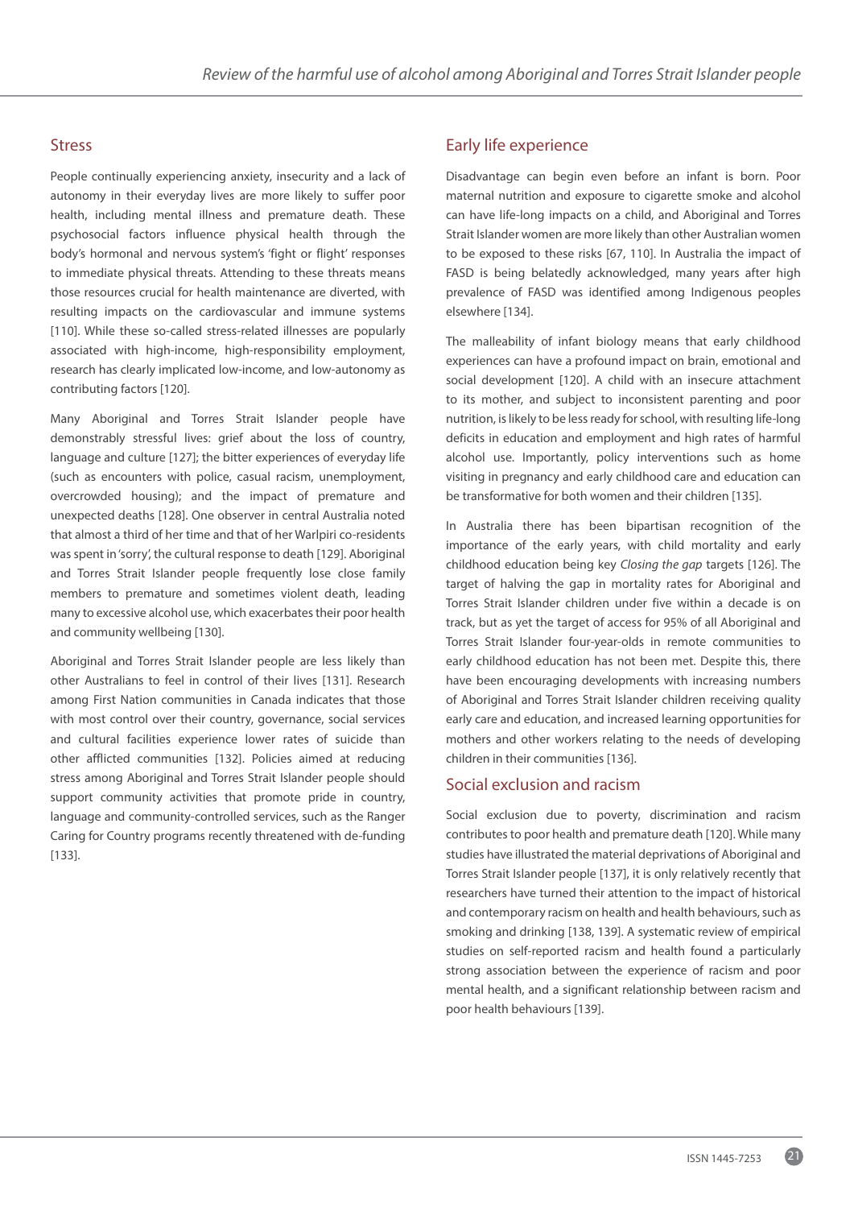## Stress

People continually experiencing anxiety, insecurity and a lack of autonomy in their everyday lives are more likely to suffer poor health, including mental illness and premature death. These psychosocial factors influence physical health through the body's hormonal and nervous system's 'fight or flight' responses to immediate physical threats. Attending to these threats means those resources crucial for health maintenance are diverted, with resulting impacts on the cardiovascular and immune systems [110]. While these so-called stress-related illnesses are popularly associated with high-income, high-responsibility employment, research has clearly implicated low-income, and low-autonomy as contributing factors [120].

Many Aboriginal and Torres Strait Islander people have demonstrably stressful lives: grief about the loss of country, language and culture [127]; the bitter experiences of everyday life (such as encounters with police, casual racism, unemployment, overcrowded housing); and the impact of premature and unexpected deaths [128]. One observer in central Australia noted that almost a third of her time and that of her Warlpiri co-residents was spent in 'sorry', the cultural response to death [129]. Aboriginal and Torres Strait Islander people frequently lose close family members to premature and sometimes violent death, leading many to excessive alcohol use, which exacerbates their poor health and community wellbeing [130].

Aboriginal and Torres Strait Islander people are less likely than other Australians to feel in control of their lives [131]. Research among First Nation communities in Canada indicates that those with most control over their country, governance, social services and cultural facilities experience lower rates of suicide than other afflicted communities [132]. Policies aimed at reducing stress among Aboriginal and Torres Strait Islander people should support community activities that promote pride in country, language and community-controlled services, such as the Ranger Caring for Country programs recently threatened with de-funding [133].

## Early life experience

Disadvantage can begin even before an infant is born. Poor maternal nutrition and exposure to cigarette smoke and alcohol can have life-long impacts on a child, and Aboriginal and Torres Strait Islander women are more likely than other Australian women to be exposed to these risks [67, 110]. In Australia the impact of FASD is being belatedly acknowledged, many years after high prevalence of FASD was identified among Indigenous peoples elsewhere [134].

The malleability of infant biology means that early childhood experiences can have a profound impact on brain, emotional and social development [120]. A child with an insecure attachment to its mother, and subject to inconsistent parenting and poor nutrition, is likely to be less ready for school, with resulting life-long deficits in education and employment and high rates of harmful alcohol use. Importantly, policy interventions such as home visiting in pregnancy and early childhood care and education can be transformative for both women and their children [135].

In Australia there has been bipartisan recognition of the importance of the early years, with child mortality and early childhood education being key *Closing the gap* targets [126]. The target of halving the gap in mortality rates for Aboriginal and Torres Strait Islander children under five within a decade is on track, but as yet the target of access for 95% of all Aboriginal and Torres Strait Islander four-year-olds in remote communities to early childhood education has not been met. Despite this, there have been encouraging developments with increasing numbers of Aboriginal and Torres Strait Islander children receiving quality early care and education, and increased learning opportunities for mothers and other workers relating to the needs of developing children in their communities [136].

## Social exclusion and racism

Social exclusion due to poverty, discrimination and racism contributes to poor health and premature death [120]. While many studies have illustrated the material deprivations of Aboriginal and Torres Strait Islander people [137], it is only relatively recently that researchers have turned their attention to the impact of historical and contemporary racism on health and health behaviours, such as smoking and drinking [138, 139]. A systematic review of empirical studies on self-reported racism and health found a particularly strong association between the experience of racism and poor mental health, and a significant relationship between racism and poor health behaviours [139].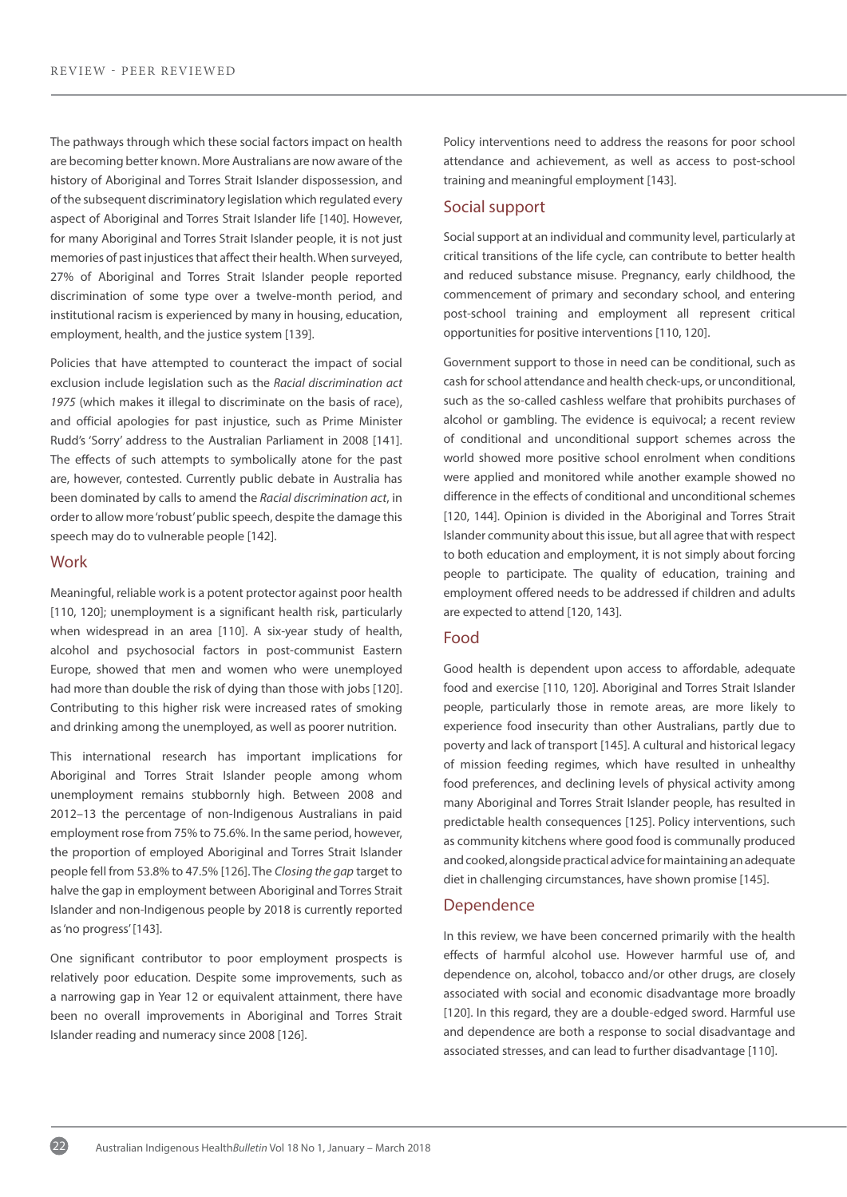The pathways through which these social factors impact on health are becoming better known. More Australians are now aware of the history of Aboriginal and Torres Strait Islander dispossession, and of the subsequent discriminatory legislation which regulated every aspect of Aboriginal and Torres Strait Islander life [140]. However, for many Aboriginal and Torres Strait Islander people, it is not just memories of past injustices that affect their health. When surveyed, 27% of Aboriginal and Torres Strait Islander people reported discrimination of some type over a twelve-month period, and institutional racism is experienced by many in housing, education, employment, health, and the justice system [139].

Policies that have attempted to counteract the impact of social exclusion include legislation such as the *Racial discrimination act 1975* (which makes it illegal to discriminate on the basis of race), and official apologies for past injustice, such as Prime Minister Rudd's 'Sorry' address to the Australian Parliament in 2008 [141]. The effects of such attempts to symbolically atone for the past are, however, contested. Currently public debate in Australia has been dominated by calls to amend the *Racial discrimination act*, in order to allow more 'robust' public speech, despite the damage this speech may do to vulnerable people [142].

## Work

Meaningful, reliable work is a potent protector against poor health [110, 120]; unemployment is a significant health risk, particularly when widespread in an area [110]. A six-year study of health, alcohol and psychosocial factors in post-communist Eastern Europe, showed that men and women who were unemployed had more than double the risk of dying than those with jobs [120]. Contributing to this higher risk were increased rates of smoking and drinking among the unemployed, as well as poorer nutrition.

This international research has important implications for Aboriginal and Torres Strait Islander people among whom unemployment remains stubbornly high. Between 2008 and 2012–13 the percentage of non-Indigenous Australians in paid employment rose from 75% to 75.6%. In the same period, however, the proportion of employed Aboriginal and Torres Strait Islander people fell from 53.8% to 47.5% [126]. The *Closing the gap* target to halve the gap in employment between Aboriginal and Torres Strait Islander and non-Indigenous people by 2018 is currently reported as 'no progress' [143].

One significant contributor to poor employment prospects is relatively poor education. Despite some improvements, such as a narrowing gap in Year 12 or equivalent attainment, there have been no overall improvements in Aboriginal and Torres Strait Islander reading and numeracy since 2008 [126].

Policy interventions need to address the reasons for poor school attendance and achievement, as well as access to post-school training and meaningful employment [143].

## Social support

Social support at an individual and community level, particularly at critical transitions of the life cycle, can contribute to better health and reduced substance misuse. Pregnancy, early childhood, the commencement of primary and secondary school, and entering post-school training and employment all represent critical opportunities for positive interventions [110, 120].

Government support to those in need can be conditional, such as cash for school attendance and health check-ups, or unconditional, such as the so-called cashless welfare that prohibits purchases of alcohol or gambling. The evidence is equivocal; a recent review of conditional and unconditional support schemes across the world showed more positive school enrolment when conditions were applied and monitored while another example showed no difference in the effects of conditional and unconditional schemes [120, 144]. Opinion is divided in the Aboriginal and Torres Strait Islander community about this issue, but all agree that with respect to both education and employment, it is not simply about forcing people to participate. The quality of education, training and employment offered needs to be addressed if children and adults are expected to attend [120, 143].

## Food

Good health is dependent upon access to affordable, adequate food and exercise [110, 120]. Aboriginal and Torres Strait Islander people, particularly those in remote areas, are more likely to experience food insecurity than other Australians, partly due to poverty and lack of transport [145]. A cultural and historical legacy of mission feeding regimes, which have resulted in unhealthy food preferences, and declining levels of physical activity among many Aboriginal and Torres Strait Islander people, has resulted in predictable health consequences [125]. Policy interventions, such as community kitchens where good food is communally produced and cooked, alongside practical advice for maintaining an adequate diet in challenging circumstances, have shown promise [145].

## Dependence

In this review, we have been concerned primarily with the health effects of harmful alcohol use. However harmful use of, and dependence on, alcohol, tobacco and/or other drugs, are closely associated with social and economic disadvantage more broadly [120]. In this regard, they are a double-edged sword. Harmful use and dependence are both a response to social disadvantage and associated stresses, and can lead to further disadvantage [110].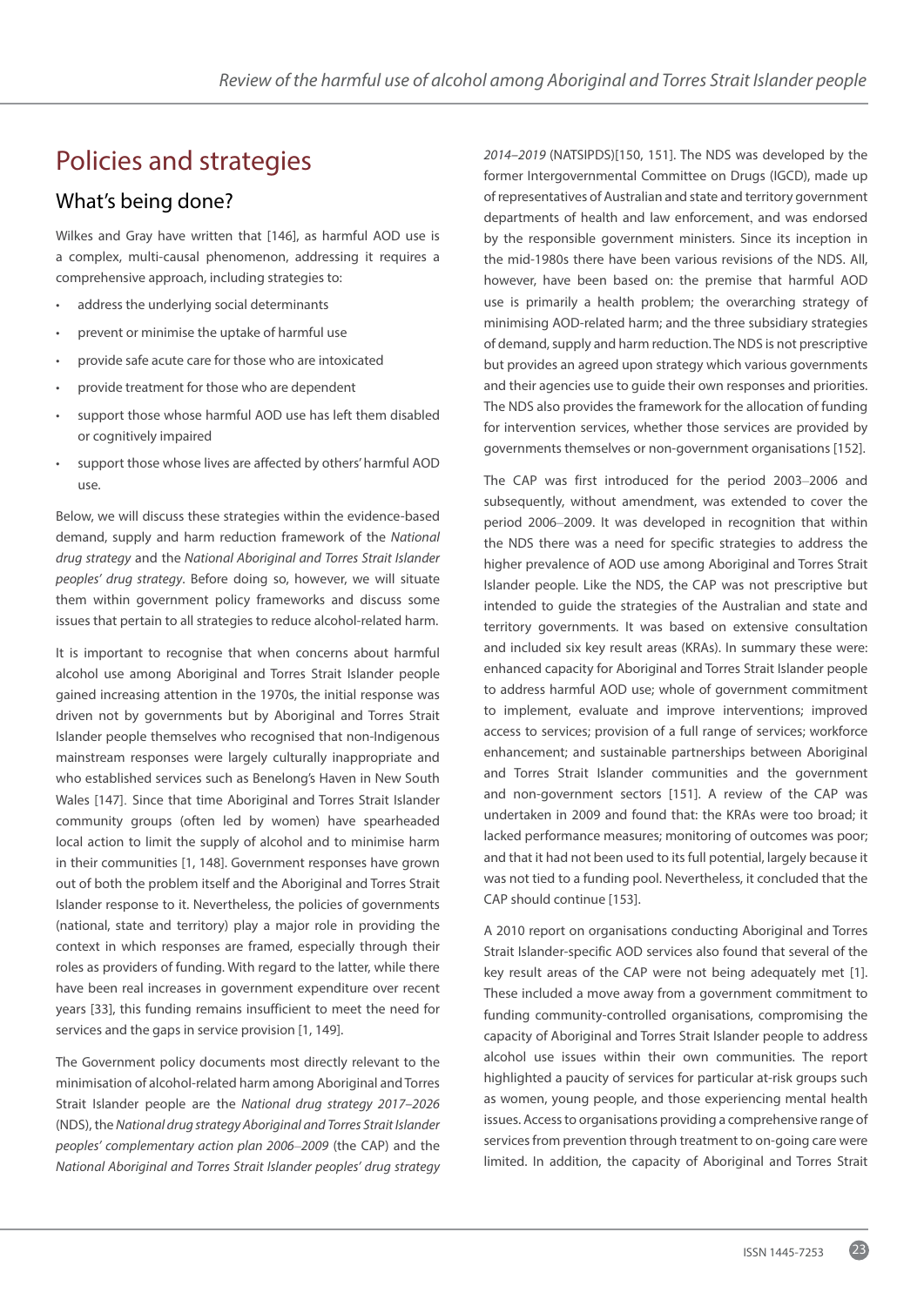# Policies and strategies

## What's being done?

Wilkes and Gray have written that [146], as harmful AOD use is a complex, multi-causal phenomenon, addressing it requires a comprehensive approach, including strategies to:

- address the underlying social determinants
- prevent or minimise the uptake of harmful use
- provide safe acute care for those who are intoxicated
- provide treatment for those who are dependent
- support those whose harmful AOD use has left them disabled or cognitively impaired
- support those whose lives are affected by others' harmful AOD use.

Below, we will discuss these strategies within the evidence-based demand, supply and harm reduction framework of the *National drug strategy* and the *National Aboriginal and Torres Strait Islander peoples' drug strategy*. Before doing so, however, we will situate them within government policy frameworks and discuss some issues that pertain to all strategies to reduce alcohol-related harm.

It is important to recognise that when concerns about harmful alcohol use among Aboriginal and Torres Strait Islander people gained increasing attention in the 1970s, the initial response was driven not by governments but by Aboriginal and Torres Strait Islander people themselves who recognised that non-Indigenous mainstream responses were largely culturally inappropriate and who established services such as Benelong's Haven in New South Wales [147]. Since that time Aboriginal and Torres Strait Islander community groups (often led by women) have spearheaded local action to limit the supply of alcohol and to minimise harm in their communities [1, 148]. Government responses have grown out of both the problem itself and the Aboriginal and Torres Strait Islander response to it. Nevertheless, the policies of governments (national, state and territory) play a major role in providing the context in which responses are framed, especially through their roles as providers of funding. With regard to the latter, while there have been real increases in government expenditure over recent years [33], this funding remains insufficient to meet the need for services and the gaps in service provision [1, 149].

The Government policy documents most directly relevant to the minimisation of alcohol-related harm among Aboriginal and Torres Strait Islander people are the *National drug strategy 2017–2026* (NDS), the *National drug strategy Aboriginal and Torres Strait Islander peoples' complementary action plan 2006–2009* (the CAP) and the *National Aboriginal and Torres Strait Islander peoples' drug strategy 2014–2019* (NATSIPDS)[150, 151]. The NDS was developed by the former Intergovernmental Committee on Drugs (IGCD), made up of representatives of Australian and state and territory government departments of health and law enforcement, and was endorsed by the responsible government ministers. Since its inception in the mid-1980s there have been various revisions of the NDS. All, however, have been based on: the premise that harmful AOD use is primarily a health problem; the overarching strategy of minimising AOD-related harm; and the three subsidiary strategies of demand, supply and harm reduction. The NDS is not prescriptive but provides an agreed upon strategy which various governments and their agencies use to guide their own responses and priorities. The NDS also provides the framework for the allocation of funding for intervention services, whether those services are provided by governments themselves or non-government organisations [152].

The CAP was first introduced for the period 2003–2006 and subsequently, without amendment, was extended to cover the period 2006–2009. It was developed in recognition that within the NDS there was a need for specific strategies to address the higher prevalence of AOD use among Aboriginal and Torres Strait Islander people. Like the NDS, the CAP was not prescriptive but intended to guide the strategies of the Australian and state and territory governments. It was based on extensive consultation and included six key result areas (KRAs). In summary these were: enhanced capacity for Aboriginal and Torres Strait Islander people to address harmful AOD use; whole of government commitment to implement, evaluate and improve interventions; improved access to services; provision of a full range of services; workforce enhancement; and sustainable partnerships between Aboriginal and Torres Strait Islander communities and the government and non-government sectors [151]. A review of the CAP was undertaken in 2009 and found that: the KRAs were too broad; it lacked performance measures; monitoring of outcomes was poor; and that it had not been used to its full potential, largely because it was not tied to a funding pool. Nevertheless, it concluded that the CAP should continue [153].

A 2010 report on organisations conducting Aboriginal and Torres Strait Islander-specific AOD services also found that several of the key result areas of the CAP were not being adequately met [1]. These included a move away from a government commitment to funding community-controlled organisations, compromising the capacity of Aboriginal and Torres Strait Islander people to address alcohol use issues within their own communities. The report highlighted a paucity of services for particular at-risk groups such as women, young people, and those experiencing mental health issues. Access to organisations providing a comprehensive range of services from prevention through treatment to on-going care were limited. In addition, the capacity of Aboriginal and Torres Strait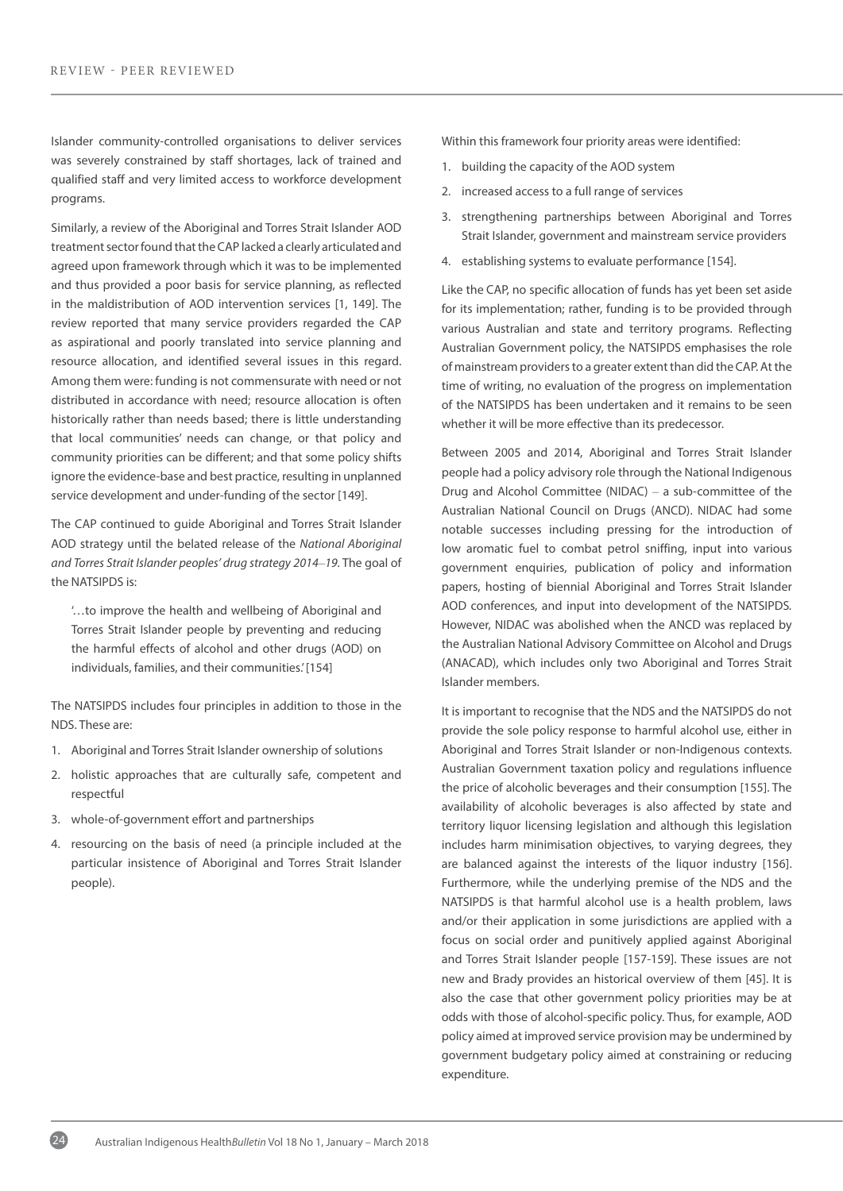Islander community-controlled organisations to deliver services was severely constrained by staff shortages, lack of trained and qualified staff and very limited access to workforce development programs.

Similarly, a review of the Aboriginal and Torres Strait Islander AOD treatment sector found that the CAP lacked a clearly articulated and agreed upon framework through which it was to be implemented and thus provided a poor basis for service planning, as reflected in the maldistribution of AOD intervention services [1, 149]. The review reported that many service providers regarded the CAP as aspirational and poorly translated into service planning and resource allocation, and identified several issues in this regard. Among them were: funding is not commensurate with need or not distributed in accordance with need; resource allocation is often historically rather than needs based; there is little understanding that local communities' needs can change, or that policy and community priorities can be different; and that some policy shifts ignore the evidence-base and best practice, resulting in unplanned service development and under-funding of the sector [149].

The CAP continued to guide Aboriginal and Torres Strait Islander AOD strategy until the belated release of the *National Aboriginal and Torres Strait Islander peoples' drug strategy 2014–19*. The goal of the NATSIPDS is:

> '…to improve the health and wellbeing of Aboriginal and Torres Strait Islander people by preventing and reducing the harmful effects of alcohol and other drugs (AOD) on individuals, families, and their communities.' [154]

The NATSIPDS includes four principles in addition to those in the NDS. These are:

1. Aboriginal and Torres Strait Islander ownership of solutions
2. holistic approaches that are culturally safe, competent and respectful
3. whole-of-government effort and partnerships
4. resourcing on the basis of need (a principle included at the particular insistence of Aboriginal and Torres Strait Islander people).

Within this framework four priority areas were identified:

1. building the capacity of the AOD system
2. increased access to a full range of services
3. strengthening partnerships between Aboriginal and Torres Strait Islander, government and mainstream service providers
4. establishing systems to evaluate performance [154].

Like the CAP, no specific allocation of funds has yet been set aside for its implementation; rather, funding is to be provided through various Australian and state and territory programs. Reflecting Australian Government policy, the NATSIPDS emphasises the role of mainstream providers to a greater extent than did the CAP. At the time of writing, no evaluation of the progress on implementation of the NATSIPDS has been undertaken and it remains to be seen whether it will be more effective than its predecessor.

Between 2005 and 2014, Aboriginal and Torres Strait Islander people had a policy advisory role through the National Indigenous Drug and Alcohol Committee (NIDAC) – a sub-committee of the Australian National Council on Drugs (ANCD). NIDAC had some notable successes including pressing for the introduction of low aromatic fuel to combat petrol sniffing, input into various government enquiries, publication of policy and information papers, hosting of biennial Aboriginal and Torres Strait Islander AOD conferences, and input into development of the NATSIPDS. However, NIDAC was abolished when the ANCD was replaced by the Australian National Advisory Committee on Alcohol and Drugs (ANACAD), which includes only two Aboriginal and Torres Strait Islander members.

It is important to recognise that the NDS and the NATSIPDS do not provide the sole policy response to harmful alcohol use, either in Aboriginal and Torres Strait Islander or non-Indigenous contexts. Australian Government taxation policy and regulations influence the price of alcoholic beverages and their consumption [155]. The availability of alcoholic beverages is also affected by state and territory liquor licensing legislation and although this legislation includes harm minimisation objectives, to varying degrees, they are balanced against the interests of the liquor industry [156]. Furthermore, while the underlying premise of the NDS and the NATSIPDS is that harmful alcohol use is a health problem, laws and/or their application in some jurisdictions are applied with a focus on social order and punitively applied against Aboriginal and Torres Strait Islander people [157-159]. These issues are not new and Brady provides an historical overview of them [45]. It is also the case that other government policy priorities may be at odds with those of alcohol-specific policy. Thus, for example, AOD policy aimed at improved service provision may be undermined by government budgetary policy aimed at constraining or reducing expenditure.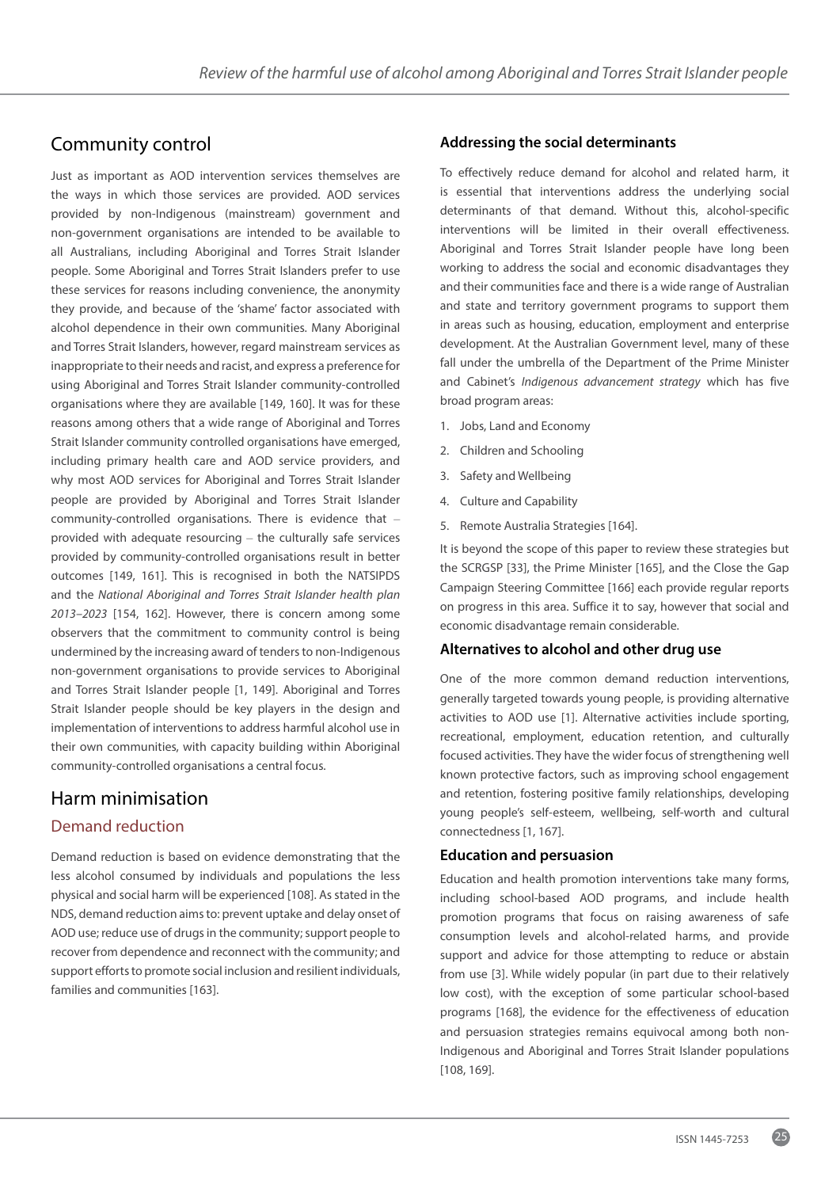## Community control

Just as important as AOD intervention services themselves are the ways in which those services are provided. AOD services provided by non-Indigenous (mainstream) government and non-government organisations are intended to be available to all Australians, including Aboriginal and Torres Strait Islander people. Some Aboriginal and Torres Strait Islanders prefer to use these services for reasons including convenience, the anonymity they provide, and because of the 'shame' factor associated with alcohol dependence in their own communities. Many Aboriginal and Torres Strait Islanders, however, regard mainstream services as inappropriate to their needs and racist, and express a preference for using Aboriginal and Torres Strait Islander community-controlled organisations where they are available [149, 160]. It was for these reasons among others that a wide range of Aboriginal and Torres Strait Islander community controlled organisations have emerged, including primary health care and AOD service providers, and why most AOD services for Aboriginal and Torres Strait Islander people are provided by Aboriginal and Torres Strait Islander community-controlled organisations. There is evidence that – provided with adequate resourcing – the culturally safe services provided by community-controlled organisations result in better outcomes [149, 161]. This is recognised in both the NATSIPDS and the *National Aboriginal and Torres Strait Islander health plan 2013–2023* [154, 162]. However, there is concern among some observers that the commitment to community control is being undermined by the increasing award of tenders to non-Indigenous non-government organisations to provide services to Aboriginal and Torres Strait Islander people [1, 149]. Aboriginal and Torres Strait Islander people should be key players in the design and implementation of interventions to address harmful alcohol use in their own communities, with capacity building within Aboriginal community-controlled organisations a central focus.

## Harm minimisation

### Demand reduction

Demand reduction is based on evidence demonstrating that the less alcohol consumed by individuals and populations the less physical and social harm will be experienced [108]. As stated in the NDS, demand reduction aims to: prevent uptake and delay onset of AOD use; reduce use of drugs in the community; support people to recover from dependence and reconnect with the community; and support efforts to promote social inclusion and resilient individuals, families and communities [163].

#### Addressing the social determinants

To effectively reduce demand for alcohol and related harm, it is essential that interventions address the underlying social determinants of that demand. Without this, alcohol-specific interventions will be limited in their overall effectiveness. Aboriginal and Torres Strait Islander people have long been working to address the social and economic disadvantages they and their communities face and there is a wide range of Australian and state and territory government programs to support them in areas such as housing, education, employment and enterprise development. At the Australian Government level, many of these fall under the umbrella of the Department of the Prime Minister and Cabinet's *Indigenous advancement strategy* which has five broad program areas:

1. Jobs, Land and Economy
2. Children and Schooling
3. Safety and Wellbeing
4. Culture and Capability
5. Remote Australia Strategies [164].

It is beyond the scope of this paper to review these strategies but the SCRGSP [33], the Prime Minister [165], and the Close the Gap Campaign Steering Committee [166] each provide regular reports on progress in this area. Suffice it to say, however that social and economic disadvantage remain considerable.

#### Alternatives to alcohol and other drug use

One of the more common demand reduction interventions, generally targeted towards young people, is providing alternative activities to AOD use [1]. Alternative activities include sporting, recreational, employment, education retention, and culturally focused activities. They have the wider focus of strengthening well known protective factors, such as improving school engagement and retention, fostering positive family relationships, developing young people's self-esteem, wellbeing, self-worth and cultural connectedness [1, 167].

#### Education and persuasion

Education and health promotion interventions take many forms, including school-based AOD programs, and include health promotion programs that focus on raising awareness of safe consumption levels and alcohol-related harms, and provide support and advice for those attempting to reduce or abstain from use [3]. While widely popular (in part due to their relatively low cost), with the exception of some particular school-based programs [168], the evidence for the effectiveness of education and persuasion strategies remains equivocal among both non-Indigenous and Aboriginal and Torres Strait Islander populations [108, 169].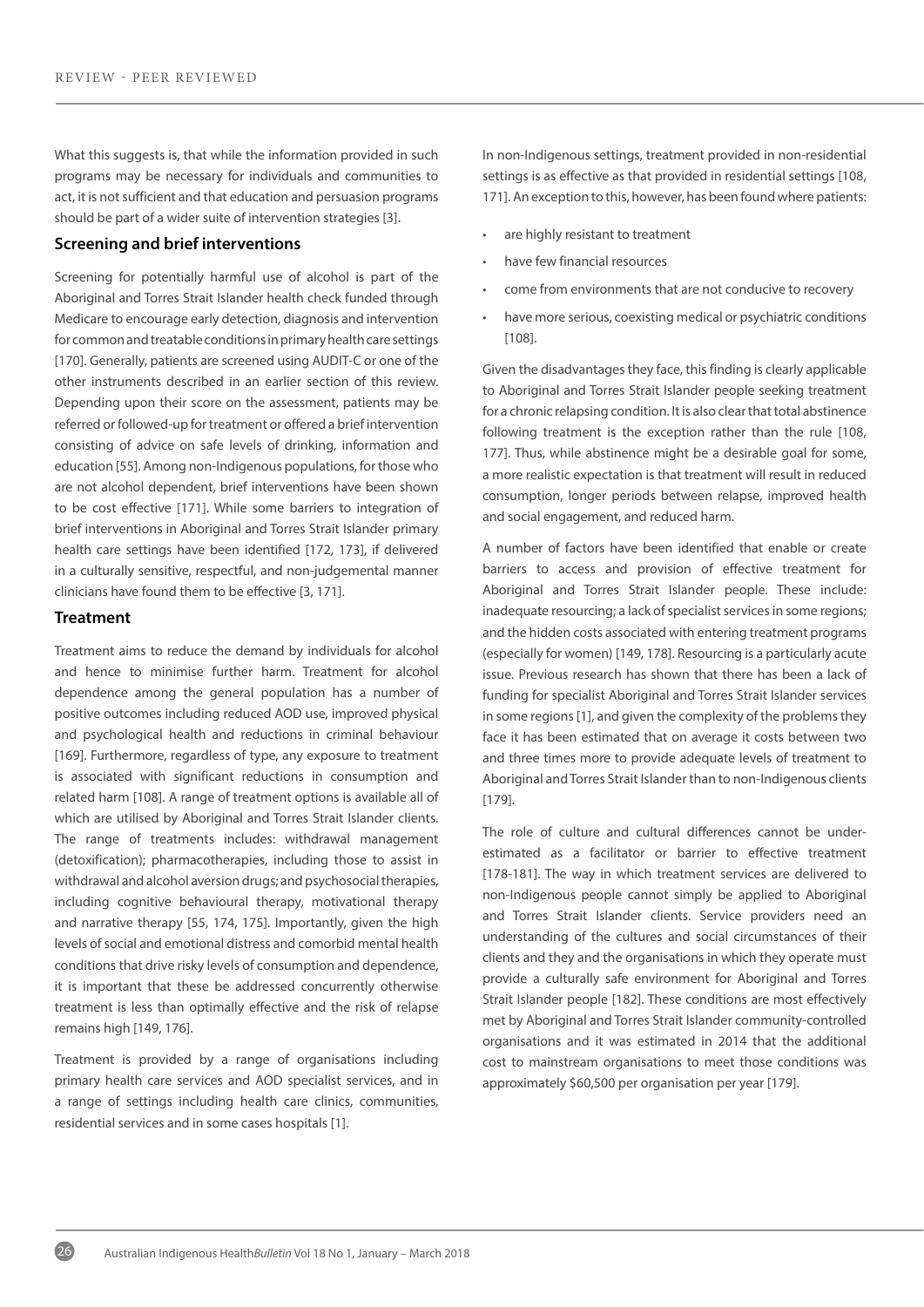What this suggests is, that while the information provided in such programs may be necessary for individuals and communities to act, it is not sufficient and that education and persuasion programs should be part of a wider suite of intervention strategies [3].

## Screening and brief interventions

Screening for potentially harmful use of alcohol is part of the Aboriginal and Torres Strait Islander health check funded through Medicare to encourage early detection, diagnosis and intervention for common and treatable conditions in primary health care settings [170]. Generally, patients are screened using AUDIT-C or one of the other instruments described in an earlier section of this review. Depending upon their score on the assessment, patients may be referred or followed-up for treatment or offered a brief intervention consisting of advice on safe levels of drinking, information and education [55]. Among non-Indigenous populations, for those who are not alcohol dependent, brief interventions have been shown to be cost effective [171]. While some barriers to integration of brief interventions in Aboriginal and Torres Strait Islander primary health care settings have been identified [172, 173], if delivered in a culturally sensitive, respectful, and non-judgemental manner clinicians have found them to be effective [3, 171].

## Treatment

Treatment aims to reduce the demand by individuals for alcohol and hence to minimise further harm. Treatment for alcohol dependence among the general population has a number of positive outcomes including reduced AOD use, improved physical and psychological health and reductions in criminal behaviour [169]. Furthermore, regardless of type, any exposure to treatment is associated with significant reductions in consumption and related harm [108]. A range of treatment options is available all of which are utilised by Aboriginal and Torres Strait Islander clients. The range of treatments includes: withdrawal management (detoxification); pharmacotherapies, including those to assist in withdrawal and alcohol aversion drugs; and psychosocial therapies, including cognitive behavioural therapy, motivational therapy and narrative therapy [55, 174, 175]. Importantly, given the high levels of social and emotional distress and comorbid mental health conditions that drive risky levels of consumption and dependence, it is important that these be addressed concurrently otherwise treatment is less than optimally effective and the risk of relapse remains high [149, 176].

Treatment is provided by a range of organisations including primary health care services and AOD specialist services, and in a range of settings including health care clinics, communities, residential services and in some cases hospitals [1].

In non-Indigenous settings, treatment provided in non-residential settings is as effective as that provided in residential settings [108, 171]. An exception to this, however, has been found where patients:

- are highly resistant to treatment
- have few financial resources
- come from environments that are not conducive to recovery
- have more serious, coexisting medical or psychiatric conditions [108].

Given the disadvantages they face, this finding is clearly applicable to Aboriginal and Torres Strait Islander people seeking treatment for a chronic relapsing condition. It is also clear that total abstinence following treatment is the exception rather than the rule [108, 177]. Thus, while abstinence might be a desirable goal for some, a more realistic expectation is that treatment will result in reduced consumption, longer periods between relapse, improved health and social engagement, and reduced harm.

A number of factors have been identified that enable or create barriers to access and provision of effective treatment for Aboriginal and Torres Strait Islander people. These include: inadequate resourcing; a lack of specialist services in some regions; and the hidden costs associated with entering treatment programs (especially for women) [149, 178]. Resourcing is a particularly acute issue. Previous research has shown that there has been a lack of funding for specialist Aboriginal and Torres Strait Islander services in some regions [1], and given the complexity of the problems they face it has been estimated that on average it costs between two and three times more to provide adequate levels of treatment to Aboriginal and Torres Strait Islander than to non-Indigenous clients [179].

The role of culture and cultural differences cannot be under-estimated as a facilitator or barrier to effective treatment [178-181]. The way in which treatment services are delivered to non-Indigenous people cannot simply be applied to Aboriginal and Torres Strait Islander clients. Service providers need an understanding of the cultures and social circumstances of their clients and they and the organisations in which they operate must provide a culturally safe environment for Aboriginal and Torres Strait Islander people [182]. These conditions are most effectively met by Aboriginal and Torres Strait Islander community-controlled organisations and it was estimated in 2014 that the additional cost to mainstream organisations to meet those conditions was approximately $60,500 per organisation per year [179].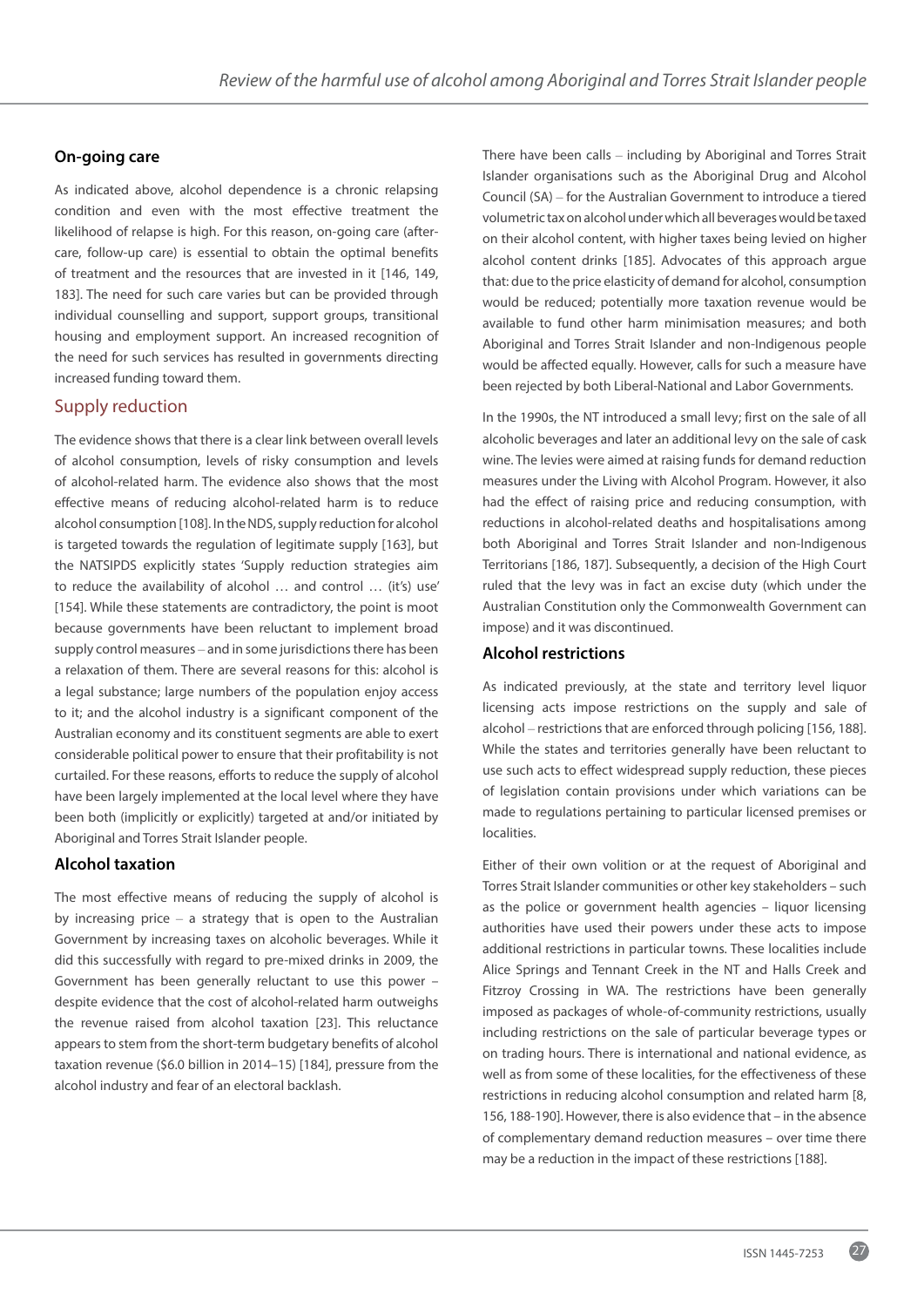### On-going care

As indicated above, alcohol dependence is a chronic relapsing condition and even with the most effective treatment the likelihood of relapse is high. For this reason, on-going care (after-care, follow-up care) is essential to obtain the optimal benefits of treatment and the resources that are invested in it [146, 149, 183]. The need for such care varies but can be provided through individual counselling and support, support groups, transitional housing and employment support. An increased recognition of the need for such services has resulted in governments directing increased funding toward them.

## Supply reduction

The evidence shows that there is a clear link between overall levels of alcohol consumption, levels of risky consumption and levels of alcohol-related harm. The evidence also shows that the most effective means of reducing alcohol-related harm is to reduce alcohol consumption [108]. In the NDS, supply reduction for alcohol is targeted towards the regulation of legitimate supply [163], but the NATSIPDS explicitly states 'Supply reduction strategies aim to reduce the availability of alcohol … and control … (it's) use' [154]. While these statements are contradictory, the point is moot because governments have been reluctant to implement broad supply control measures – and in some jurisdictions there has been a relaxation of them. There are several reasons for this: alcohol is a legal substance; large numbers of the population enjoy access to it; and the alcohol industry is a significant component of the Australian economy and its constituent segments are able to exert considerable political power to ensure that their profitability is not curtailed. For these reasons, efforts to reduce the supply of alcohol have been largely implemented at the local level where they have been both (implicitly or explicitly) targeted at and/or initiated by Aboriginal and Torres Strait Islander people.

### Alcohol taxation

The most effective means of reducing the supply of alcohol is by increasing price – a strategy that is open to the Australian Government by increasing taxes on alcoholic beverages. While it did this successfully with regard to pre-mixed drinks in 2009, the Government has been generally reluctant to use this power – despite evidence that the cost of alcohol-related harm outweighs the revenue raised from alcohol taxation [23]. This reluctance appears to stem from the short-term budgetary benefits of alcohol taxation revenue ($6.0 billion in 2014–15) [184], pressure from the alcohol industry and fear of an electoral backlash.

There have been calls – including by Aboriginal and Torres Strait Islander organisations such as the Aboriginal Drug and Alcohol Council (SA) – for the Australian Government to introduce a tiered volumetric tax on alcohol under which all beverages would be taxed on their alcohol content, with higher taxes being levied on higher alcohol content drinks [185]. Advocates of this approach argue that: due to the price elasticity of demand for alcohol, consumption would be reduced; potentially more taxation revenue would be available to fund other harm minimisation measures; and both Aboriginal and Torres Strait Islander and non-Indigenous people would be affected equally. However, calls for such a measure have been rejected by both Liberal-National and Labor Governments.

In the 1990s, the NT introduced a small levy; first on the sale of all alcoholic beverages and later an additional levy on the sale of cask wine. The levies were aimed at raising funds for demand reduction measures under the Living with Alcohol Program. However, it also had the effect of raising price and reducing consumption, with reductions in alcohol-related deaths and hospitalisations among both Aboriginal and Torres Strait Islander and non-Indigenous Territorians [186, 187]. Subsequently, a decision of the High Court ruled that the levy was in fact an excise duty (which under the Australian Constitution only the Commonwealth Government can impose) and it was discontinued.

### Alcohol restrictions

As indicated previously, at the state and territory level liquor licensing acts impose restrictions on the supply and sale of alcohol – restrictions that are enforced through policing [156, 188]. While the states and territories generally have been reluctant to use such acts to effect widespread supply reduction, these pieces of legislation contain provisions under which variations can be made to regulations pertaining to particular licensed premises or localities.

Either of their own volition or at the request of Aboriginal and Torres Strait Islander communities or other key stakeholders – such as the police or government health agencies – liquor licensing authorities have used their powers under these acts to impose additional restrictions in particular towns. These localities include Alice Springs and Tennant Creek in the NT and Halls Creek and Fitzroy Crossing in WA. The restrictions have been generally imposed as packages of whole-of-community restrictions, usually including restrictions on the sale of particular beverage types or on trading hours. There is international and national evidence, as well as from some of these localities, for the effectiveness of these restrictions in reducing alcohol consumption and related harm [8, 156, 188-190]. However, there is also evidence that – in the absence of complementary demand reduction measures – over time there may be a reduction in the impact of these restrictions [188].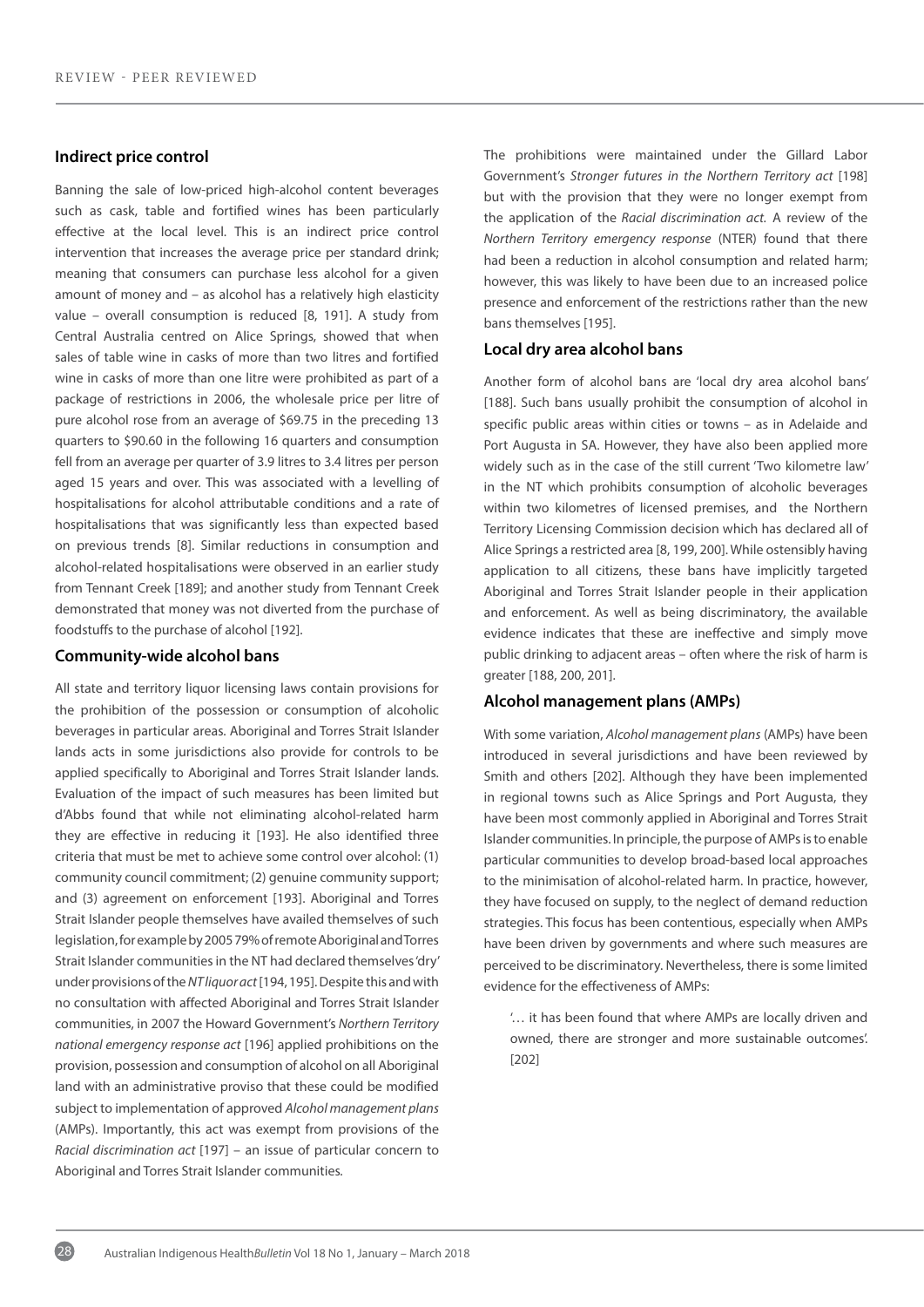### Indirect price control

Banning the sale of low-priced high-alcohol content beverages such as cask, table and fortified wines has been particularly effective at the local level. This is an indirect price control intervention that increases the average price per standard drink; meaning that consumers can purchase less alcohol for a given amount of money and – as alcohol has a relatively high elasticity value – overall consumption is reduced [8, 191]. A study from Central Australia centred on Alice Springs, showed that when sales of table wine in casks of more than two litres and fortified wine in casks of more than one litre were prohibited as part of a package of restrictions in 2006, the wholesale price per litre of pure alcohol rose from an average of $69.75 in the preceding 13 quarters to $90.60 in the following 16 quarters and consumption fell from an average per quarter of 3.9 litres to 3.4 litres per person aged 15 years and over. This was associated with a levelling of hospitalisations for alcohol attributable conditions and a rate of hospitalisations that was significantly less than expected based on previous trends [8]. Similar reductions in consumption and alcohol-related hospitalisations were observed in an earlier study from Tennant Creek [189]; and another study from Tennant Creek demonstrated that money was not diverted from the purchase of foodstuffs to the purchase of alcohol [192].

### Community-wide alcohol bans

All state and territory liquor licensing laws contain provisions for the prohibition of the possession or consumption of alcoholic beverages in particular areas. Aboriginal and Torres Strait Islander lands acts in some jurisdictions also provide for controls to be applied specifically to Aboriginal and Torres Strait Islander lands. Evaluation of the impact of such measures has been limited but d'Abbs found that while not eliminating alcohol-related harm they are effective in reducing it [193]. He also identified three criteria that must be met to achieve some control over alcohol: (1) community council commitment; (2) genuine community support; and (3) agreement on enforcement [193]. Aboriginal and Torres Strait Islander people themselves have availed themselves of such legislation, for example by 2005 79% of remote Aboriginal and Torres Strait Islander communities in the NT had declared themselves 'dry' under provisions of the *NT liquor act* [194, 195]. Despite this and with no consultation with affected Aboriginal and Torres Strait Islander communities, in 2007 the Howard Government's *Northern Territory national emergency response act* [196] applied prohibitions on the provision, possession and consumption of alcohol on all Aboriginal land with an administrative proviso that these could be modified subject to implementation of approved *Alcohol management plans* (AMPs). Importantly, this act was exempt from provisions of the *Racial discrimination act* [197] – an issue of particular concern to Aboriginal and Torres Strait Islander communities.

The prohibitions were maintained under the Gillard Labor Government's *Stronger futures in the Northern Territory act* [198] but with the provision that they were no longer exempt from the application of the *Racial discrimination act*. A review of the *Northern Territory emergency response* (NTER) found that there had been a reduction in alcohol consumption and related harm; however, this was likely to have been due to an increased police presence and enforcement of the restrictions rather than the new bans themselves [195].

### Local dry area alcohol bans

Another form of alcohol bans are 'local dry area alcohol bans' [188]. Such bans usually prohibit the consumption of alcohol in specific public areas within cities or towns – as in Adelaide and Port Augusta in SA. However, they have also been applied more widely such as in the case of the still current 'Two kilometre law' in the NT which prohibits consumption of alcoholic beverages within two kilometres of licensed premises, and the Northern Territory Licensing Commission decision which has declared all of Alice Springs a restricted area [8, 199, 200]. While ostensibly having application to all citizens, these bans have implicitly targeted Aboriginal and Torres Strait Islander people in their application and enforcement. As well as being discriminatory, the available evidence indicates that these are ineffective and simply move public drinking to adjacent areas – often where the risk of harm is greater [188, 200, 201].

### Alcohol management plans (AMPs)

With some variation, *Alcohol management plans* (AMPs) have been introduced in several jurisdictions and have been reviewed by Smith and others [202]. Although they have been implemented in regional towns such as Alice Springs and Port Augusta, they have been most commonly applied in Aboriginal and Torres Strait Islander communities. In principle, the purpose of AMPs is to enable particular communities to develop broad-based local approaches to the minimisation of alcohol-related harm. In practice, however, they have focused on supply, to the neglect of demand reduction strategies. This focus has been contentious, especially when AMPs have been driven by governments and where such measures are perceived to be discriminatory. Nevertheless, there is some limited evidence for the effectiveness of AMPs:

> '… it has been found that where AMPs are locally driven and owned, there are stronger and more sustainable outcomes'. [202]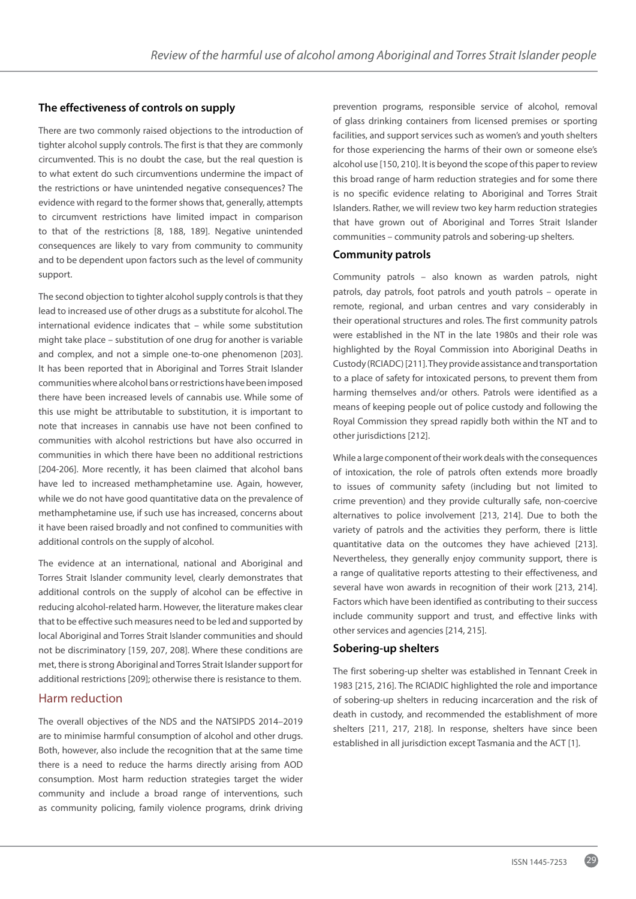### The effectiveness of controls on supply

There are two commonly raised objections to the introduction of tighter alcohol supply controls. The first is that they are commonly circumvented. This is no doubt the case, but the real question is to what extent do such circumventions undermine the impact of the restrictions or have unintended negative consequences? The evidence with regard to the former shows that, generally, attempts to circumvent restrictions have limited impact in comparison to that of the restrictions [8, 188, 189]. Negative unintended consequences are likely to vary from community to community and to be dependent upon factors such as the level of community support.

The second objection to tighter alcohol supply controls is that they lead to increased use of other drugs as a substitute for alcohol. The international evidence indicates that – while some substitution might take place – substitution of one drug for another is variable and complex, and not a simple one-to-one phenomenon [203]. It has been reported that in Aboriginal and Torres Strait Islander communities where alcohol bans or restrictions have been imposed there have been increased levels of cannabis use. While some of this use might be attributable to substitution, it is important to note that increases in cannabis use have not been confined to communities with alcohol restrictions but have also occurred in communities in which there have been no additional restrictions [204-206]. More recently, it has been claimed that alcohol bans have led to increased methamphetamine use. Again, however, while we do not have good quantitative data on the prevalence of methamphetamine use, if such use has increased, concerns about it have been raised broadly and not confined to communities with additional controls on the supply of alcohol.

The evidence at an international, national and Aboriginal and Torres Strait Islander community level, clearly demonstrates that additional controls on the supply of alcohol can be effective in reducing alcohol-related harm. However, the literature makes clear that to be effective such measures need to be led and supported by local Aboriginal and Torres Strait Islander communities and should not be discriminatory [159, 207, 208]. Where these conditions are met, there is strong Aboriginal and Torres Strait Islander support for additional restrictions [209]; otherwise there is resistance to them.

## Harm reduction

The overall objectives of the NDS and the NATSIPDS 2014–2019 are to minimise harmful consumption of alcohol and other drugs. Both, however, also include the recognition that at the same time there is a need to reduce the harms directly arising from AOD consumption. Most harm reduction strategies target the wider community and include a broad range of interventions, such as community policing, family violence programs, drink driving prevention programs, responsible service of alcohol, removal of glass drinking containers from licensed premises or sporting facilities, and support services such as women's and youth shelters for those experiencing the harms of their own or someone else's alcohol use [150, 210]. It is beyond the scope of this paper to review this broad range of harm reduction strategies and for some there is no specific evidence relating to Aboriginal and Torres Strait Islanders. Rather, we will review two key harm reduction strategies that have grown out of Aboriginal and Torres Strait Islander communities – community patrols and sobering-up shelters.

### Community patrols

Community patrols – also known as warden patrols, night patrols, day patrols, foot patrols and youth patrols – operate in remote, regional, and urban centres and vary considerably in their operational structures and roles. The first community patrols were established in the NT in the late 1980s and their role was highlighted by the Royal Commission into Aboriginal Deaths in Custody (RCIADC) [211]. They provide assistance and transportation to a place of safety for intoxicated persons, to prevent them from harming themselves and/or others. Patrols were identified as a means of keeping people out of police custody and following the Royal Commission they spread rapidly both within the NT and to other jurisdictions [212].

While a large component of their work deals with the consequences of intoxication, the role of patrols often extends more broadly to issues of community safety (including but not limited to crime prevention) and they provide culturally safe, non-coercive alternatives to police involvement [213, 214]. Due to both the variety of patrols and the activities they perform, there is little quantitative data on the outcomes they have achieved [213]. Nevertheless, they generally enjoy community support, there is a range of qualitative reports attesting to their effectiveness, and several have won awards in recognition of their work [213, 214]. Factors which have been identified as contributing to their success include community support and trust, and effective links with other services and agencies [214, 215].

### Sobering-up shelters

The first sobering-up shelter was established in Tennant Creek in 1983 [215, 216]. The RCIADIC highlighted the role and importance of sobering-up shelters in reducing incarceration and the risk of death in custody, and recommended the establishment of more shelters [211, 217, 218]. In response, shelters have since been established in all jurisdiction except Tasmania and the ACT [1].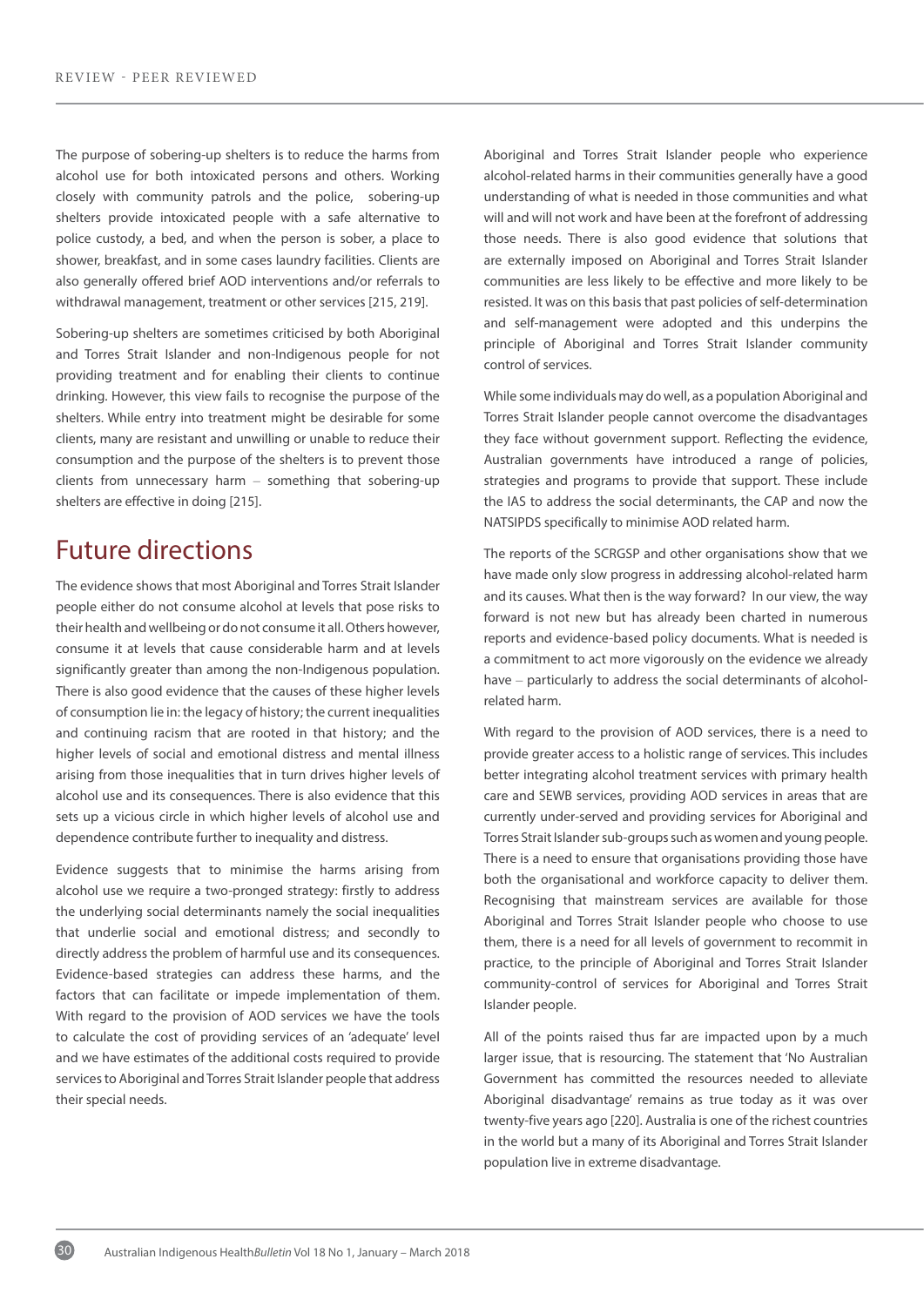The purpose of sobering-up shelters is to reduce the harms from alcohol use for both intoxicated persons and others. Working closely with community patrols and the police, sobering-up shelters provide intoxicated people with a safe alternative to police custody, a bed, and when the person is sober, a place to shower, breakfast, and in some cases laundry facilities. Clients are also generally offered brief AOD interventions and/or referrals to withdrawal management, treatment or other services [215, 219].

Sobering-up shelters are sometimes criticised by both Aboriginal and Torres Strait Islander and non-Indigenous people for not providing treatment and for enabling their clients to continue drinking. However, this view fails to recognise the purpose of the shelters. While entry into treatment might be desirable for some clients, many are resistant and unwilling or unable to reduce their consumption and the purpose of the shelters is to prevent those clients from unnecessary harm – something that sobering-up shelters are effective in doing [215].

## Future directions

The evidence shows that most Aboriginal and Torres Strait Islander people either do not consume alcohol at levels that pose risks to their health and wellbeing or do not consume it all. Others however, consume it at levels that cause considerable harm and at levels significantly greater than among the non-Indigenous population. There is also good evidence that the causes of these higher levels of consumption lie in: the legacy of history; the current inequalities and continuing racism that are rooted in that history; and the higher levels of social and emotional distress and mental illness arising from those inequalities that in turn drives higher levels of alcohol use and its consequences. There is also evidence that this sets up a vicious circle in which higher levels of alcohol use and dependence contribute further to inequality and distress.

Evidence suggests that to minimise the harms arising from alcohol use we require a two-pronged strategy: firstly to address the underlying social determinants namely the social inequalities that underlie social and emotional distress; and secondly to directly address the problem of harmful use and its consequences. Evidence-based strategies can address these harms, and the factors that can facilitate or impede implementation of them. With regard to the provision of AOD services we have the tools to calculate the cost of providing services of an 'adequate' level and we have estimates of the additional costs required to provide services to Aboriginal and Torres Strait Islander people that address their special needs.

Aboriginal and Torres Strait Islander people who experience alcohol-related harms in their communities generally have a good understanding of what is needed in those communities and what will and will not work and have been at the forefront of addressing those needs. There is also good evidence that solutions that are externally imposed on Aboriginal and Torres Strait Islander communities are less likely to be effective and more likely to be resisted. It was on this basis that past policies of self-determination and self-management were adopted and this underpins the principle of Aboriginal and Torres Strait Islander community control of services.

While some individuals may do well, as a population Aboriginal and Torres Strait Islander people cannot overcome the disadvantages they face without government support. Reflecting the evidence, Australian governments have introduced a range of policies, strategies and programs to provide that support. These include the IAS to address the social determinants, the CAP and now the NATSIPDS specifically to minimise AOD related harm.

The reports of the SCRGSP and other organisations show that we have made only slow progress in addressing alcohol-related harm and its causes. What then is the way forward? In our view, the way forward is not new but has already been charted in numerous reports and evidence-based policy documents. What is needed is a commitment to act more vigorously on the evidence we already have – particularly to address the social determinants of alcohol-related harm.

With regard to the provision of AOD services, there is a need to provide greater access to a holistic range of services. This includes better integrating alcohol treatment services with primary health care and SEWB services, providing AOD services in areas that are currently under-served and providing services for Aboriginal and Torres Strait Islander sub-groups such as women and young people. There is a need to ensure that organisations providing those have both the organisational and workforce capacity to deliver them. Recognising that mainstream services are available for those Aboriginal and Torres Strait Islander people who choose to use them, there is a need for all levels of government to recommit in practice, to the principle of Aboriginal and Torres Strait Islander community-control of services for Aboriginal and Torres Strait Islander people.

All of the points raised thus far are impacted upon by a much larger issue, that is resourcing. The statement that 'No Australian Government has committed the resources needed to alleviate Aboriginal disadvantage' remains as true today as it was over twenty-five years ago [220]. Australia is one of the richest countries in the world but a many of its Aboriginal and Torres Strait Islander population live in extreme disadvantage.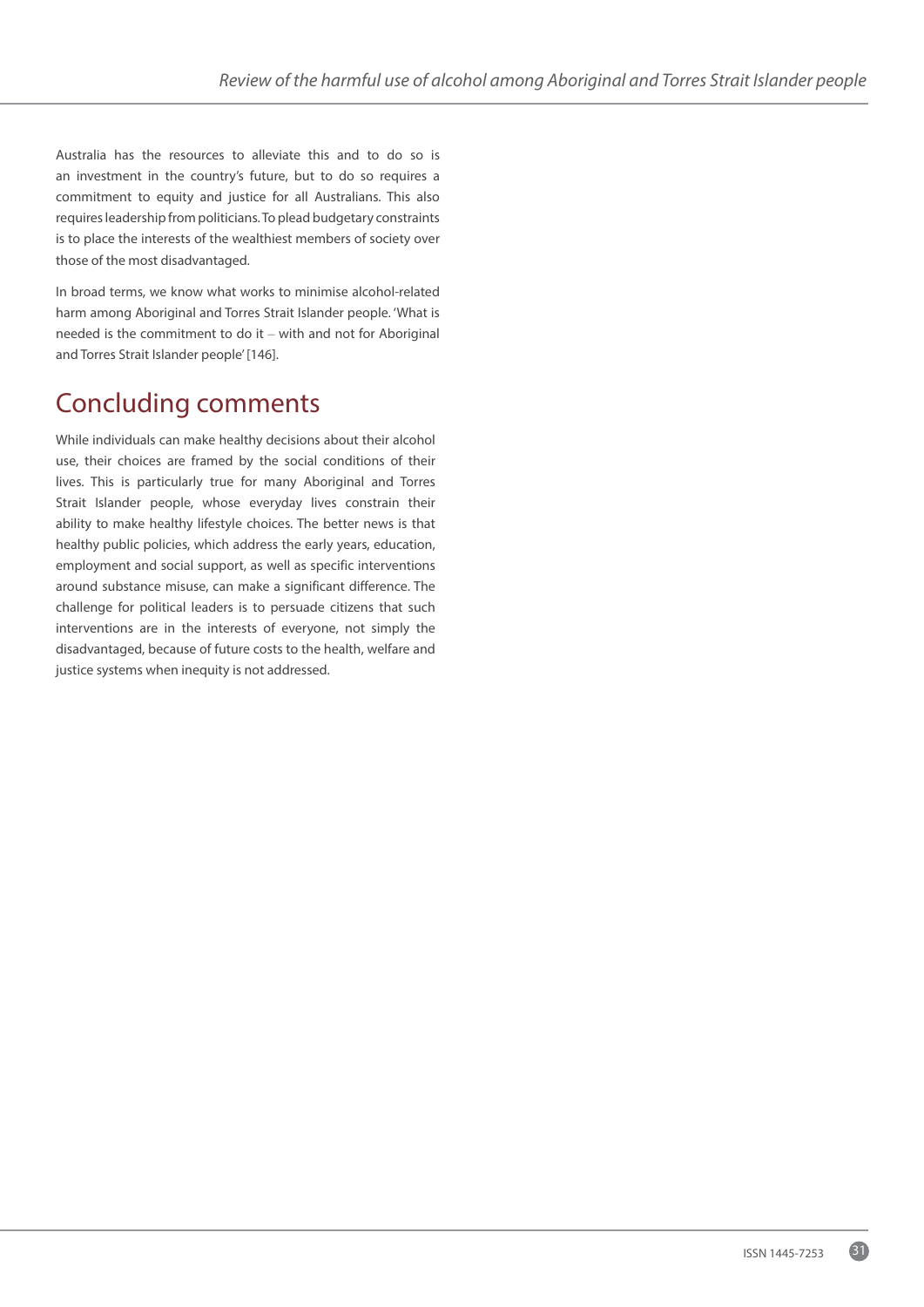Australia has the resources to alleviate this and to do so is an investment in the country's future, but to do so requires a commitment to equity and justice for all Australians. This also requires leadership from politicians. To plead budgetary constraints is to place the interests of the wealthiest members of society over those of the most disadvantaged.

In broad terms, we know what works to minimise alcohol-related harm among Aboriginal and Torres Strait Islander people. 'What is needed is the commitment to do it – with and not for Aboriginal and Torres Strait Islander people' [146].

## Concluding comments

While individuals can make healthy decisions about their alcohol use, their choices are framed by the social conditions of their lives. This is particularly true for many Aboriginal and Torres Strait Islander people, whose everyday lives constrain their ability to make healthy lifestyle choices. The better news is that healthy public policies, which address the early years, education, employment and social support, as well as specific interventions around substance misuse, can make a significant difference. The challenge for political leaders is to persuade citizens that such interventions are in the interests of everyone, not simply the disadvantaged, because of future costs to the health, welfare and justice systems when inequity is not addressed.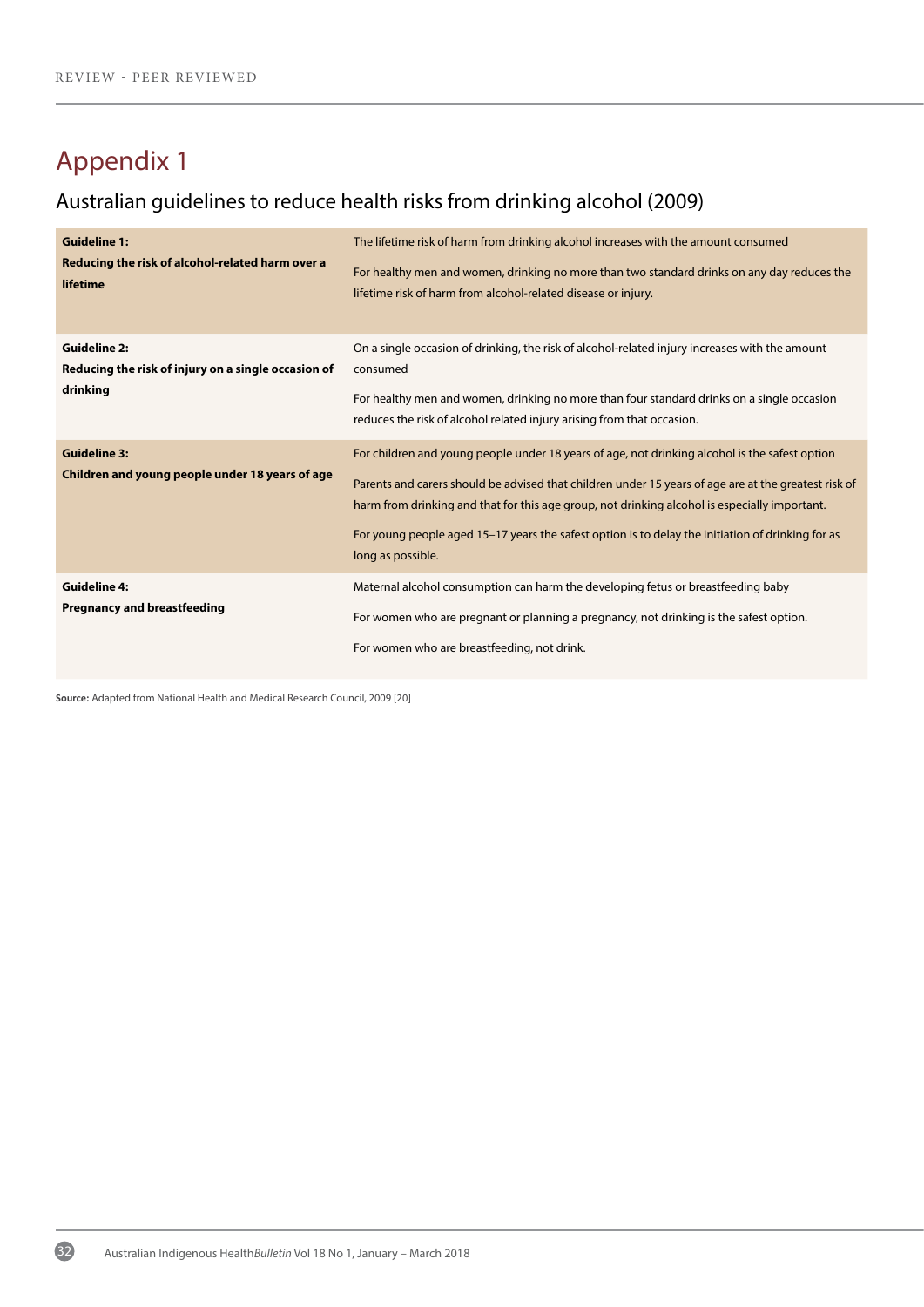# Appendix 1

## Australian guidelines to reduce health risks from drinking alcohol (2009)

| Guideline | Description |
|---|---|
| **Guideline 1: Reducing the risk of alcohol-related harm over a lifetime** | The lifetime risk of harm from drinking alcohol increases with the amount consumed<br><br>For healthy men and women, drinking no more than two standard drinks on any day reduces the lifetime risk of harm from alcohol-related disease or injury. |
| **Guideline 2: Reducing the risk of injury on a single occasion of drinking** | On a single occasion of drinking, the risk of alcohol-related injury increases with the amount consumed<br><br>For healthy men and women, drinking no more than four standard drinks on a single occasion reduces the risk of alcohol related injury arising from that occasion. |
| **Guideline 3: Children and young people under 18 years of age** | For children and young people under 18 years of age, not drinking alcohol is the safest option<br><br>Parents and carers should be advised that children under 15 years of age are at the greatest risk of harm from drinking and that for this age group, not drinking alcohol is especially important.<br><br>For young people aged 15–17 years the safest option is to delay the initiation of drinking for as long as possible. |
| **Guideline 4: Pregnancy and breastfeeding** | Maternal alcohol consumption can harm the developing fetus or breastfeeding baby<br><br>For women who are pregnant or planning a pregnancy, not drinking is the safest option.<br><br>For women who are breastfeeding, not drink. |

**Source:** Adapted from National Health and Medical Research Council, 2009 [20]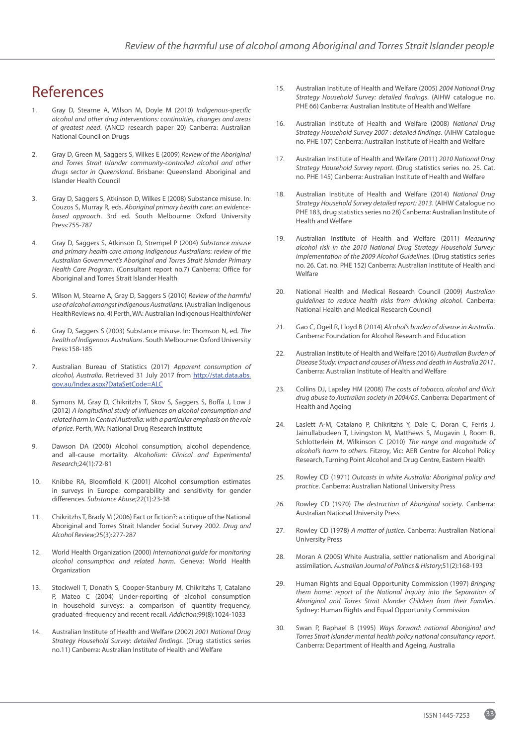# References

1. Gray D, Stearne A, Wilson M, Doyle M (2010) *Indigenous-specific alcohol and other drug interventions: continuities, changes and areas of greatest need*. (ANCD research paper 20) Canberra: Australian National Council on Drugs

2. Gray D, Green M, Saggers S, Wilkes E (2009) *Review of the Aboriginal and Torres Strait Islander community-controlled alcohol and other drugs sector in Queensland*. Brisbane: Queensland Aboriginal and Islander Health Council

3. Gray D, Saggers S, Atkinson D, Wilkes E (2008) Substance misuse. In: Couzos S, Murray R, eds. *Aboriginal primary health care: an evidence-based approach*. 3rd ed. South Melbourne: Oxford University Press:755-787

4. Gray D, Saggers S, Atkinson D, Strempel P (2004) *Substance misuse and primary health care among Indigenous Australians: review of the Australian Government's Aboriginal and Torres Strait Islander Primary Health Care Program*. (Consultant report no.7) Canberra: Office for Aboriginal and Torres Strait Islander Health

5. Wilson M, Stearne A, Gray D, Saggers S (2010) *Review of the harmful use of alcohol amongst Indigenous Australians*. (Australian Indigenous HealthReviews no. 4) Perth, WA: Australian Indigenous Health*InfoNet*

6. Gray D, Saggers S (2003) Substance misuse. In: Thomson N, ed. *The health of Indigenous Australians*. South Melbourne: Oxford University Press:158-185

7. Australian Bureau of Statistics (2017) *Apparent consumption of alcohol, Australia*. Retrieved 31 July 2017 from http://stat.data.abs.gov.au/Index.aspx?DataSetCode=ALC

8. Symons M, Gray D, Chikritzhs T, Skov S, Saggers S, Boffa J, Low J (2012) *A longitudinal study of influences on alcohol consumption and related harm in Central Australia: with a particular emphasis on the role of price*. Perth, WA: National Drug Research Institute

9. Dawson DA (2000) Alcohol consumption, alcohol dependence, and all-cause mortality. *Alcoholism: Clinical and Experimental Research*;24(1):72-81

10. Knibbe RA, Bloomfield K (2001) Alcohol consumption estimates in surveys in Europe: comparability and sensitivity for gender differences. *Substance Abuse*;22(1):23-38

11. Chikritzhs T, Brady M (2006) Fact or fiction?: a critique of the National Aboriginal and Torres Strait Islander Social Survey 2002. *Drug and Alcohol Review*;25(3):277-287

12. World Health Organization (2000) *International guide for monitoring alcohol consumption and related harm*. Geneva: World Health Organization

13. Stockwell T, Donath S, Cooper-Stanbury M, Chikritzhs T, Catalano P, Mateo C (2004) Under-reporting of alcohol consumption in household surveys: a comparison of quantity–frequency, graduated–frequency and recent recall. *Addiction*;99(8):1024-1033

14. Australian Institute of Health and Welfare (2002) *2001 National Drug Strategy Household Survey: detailed findings*. (Drug statistics series no.11) Canberra: Australian Institute of Health and Welfare

15. Australian Institute of Health and Welfare (2005) *2004 National Drug Strategy Household Survey: detailed findings*. (AIHW catalogue no. PHE 66) Canberra: Australian Institute of Health and Welfare

16. Australian Institute of Health and Welfare (2008) *National Drug Strategy Household Survey 2007 : detailed findings*. (AIHW Catalogue no. PHE 107) Canberra: Australian Institute of Health and Welfare

17. Australian Institute of Health and Welfare (2011) *2010 National Drug Strategy Household Survey report*. (Drug statistics series no. 25. Cat. no. PHE 145) Canberra: Australian Institute of Health and Welfare

18. Australian Institute of Health and Welfare (2014) *National Drug Strategy Household Survey detailed report: 2013*. (AIHW Catalogue no PHE 183, drug statistics series no 28) Canberra: Australian Institute of Health and Welfare

19. Australian Institute of Health and Welfare (2011) *Measuring alcohol risk in the 2010 National Drug Strategy Household Survey: implementation of the 2009 Alcohol Guidelines*. (Drug statistics series no. 26. Cat. no. PHE 152) Canberra: Australian Institute of Health and Welfare

20. National Health and Medical Research Council (2009) *Australian guidelines to reduce health risks from drinking alcohol*. Canberra: National Health and Medical Research Council

21. Gao C, Ogeil R, Lloyd B (2014) *Alcohol's burden of disease in Australia*. Canberra: Foundation for Alcohol Research and Education

22. Australian Institute of Health and Welfare (2016) *Australian Burden of Disease Study: impact and causes of illness and death in Australia 2011*. Canberra: Australian Institute of Health and Welfare

23. Collins DJ, Lapsley HM (2008) *The costs of tobacco, alcohol and illicit drug abuse to Australian society in 2004/05*. Canberra: Department of Health and Ageing

24. Laslett A-M, Catalano P, Chikritzhs Y, Dale C, Doran C, Ferris J, Jainullabudeen T, Livingston M, Matthews S, Mugavin J, Room R, Schlotterlein M, Wilkinson C (2010) *The range and magnitude of alcohol's harm to others*. Fitzroy, Vic: AER Centre for Alcohol Policy Research, Turning Point Alcohol and Drug Centre, Eastern Health

25. Rowley CD (1971) *Outcasts in white Australia: Aboriginal policy and practice*. Canberra: Australian National University Press

26. Rowley CD (1970) *The destruction of Aboriginal society*. Canberra: Australian National University Press

27. Rowley CD (1978) *A matter of justice*. Canberra: Australian National University Press

28. Moran A (2005) White Australia, settler nationalism and Aboriginal assimilation. *Australian Journal of Politics & History*;51(2):168-193

29. Human Rights and Equal Opportunity Commission (1997) *Bringing them home: report of the National Inquiry into the Separation of Aboriginal and Torres Strait Islander Children from their Families*. Sydney: Human Rights and Equal Opportunity Commission

30. Swan P, Raphael B (1995) *Ways forward: national Aboriginal and Torres Strait Islander mental health policy national consultancy report*. Canberra: Department of Health and Ageing, Australia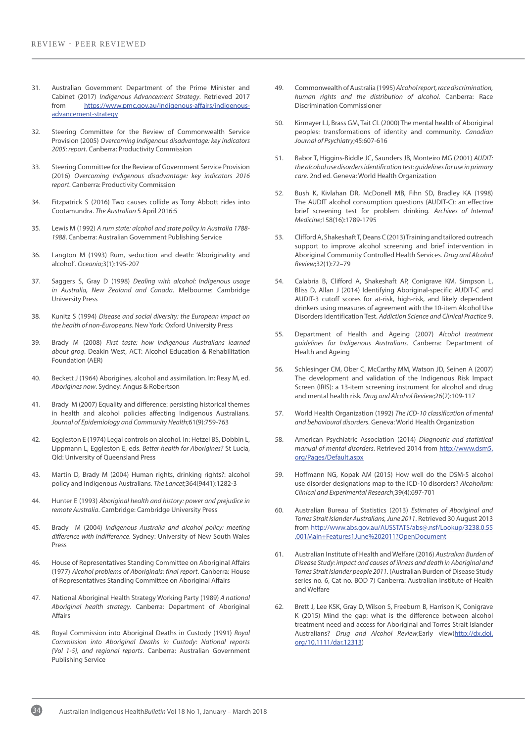31. Australian Government Department of the Prime Minister and Cabinet (2017) *Indigenous Advancement Strategy*. Retrieved 2017 from https://www.pmc.gov.au/indigenous-affairs/indigenous-advancement-strategy

32. Steering Committee for the Review of Commonwealth Service Provision (2005) *Overcoming Indigenous disadvantage: key indicators 2005: report*. Canberra: Productivity Commission

33. Steering Committee for the Review of Government Service Provision (2016) *Overcoming Indigenous disadvantage: key indicators 2016 report*. Canberra: Productivity Commission

34. Fitzpatrick S (2016) Two causes collide as Tony Abbott rides into Cootamundra. *The Australian* 5 April 2016:5

35. Lewis M (1992) *A rum state: alcohol and state policy in Australia 1788-1988*. Canberra: Australian Government Publishing Service

36. Langton M (1993) Rum, seduction and death: 'Aboriginality and alcohol'. *Oceania*;3(1):195-207

37. Saggers S, Gray D (1998) *Dealing with alcohol: Indigenous usage in Australia, New Zealand and Canada*. Melbourne: Cambridge University Press

38. Kunitz S (1994) *Disease and social diversity: the European impact on the health of non-Europeans*. New York: Oxford University Press

39. Brady M (2008) *First taste: how Indigenous Australians learned about grog*. Deakin West, ACT: Alcohol Education & Rehabilitation Foundation (AER)

40. Beckett J (1964) Aborigines, alcohol and assimilation. In: Reay M, ed. *Aborigines now*. Sydney: Angus & Robertson

41. Brady M (2007) Equality and difference: persisting historical themes in health and alcohol policies affecting Indigenous Australians. *Journal of Epidemiology and Community Health*;61(9):759-763

42. Eggleston E (1974) Legal controls on alcohol. In: Hetzel BS, Dobbin L, Lippmann L, Eggleston E, eds. *Better health for Aborigines?* St Lucia, Qld: University of Queensland Press

43. Martin D, Brady M (2004) Human rights, drinking rights?: alcohol policy and Indigenous Australians. *The Lancet*;364(9441):1282-3

44. Hunter E (1993) *Aboriginal health and history: power and prejudice in remote Australia*. Cambridge: Cambridge University Press

45. Brady M (2004) *Indigenous Australia and alcohol policy: meeting difference with indifference*. Sydney: University of New South Wales Press

46. House of Representatives Standing Committee on Aboriginal Affairs (1977) *Alcohol problems of Aboriginals: final report*. Canberra: House of Representatives Standing Committee on Aboriginal Affairs

47. National Aboriginal Health Strategy Working Party (1989) *A national Aboriginal health strategy*. Canberra: Department of Aboriginal Affairs

48. Royal Commission into Aboriginal Deaths in Custody (1991) *Royal Commission into Aboriginal Deaths in Custody: National reports [Vol 1-5], and regional reports*. Canberra: Australian Government Publishing Service

49. Commonwealth of Australia (1995) *Alcohol report, race discrimination, human rights and the distribution of alcohol*. Canberra: Race Discrimination Commissioner

50. Kirmayer LJ, Brass GM, Tait CL (2000) The mental health of Aboriginal peoples: transformations of identity and community. *Canadian Journal of Psychiatry*;45:607-616

51. Babor T, Higgins-Biddle JC, Saunders JB, Monteiro MG (2001) *AUDIT: the alcohol use disorders identification test: guidelines for use in primary care*. 2nd ed. Geneva: World Health Organization

52. Bush K, Kivlahan DR, McDonell MB, Fihn SD, Bradley KA (1998) The AUDIT alcohol consumption questions (AUDIT-C): an effective brief screening test for problem drinking. *Archives of Internal Medicine*;158(16):1789-1795

53. Clifford A, Shakeshaft T, Deans C (2013) Training and tailored outreach support to improve alcohol screening and brief intervention in Aboriginal Community Controlled Health Services. *Drug and Alcohol Review*;32(1):72–79

54. Calabria B, Clifford A, Shakeshaft AP, Conigrave KM, Simpson L, Bliss D, Allan J (2014) Identifying Aboriginal-specific AUDIT-C and AUDIT-3 cutoff scores for at-risk, high-risk, and likely dependent drinkers using measures of agreement with the 10-item Alcohol Use Disorders Identification Test. *Addiction Science and Clinical Practice* 9.

55. Department of Health and Ageing (2007) *Alcohol treatment guidelines for Indigenous Australians*. Canberra: Department of Health and Ageing

56. Schlesinger CM, Ober C, McCarthy MM, Watson JD, Seinen A (2007) The development and validation of the Indigenous Risk Impact Screen (IRIS): a 13-item screening instrument for alcohol and drug and mental health risk. *Drug and Alcohol Review*;26(2):109-117

57. World Health Organization (1992) *The ICD-10 classification of mental and behavioural disorders*. Geneva: World Health Organization

58. American Psychiatric Association (2014) *Diagnostic and statistical manual of mental disorders*. Retrieved 2014 from http://www.dsm5.org/Pages/Default.aspx

59. Hoffmann NG, Kopak AM (2015) How well do the DSM-5 alcohol use disorder designations map to the ICD-10 disorders? *Alcoholism: Clinical and Experimental Research*;39(4):697-701

60. Australian Bureau of Statistics (2013) *Estimates of Aboriginal and Torres Strait Islander Australians, June 2011*. Retrieved 30 August 2013 from http://www.abs.gov.au/AUSSTATS/abs@.nsf/Lookup/3238.0.55.001Main+Features1June%202011?OpenDocument

61. Australian Institute of Health and Welfare (2016) *Australian Burden of Disease Study: impact and causes of illness and death in Aboriginal and Torres Strait Islander people 2011*. (Australian Burden of Disease Study series no. 6, Cat no. BOD 7) Canberra: Australian Institute of Health and Welfare

62. Brett J, Lee KSK, Gray D, Wilson S, Freeburn B, Harrison K, Conigrave K (2015) Mind the gap: what is the difference between alcohol treatment need and access for Aboriginal and Torres Strait Islander Australians? *Drug and Alcohol Review*;Early view(http://dx.doi.org/10.1111/dar.12313)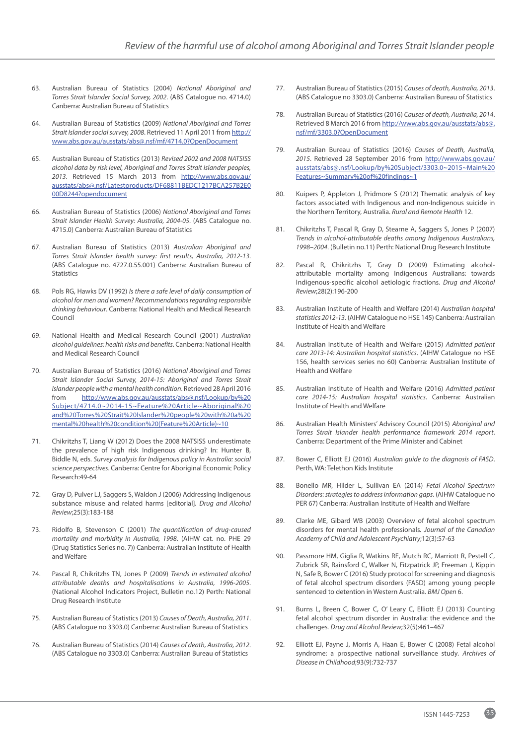63. Australian Bureau of Statistics (2004) *National Aboriginal and Torres Strait Islander Social Survey, 2002*. (ABS Catalogue no. 4714.0) Canberra: Australian Bureau of Statistics

64. Australian Bureau of Statistics (2009) *National Aboriginal and Torres Strait Islander social survey, 2008*. Retrieved 11 April 2011 from http://www.abs.gov.au/ausstats/abs@.nsf/mf/4714.0?OpenDocument

65. Australian Bureau of Statistics (2013) *Revised 2002 and 2008 NATSISS alcohol data by risk level, Aboriginal and Torres Strait Islander peoples, 2013*. Retrieved 15 March 2013 from http://www.abs.gov.au/ausstats/abs@.nsf/Latestproducts/DF68811BEDC1217BCA257B2E000D8244?opendocument

66. Australian Bureau of Statistics (2006) *National Aboriginal and Torres Strait Islander Health Survey: Australia, 2004-05*. (ABS Catalogue no. 4715.0) Canberra: Australian Bureau of Statistics

67. Australian Bureau of Statistics (2013) *Australian Aboriginal and Torres Strait Islander health survey: first results, Australia, 2012-13*. (ABS Catalogue no. 4727.0.55.001) Canberra: Australian Bureau of Statistics

68. Pols RG, Hawks DV (1992) *Is there a safe level of daily consumption of alcohol for men and women? Recommendations regarding responsible drinking behaviour*. Canberra: National Health and Medical Research Council

69. National Health and Medical Research Council (2001) *Australian alcohol guidelines: health risks and benefits*. Canberra: National Health and Medical Research Council

70. Australian Bureau of Statistics (2016) *National Aboriginal and Torres Strait Islander Social Survey, 2014-15: Aboriginal and Torres Strait Islander people with a mental health condition*. Retrieved 28 April 2016 from http://www.abs.gov.au/ausstats/abs@.nsf/Lookup/by%20Subject/4714.0~2014-15~Feature%20Article~Aboriginal%20and%20Torres%20Strait%20Islander%20people%20with%20a%20mental%20health%20condition%20(Feature%20Article)~10

71. Chikritzhs T, Liang W (2012) Does the 2008 NATSISS underestimate the prevalence of high risk Indigenous drinking? In: Hunter B, Biddle N, eds. *Survey analysis for Indigenous policy in Australia: social science perspectives*. Canberra: Centre for Aboriginal Economic Policy Research:49-64

72. Gray D, Pulver LJ, Saggers S, Waldon J (2006) Addressing Indigenous substance misuse and related harms [editorial]. *Drug and Alcohol Review*;25(3):183-188

73. Ridolfo B, Stevenson C (2001) *The quantification of drug-caused mortality and morbidity in Australia, 1998*. (AIHW cat. no. PHE 29 (Drug Statistics Series no. 7)) Canberra: Australian Institute of Health and Welfare

74. Pascal R, Chikritzhs TN, Jones P (2009) *Trends in estimated alcohol attributable deaths and hospitalisations in Australia, 1996-2005*. (National Alcohol Indicators Project, Bulletin no.12) Perth: National Drug Research Institute

75. Australian Bureau of Statistics (2013) *Causes of Death, Australia, 2011*. (ABS Catalogue no 3303.0) Canberra: Australian Bureau of Statistics

76. Australian Bureau of Statistics (2014) *Causes of death, Australia, 2012*. (ABS Catalogue no 3303.0) Canberra: Australian Bureau of Statistics

77. Australian Bureau of Statistics (2015) *Causes of death, Australia, 2013*. (ABS Catalogue no 3303.0) Canberra: Australian Bureau of Statistics

78. Australian Bureau of Statistics (2016) *Causes of death, Australia, 2014*. Retrieved 8 March 2016 from http://www.abs.gov.au/ausstats/abs@.nsf/mf/3303.0?OpenDocument

79. Australian Bureau of Statistics (2016) *Causes of Death, Australia, 2015*. Retrieved 28 September 2016 from http://www.abs.gov.au/ausstats/abs@.nsf/Lookup/by%20Subject/3303.0~2015~Main%20Features~Summary%20of%20findings~1

80. Kuipers P, Appleton J, Pridmore S (2012) Thematic analysis of key factors associated with Indigenous and non-Indigenous suicide in the Northern Territory, Australia. *Rural and Remote Health* 12.

81. Chikritzhs T, Pascal R, Gray D, Stearne A, Saggers S, Jones P (2007) *Trends in alcohol-attributable deaths among Indigenous Australians, 1998–2004*. (Bulletin no.11) Perth: National Drug Research Institute

82. Pascal R, Chikritzhs T, Gray D (2009) Estimating alcohol-attributable mortality among Indigenous Australians: towards Indigenous-specific alcohol aetiologic fractions. *Drug and Alcohol Review*;28(2):196-200

83. Australian Institute of Health and Welfare (2014) *Australian hospital statistics 2012-13*. (AIHW Catalogue no HSE 145) Canberra: Australian Institute of Health and Welfare

84. Australian Institute of Health and Welfare (2015) *Admitted patient care 2013-14: Australian hospital statistics*. (AIHW Catalogue no HSE 156, health services series no 60) Canberra: Australian Institute of Health and Welfare

85. Australian Institute of Health and Welfare (2016) *Admitted patient care 2014-15: Australian hospital statistics*. Canberra: Australian Institute of Health and Welfare

86. Australian Health Ministers' Advisory Council (2015) *Aboriginal and Torres Strait Islander health performance framework 2014 report*. Canberra: Department of the Prime Minister and Cabinet

87. Bower C, Elliott EJ (2016) *Australian guide to the diagnosis of FASD*. Perth, WA: Telethon Kids Institute

88. Bonello MR, Hilder L, Sullivan EA (2014) *Fetal Alcohol Spectrum Disorders: strategies to address information gaps*. (AIHW Catalogue no PER 67) Canberra: Australian Institute of Health and Welfare

89. Clarke ME, Gibard WB (2003) Overview of fetal alcohol spectrum disorders for mental health professionals. *Journal of the Canadian Academy of Child and Adolescent Psychiatry*;12(3):57-63

90. Passmore HM, Giglia R, Watkins RE, Mutch RC, Marriott R, Pestell C, Zubrick SR, Rainsford C, Walker N, Fitzpatrick JP, Freeman J, Kippin N, Safe B, Bower C (2016) Study protocol for screening and diagnosis of fetal alcohol spectrum disorders (FASD) among young people sentenced to detention in Western Australia. *BMJ Open* 6.

91. Burns L, Breen C, Bower C, O' Leary C, Elliott EJ (2013) Counting fetal alcohol spectrum disorder in Australia: the evidence and the challenges. *Drug and Alcohol Review*;32(5):461–467

92. Elliott EJ, Payne J, Morris A, Haan E, Bower C (2008) Fetal alcohol syndrome: a prospective national surveillance study. *Archives of Disease in Childhood*;93(9):732-737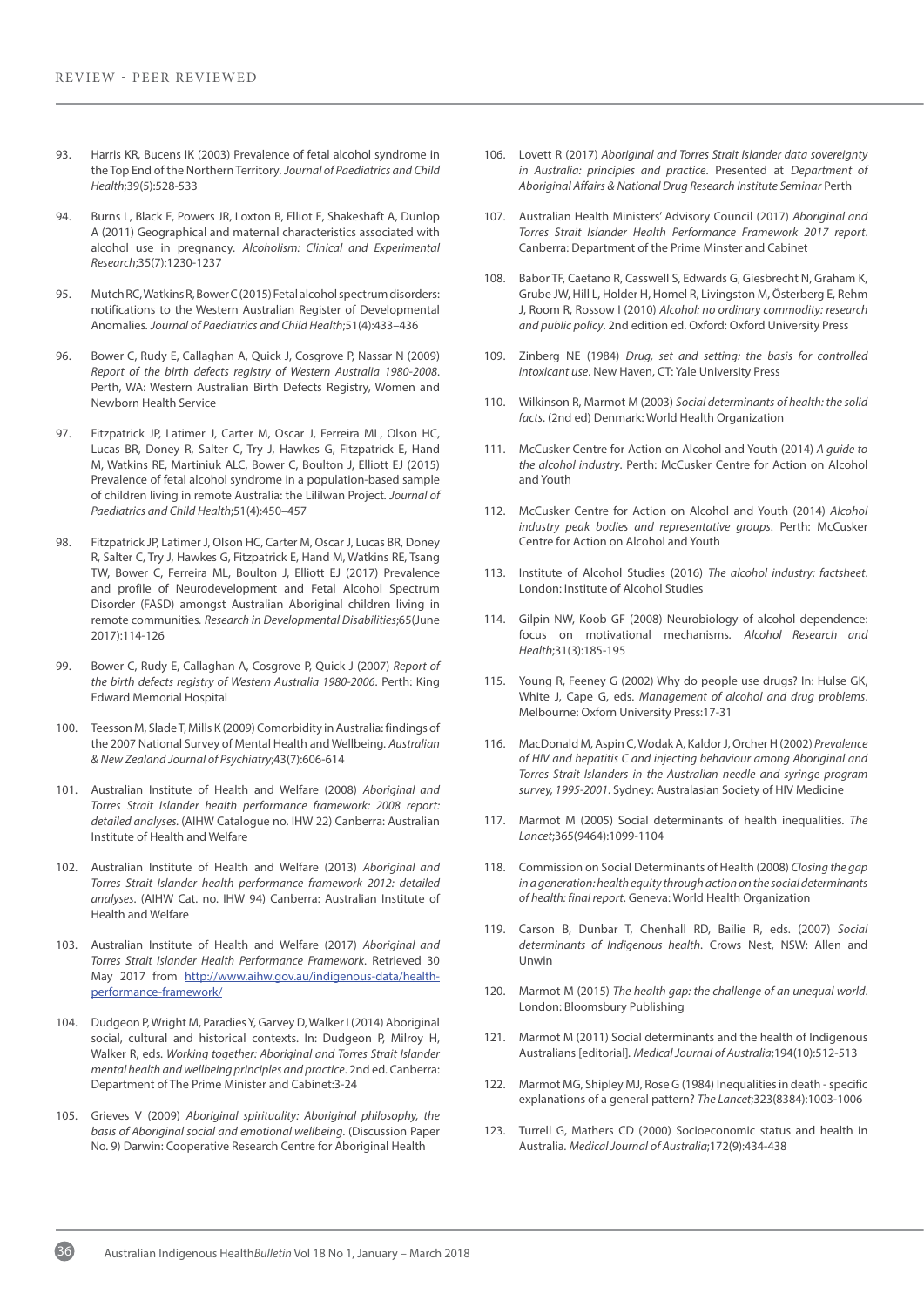93. Harris KR, Bucens IK (2003) Prevalence of fetal alcohol syndrome in the Top End of the Northern Territory. *Journal of Paediatrics and Child Health*;39(5):528-533

94. Burns L, Black E, Powers JR, Loxton B, Elliot E, Shakeshaft A, Dunlop A (2011) Geographical and maternal characteristics associated with alcohol use in pregnancy. *Alcoholism: Clinical and Experimental Research*;35(7):1230-1237

95. Mutch RC, Watkins R, Bower C (2015) Fetal alcohol spectrum disorders: notifications to the Western Australian Register of Developmental Anomalies. *Journal of Paediatrics and Child Health*;51(4):433–436

96. Bower C, Rudy E, Callaghan A, Quick J, Cosgrove P, Nassar N (2009) *Report of the birth defects registry of Western Australia 1980-2008*. Perth, WA: Western Australian Birth Defects Registry, Women and Newborn Health Service

97. Fitzpatrick JP, Latimer J, Carter M, Oscar J, Ferreira ML, Olson HC, Lucas BR, Doney R, Salter C, Try J, Hawkes G, Fitzpatrick E, Hand M, Watkins RE, Martiniuk ALC, Bower C, Boulton J, Elliott EJ (2015) Prevalence of fetal alcohol syndrome in a population-based sample of children living in remote Australia: the Lililwan Project. *Journal of Paediatrics and Child Health*;51(4):450–457

98. Fitzpatrick JP, Latimer J, Olson HC, Carter M, Oscar J, Lucas BR, Doney R, Salter C, Try J, Hawkes G, Fitzpatrick E, Hand M, Watkins RE, Tsang TW, Bower C, Ferreira ML, Boulton J, Elliott EJ (2017) Prevalence and profile of Neurodevelopment and Fetal Alcohol Spectrum Disorder (FASD) amongst Australian Aboriginal children living in remote communities. *Research in Developmental Disabilities*;65(June 2017):114-126

99. Bower C, Rudy E, Callaghan A, Cosgrove P, Quick J (2007) *Report of the birth defects registry of Western Australia 1980-2006*. Perth: King Edward Memorial Hospital

100. Teesson M, Slade T, Mills K (2009) Comorbidity in Australia: findings of the 2007 National Survey of Mental Health and Wellbeing. *Australian & New Zealand Journal of Psychiatry*;43(7):606-614

101. Australian Institute of Health and Welfare (2008) *Aboriginal and Torres Strait Islander health performance framework: 2008 report: detailed analyses*. (AIHW Catalogue no. IHW 22) Canberra: Australian Institute of Health and Welfare

102. Australian Institute of Health and Welfare (2013) *Aboriginal and Torres Strait Islander health performance framework 2012: detailed analyses*. (AIHW Cat. no. IHW 94) Canberra: Australian Institute of Health and Welfare

103. Australian Institute of Health and Welfare (2017) *Aboriginal and Torres Strait Islander Health Performance Framework*. Retrieved 30 May 2017 from http://www.aihw.gov.au/indigenous-data/health-performance-framework/

104. Dudgeon P, Wright M, Paradies Y, Garvey D, Walker I (2014) Aboriginal social, cultural and historical contexts. In: Dudgeon P, Milroy H, Walker R, eds. *Working together: Aboriginal and Torres Strait Islander mental health and wellbeing principles and practice*. 2nd ed. Canberra: Department of The Prime Minister and Cabinet:3-24

105. Grieves V (2009) *Aboriginal spirituality: Aboriginal philosophy, the basis of Aboriginal social and emotional wellbeing*. (Discussion Paper No. 9) Darwin: Cooperative Research Centre for Aboriginal Health

106. Lovett R (2017) *Aboriginal and Torres Strait Islander data sovereignty in Australia: principles and practice*. Presented at *Department of Aboriginal Affairs & National Drug Research Institute Seminar* Perth

107. Australian Health Ministers' Advisory Council (2017) *Aboriginal and Torres Strait Islander Health Performance Framework 2017 report*. Canberra: Department of the Prime Minster and Cabinet

108. Babor TF, Caetano R, Casswell S, Edwards G, Giesbrecht N, Graham K, Grube JW, Hill L, Holder H, Homel R, Livingston M, Österberg E, Rehm J, Room R, Rossow I (2010) *Alcohol: no ordinary commodity: research and public policy*. 2nd edition ed. Oxford: Oxford University Press

109. Zinberg NE (1984) *Drug, set and setting: the basis for controlled intoxicant use*. New Haven, CT: Yale University Press

110. Wilkinson R, Marmot M (2003) *Social determinants of health: the solid facts*. (2nd ed) Denmark: World Health Organization

111. McCusker Centre for Action on Alcohol and Youth (2014) *A guide to the alcohol industry*. Perth: McCusker Centre for Action on Alcohol and Youth

112. McCusker Centre for Action on Alcohol and Youth (2014) *Alcohol industry peak bodies and representative groups*. Perth: McCusker Centre for Action on Alcohol and Youth

113. Institute of Alcohol Studies (2016) *The alcohol industry: factsheet*. London: Institute of Alcohol Studies

114. Gilpin NW, Koob GF (2008) Neurobiology of alcohol dependence: focus on motivational mechanisms. *Alcohol Research and Health*;31(3):185-195

115. Young R, Feeney G (2002) Why do people use drugs? In: Hulse GK, White J, Cape G, eds. *Management of alcohol and drug problems*. Melbourne: Oxford University Press:17-31

116. MacDonald M, Aspin C, Wodak A, Kaldor J, Orcher H (2002) *Prevalence of HIV and hepatitis C and injecting behaviour among Aboriginal and Torres Strait Islanders in the Australian needle and syringe program survey, 1995-2001*. Sydney: Australasian Society of HIV Medicine

117. Marmot M (2005) Social determinants of health inequalities. *The Lancet*;365(9464):1099-1104

118. Commission on Social Determinants of Health (2008) *Closing the gap in a generation: health equity through action on the social determinants of health: final report*. Geneva: World Health Organization

119. Carson B, Dunbar T, Chenhall RD, Bailie R, eds. (2007) *Social determinants of Indigenous health*. Crows Nest, NSW: Allen and Unwin

120. Marmot M (2015) *The health gap: the challenge of an unequal world*. London: Bloomsbury Publishing

121. Marmot M (2011) Social determinants and the health of Indigenous Australians [editorial]. *Medical Journal of Australia*;194(10):512-513

122. Marmot MG, Shipley MJ, Rose G (1984) Inequalities in death - specific explanations of a general pattern? *The Lancet*;323(8384):1003-1006

123. Turrell G, Mathers CD (2000) Socioeconomic status and health in Australia. *Medical Journal of Australia*;172(9):434-438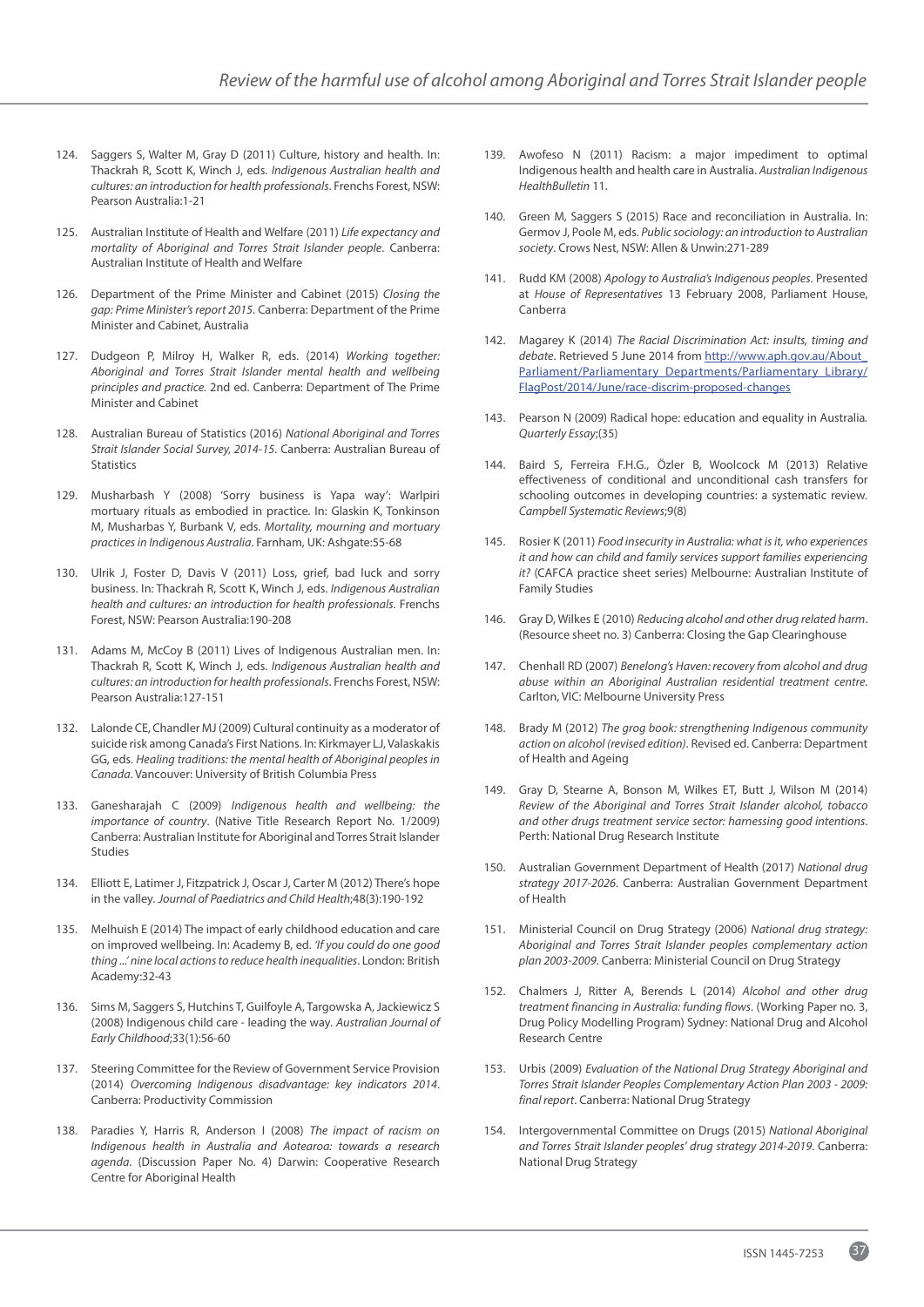124. Saggers S, Walter M, Gray D (2011) Culture, history and health. In: Thackrah R, Scott K, Winch J, eds. *Indigenous Australian health and cultures: an introduction for health professionals*. Frenchs Forest, NSW: Pearson Australia:1-21

125. Australian Institute of Health and Welfare (2011) *Life expectancy and mortality of Aboriginal and Torres Strait Islander people*. Canberra: Australian Institute of Health and Welfare

126. Department of the Prime Minister and Cabinet (2015) *Closing the gap: Prime Minister's report 2015*. Canberra: Department of the Prime Minister and Cabinet, Australia

127. Dudgeon P, Milroy H, Walker R, eds. (2014) *Working together: Aboriginal and Torres Strait Islander mental health and wellbeing principles and practice*. 2nd ed. Canberra: Department of The Prime Minister and Cabinet

128. Australian Bureau of Statistics (2016) *National Aboriginal and Torres Strait Islander Social Survey, 2014-15*. Canberra: Australian Bureau of Statistics

129. Musharbash Y (2008) 'Sorry business is Yapa way': Warlpiri mortuary rituals as embodied in practice. In: Glaskin K, Tonkinson M, Musharbas Y, Burbank V, eds. *Mortality, mourning and mortuary practices in Indigenous Australia*. Farnham, UK: Ashgate:55-68

130. Ulrik J, Foster D, Davis V (2011) Loss, grief, bad luck and sorry business. In: Thackrah R, Scott K, Winch J, eds. *Indigenous Australian health and cultures: an introduction for health professionals*. Frenchs Forest, NSW: Pearson Australia:190-208

131. Adams M, McCoy B (2011) Lives of Indigenous Australian men. In: Thackrah R, Scott K, Winch J, eds. *Indigenous Australian health and cultures: an introduction for health professionals*. Frenchs Forest, NSW: Pearson Australia:127-151

132. Lalonde CE, Chandler MJ (2009) Cultural continuity as a moderator of suicide risk among Canada's First Nations. In: Kirkmayer LJ, Valaskakis GG, eds. *Healing traditions: the mental health of Aboriginal peoples in Canada*. Vancouver: University of British Columbia Press

133. Ganesharajah C (2009) *Indigenous health and wellbeing: the importance of country*. (Native Title Research Report No. 1/2009) Canberra: Australian Institute for Aboriginal and Torres Strait Islander Studies

134. Elliott E, Latimer J, Fitzpatrick J, Oscar J, Carter M (2012) There's hope in the valley. *Journal of Paediatrics and Child Health*;48(3):190-192

135. Melhuish E (2014) The impact of early childhood education and care on improved wellbeing. In: Academy B, ed. *'If you could do one good thing ...' nine local actions to reduce health inequalities*. London: British Academy:32-43

136. Sims M, Saggers S, Hutchins T, Guilfoyle A, Targowska A, Jackiewicz S (2008) Indigenous child care - leading the way. *Australian Journal of Early Childhood*;33(1):56-60

137. Steering Committee for the Review of Government Service Provision (2014) *Overcoming Indigenous disadvantage: key indicators 2014*. Canberra: Productivity Commission

138. Paradies Y, Harris R, Anderson I (2008) *The impact of racism on Indigenous health in Australia and Aotearoa: towards a research agenda*. (Discussion Paper No. 4) Darwin: Cooperative Research Centre for Aboriginal Health

139. Awofeso N (2011) Racism: a major impediment to optimal Indigenous health and health care in Australia. *Australian Indigenous HealthBulletin* 11.

140. Green M, Saggers S (2015) Race and reconciliation in Australia. In: Germov J, Poole M, eds. *Public sociology: an introduction to Australian society*. Crows Nest, NSW: Allen & Unwin:271-289

141. Rudd KM (2008) *Apology to Australia's Indigenous peoples*. Presented at *House of Representatives* 13 February 2008, Parliament House, Canberra

142. Magarey K (2014) *The Racial Discrimination Act: insults, timing and debate*. Retrieved 5 June 2014 from http://www.aph.gov.au/About_Parliament/Parliamentary_Departments/Parliamentary_Library/FlagPost/2014/June/race-discrim-proposed-changes

143. Pearson N (2009) Radical hope: education and equality in Australia. *Quarterly Essay*;(35)

144. Baird S, Ferreira F.H.G., Özler B, Woolcock M (2013) Relative effectiveness of conditional and unconditional cash transfers for schooling outcomes in developing countries: a systematic review. *Campbell Systematic Reviews*;9(8)

145. Rosier K (2011) *Food insecurity in Australia: what is it, who experiences it and how can child and family services support families experiencing it?* (CAFCA practice sheet series) Melbourne: Australian Institute of Family Studies

146. Gray D, Wilkes E (2010) *Reducing alcohol and other drug related harm*. (Resource sheet no. 3) Canberra: Closing the Gap Clearinghouse

147. Chenhall RD (2007) *Benelong's Haven: recovery from alcohol and drug abuse within an Aboriginal Australian residential treatment centre*. Carlton, VIC: Melbourne University Press

148. Brady M (2012) *The grog book: strengthening Indigenous community action on alcohol (revised edition)*. Revised ed. Canberra: Department of Health and Ageing

149. Gray D, Stearne A, Bonson M, Wilkes ET, Butt J, Wilson M (2014) *Review of the Aboriginal and Torres Strait Islander alcohol, tobacco and other drugs treatment service sector: harnessing good intentions*. Perth: National Drug Research Institute

150. Australian Government Department of Health (2017) *National drug strategy 2017-2026*. Canberra: Australian Government Department of Health

151. Ministerial Council on Drug Strategy (2006) *National drug strategy: Aboriginal and Torres Strait Islander peoples complementary action plan 2003-2009*. Canberra: Ministerial Council on Drug Strategy

152. Chalmers J, Ritter A, Berends L (2014) *Alcohol and other drug treatment financing in Australia: funding flows*. (Working Paper no. 3, Drug Policy Modelling Program) Sydney: National Drug and Alcohol Research Centre

153. Urbis (2009) *Evaluation of the National Drug Strategy Aboriginal and Torres Strait Islander Peoples Complementary Action Plan 2003 - 2009: final report*. Canberra: National Drug Strategy

154. Intergovernmental Committee on Drugs (2015) *National Aboriginal and Torres Strait Islander peoples' drug strategy 2014-2019*. Canberra: National Drug Strategy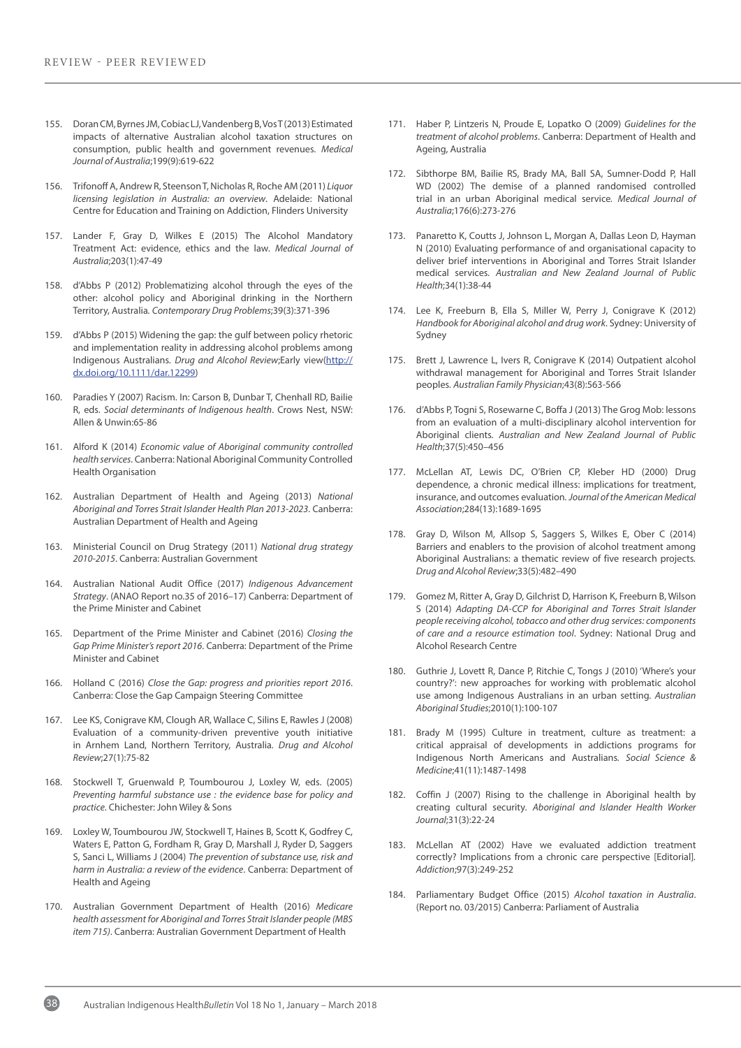155. Doran CM, Byrnes JM, Cobiac LJ, Vandenberg B, Vos T (2013) Estimated impacts of alternative Australian alcohol taxation structures on consumption, public health and government revenues. *Medical Journal of Australia*;199(9):619-622

156. Trifonoff A, Andrew R, Steenson T, Nicholas R, Roche AM (2011) *Liquor licensing legislation in Australia: an overview*. Adelaide: National Centre for Education and Training on Addiction, Flinders University

157. Lander F, Gray D, Wilkes E (2015) The Alcohol Mandatory Treatment Act: evidence, ethics and the law. *Medical Journal of Australia*;203(1):47-49

158. d'Abbs P (2012) Problematizing alcohol through the eyes of the other: alcohol policy and Aboriginal drinking in the Northern Territory, Australia. *Contemporary Drug Problems*;39(3):371-396

159. d'Abbs P (2015) Widening the gap: the gulf between policy rhetoric and implementation reality in addressing alcohol problems among Indigenous Australians. *Drug and Alcohol Review*;Early view(http://dx.doi.org/10.1111/dar.12299)

160. Paradies Y (2007) Racism. In: Carson B, Dunbar T, Chenhall RD, Bailie R, eds. *Social determinants of Indigenous health*. Crows Nest, NSW: Allen & Unwin:65-86

161. Alford K (2014) *Economic value of Aboriginal community controlled health services*. Canberra: National Aboriginal Community Controlled Health Organisation

162. Australian Department of Health and Ageing (2013) *National Aboriginal and Torres Strait Islander Health Plan 2013-2023*. Canberra: Australian Department of Health and Ageing

163. Ministerial Council on Drug Strategy (2011) *National drug strategy 2010-2015*. Canberra: Australian Government

164. Australian National Audit Office (2017) *Indigenous Advancement Strategy*. (ANAO Report no.35 of 2016–17) Canberra: Department of the Prime Minister and Cabinet

165. Department of the Prime Minister and Cabinet (2016) *Closing the Gap Prime Minister's report 2016*. Canberra: Department of the Prime Minister and Cabinet

166. Holland C (2016) *Close the Gap: progress and priorities report 2016*. Canberra: Close the Gap Campaign Steering Committee

167. Lee KS, Conigrave KM, Clough AR, Wallace C, Silins E, Rawles J (2008) Evaluation of a community-driven preventive youth initiative in Arnhem Land, Northern Territory, Australia. *Drug and Alcohol Review*;27(1):75-82

168. Stockwell T, Gruenwald P, Toumbourou J, Loxley W, eds. (2005) *Preventing harmful substance use : the evidence base for policy and practice*. Chichester: John Wiley & Sons

169. Loxley W, Toumbourou JW, Stockwell T, Haines B, Scott K, Godfrey C, Waters E, Patton G, Fordham R, Gray D, Marshall J, Ryder D, Saggers S, Sanci L, Williams J (2004) *The prevention of substance use, risk and harm in Australia: a review of the evidence*. Canberra: Department of Health and Ageing

170. Australian Government Department of Health (2016) *Medicare health assessment for Aboriginal and Torres Strait Islander people (MBS item 715)*. Canberra: Australian Government Department of Health

171. Haber P, Lintzeris N, Proude E, Lopatko O (2009) *Guidelines for the treatment of alcohol problems*. Canberra: Department of Health and Ageing, Australia

172. Sibthorpe BM, Bailie RS, Brady MA, Ball SA, Sumner-Dodd P, Hall WD (2002) The demise of a planned randomised controlled trial in an urban Aboriginal medical service. *Medical Journal of Australia*;176(6):273-276

173. Panaretto K, Coutts J, Johnson L, Morgan A, Dallas Leon D, Hayman N (2010) Evaluating performance of and organisational capacity to deliver brief interventions in Aboriginal and Torres Strait Islander medical services. *Australian and New Zealand Journal of Public Health*;34(1):38-44

174. Lee K, Freeburn B, Ella S, Miller W, Perry J, Conigrave K (2012) *Handbook for Aboriginal alcohol and drug work*. Sydney: University of Sydney

175. Brett J, Lawrence L, Ivers R, Conigrave K (2014) Outpatient alcohol withdrawal management for Aboriginal and Torres Strait Islander peoples. *Australian Family Physician*;43(8):563-566

176. d'Abbs P, Togni S, Rosewarne C, Boffa J (2013) The Grog Mob: lessons from an evaluation of a multi-disciplinary alcohol intervention for Aboriginal clients. *Australian and New Zealand Journal of Public Health*;37(5):450–456

177. McLellan AT, Lewis DC, O'Brien CP, Kleber HD (2000) Drug dependence, a chronic medical illness: implications for treatment, insurance, and outcomes evaluation. *Journal of the American Medical Association*;284(13):1689-1695

178. Gray D, Wilson M, Allsop S, Saggers S, Wilkes E, Ober C (2014) Barriers and enablers to the provision of alcohol treatment among Aboriginal Australians: a thematic review of five research projects. *Drug and Alcohol Review*;33(5):482–490

179. Gomez M, Ritter A, Gray D, Gilchrist D, Harrison K, Freeburn B, Wilson S (2014) *Adapting DA-CCP for Aboriginal and Torres Strait Islander people receiving alcohol, tobacco and other drug services: components of care and a resource estimation tool*. Sydney: National Drug and Alcohol Research Centre

180. Guthrie J, Lovett R, Dance P, Ritchie C, Tongs J (2010) 'Where's your country?': new approaches for working with problematic alcohol use among Indigenous Australians in an urban setting. *Australian Aboriginal Studies*;2010(1):100-107

181. Brady M (1995) Culture in treatment, culture as treatment: a critical appraisal of developments in addictions programs for Indigenous North Americans and Australians. *Social Science & Medicine*;41(11):1487-1498

182. Coffin J (2007) Rising to the challenge in Aboriginal health by creating cultural security. *Aboriginal and Islander Health Worker Journal*;31(3):22-24

183. McLellan AT (2002) Have we evaluated addiction treatment correctly? Implications from a chronic care perspective [Editorial]. *Addiction*;97(3):249-252

184. Parliamentary Budget Office (2015) *Alcohol taxation in Australia*. (Report no. 03/2015) Canberra: Parliament of Australia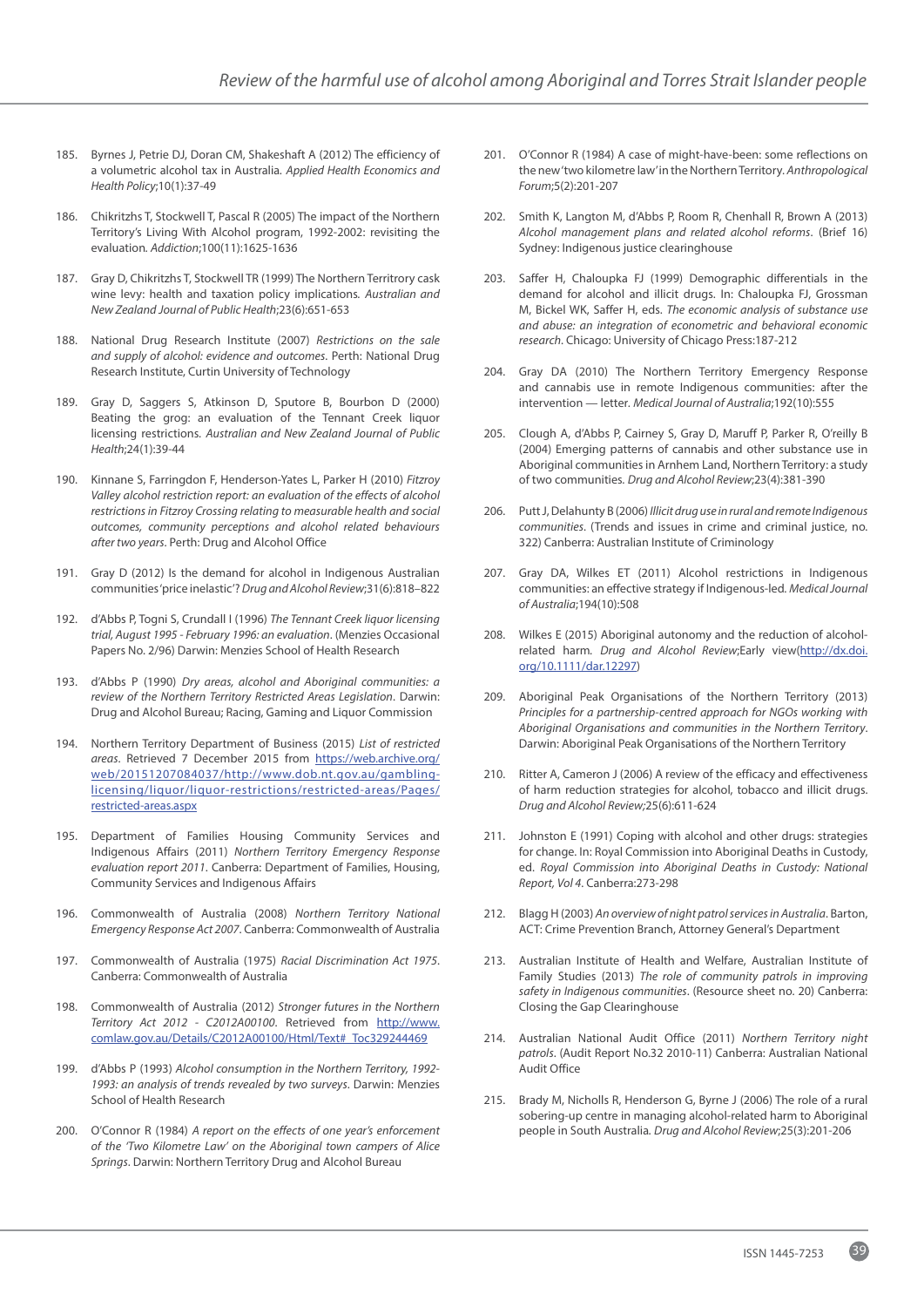185. Byrnes J, Petrie DJ, Doran CM, Shakeshaft A (2012) The efficiency of a volumetric alcohol tax in Australia. *Applied Health Economics and Health Policy*;10(1):37-49

186. Chikritzhs T, Stockwell T, Pascal R (2005) The impact of the Northern Territory's Living With Alcohol program, 1992-2002: revisiting the evaluation. *Addiction*;100(11):1625-1636

187. Gray D, Chikritzhs T, Stockwell TR (1999) The Northern Territrory cask wine levy: health and taxation policy implications. *Australian and New Zealand Journal of Public Health*;23(6):651-653

188. National Drug Research Institute (2007) *Restrictions on the sale and supply of alcohol: evidence and outcomes*. Perth: National Drug Research Institute, Curtin University of Technology

189. Gray D, Saggers S, Atkinson D, Sputore B, Bourbon D (2000) Beating the grog: an evaluation of the Tennant Creek liquor licensing restrictions. *Australian and New Zealand Journal of Public Health*;24(1):39-44

190. Kinnane S, Farringdon F, Henderson-Yates L, Parker H (2010) *Fitzroy Valley alcohol restriction report: an evaluation of the effects of alcohol restrictions in Fitzroy Crossing relating to measurable health and social outcomes, community perceptions and alcohol related behaviours after two years*. Perth: Drug and Alcohol Office

191. Gray D (2012) Is the demand for alcohol in Indigenous Australian communities 'price inelastic'? *Drug and Alcohol Review*;31(6):818–822

192. d'Abbs P, Togni S, Crundall I (1996) *The Tennant Creek liquor licensing trial, August 1995 - February 1996: an evaluation*. (Menzies Occasional Papers No. 2/96) Darwin: Menzies School of Health Research

193. d'Abbs P (1990) *Dry areas, alcohol and Aboriginal communities: a review of the Northern Territory Restricted Areas Legislation*. Darwin: Drug and Alcohol Bureau; Racing, Gaming and Liquor Commission

194. Northern Territory Department of Business (2015) *List of restricted areas*. Retrieved 7 December 2015 from https://web.archive.org/web/20151207084037/http://www.dob.nt.gov.au/gambling-licensing/liquor/liquor-restrictions/restricted-areas/Pages/restricted-areas.aspx

195. Department of Families Housing Community Services and Indigenous Affairs (2011) *Northern Territory Emergency Response evaluation report 2011*. Canberra: Department of Families, Housing, Community Services and Indigenous Affairs

196. Commonwealth of Australia (2008) *Northern Territory National Emergency Response Act 2007*. Canberra: Commonwealth of Australia

197. Commonwealth of Australia (1975) *Racial Discrimination Act 1975*. Canberra: Commonwealth of Australia

198. Commonwealth of Australia (2012) *Stronger futures in the Northern Territory Act 2012 - C2012A00100*. Retrieved from http://www.comlaw.gov.au/Details/C2012A00100/Html/Text#_Toc329244469

199. d'Abbs P (1993) *Alcohol consumption in the Northern Territory, 1992-1993: an analysis of trends revealed by two surveys*. Darwin: Menzies School of Health Research

200. O'Connor R (1984) *A report on the effects of one year's enforcement of the 'Two Kilometre Law' on the Aboriginal town campers of Alice Springs*. Darwin: Northern Territory Drug and Alcohol Bureau

201. O'Connor R (1984) A case of might-have-been: some reflections on the new 'two kilometre law' in the Northern Territory. *Anthropological Forum*;5(2):201-207

202. Smith K, Langton M, d'Abbs P, Room R, Chenhall R, Brown A (2013) *Alcohol management plans and related alcohol reforms*. (Brief 16) Sydney: Indigenous justice clearinghouse

203. Saffer H, Chaloupka FJ (1999) Demographic differentials in the demand for alcohol and illicit drugs. In: Chaloupka FJ, Grossman M, Bickel WK, Saffer H, eds. *The economic analysis of substance use and abuse: an integration of econometric and behavioral economic research*. Chicago: University of Chicago Press:187-212

204. Gray DA (2010) The Northern Territory Emergency Response and cannabis use in remote Indigenous communities: after the intervention — letter. *Medical Journal of Australia*;192(10):555

205. Clough A, d'Abbs P, Cairney S, Gray D, Maruff P, Parker R, O'reilly B (2004) Emerging patterns of cannabis and other substance use in Aboriginal communities in Arnhem Land, Northern Territory: a study of two communities. *Drug and Alcohol Review*;23(4):381-390

206. Putt J, Delahunty B (2006) *Illicit drug use in rural and remote Indigenous communities*. (Trends and issues in crime and criminal justice, no. 322) Canberra: Australian Institute of Criminology

207. Gray DA, Wilkes ET (2011) Alcohol restrictions in Indigenous communities: an effective strategy if Indigenous-led. *Medical Journal of Australia*;194(10):508

208. Wilkes E (2015) Aboriginal autonomy and the reduction of alcohol-related harm. *Drug and Alcohol Review*;Early view(http://dx.doi.org/10.1111/dar.12297)

209. Aboriginal Peak Organisations of the Northern Territory (2013) *Principles for a partnership-centred approach for NGOs working with Aboriginal Organisations and communities in the Northern Territory*. Darwin: Aboriginal Peak Organisations of the Northern Territory

210. Ritter A, Cameron J (2006) A review of the efficacy and effectiveness of harm reduction strategies for alcohol, tobacco and illicit drugs. *Drug and Alcohol Review*;25(6):611-624

211. Johnston E (1991) Coping with alcohol and other drugs: strategies for change. In: Royal Commission into Aboriginal Deaths in Custody, ed. *Royal Commission into Aboriginal Deaths in Custody: National Report, Vol 4*. Canberra:273-298

212. Blagg H (2003) *An overview of night patrol services in Australia*. Barton, ACT: Crime Prevention Branch, Attorney General's Department

213. Australian Institute of Health and Welfare, Australian Institute of Family Studies (2013) *The role of community patrols in improving safety in Indigenous communities*. (Resource sheet no. 20) Canberra: Closing the Gap Clearinghouse

214. Australian National Audit Office (2011) *Northern Territory night patrols*. (Audit Report No.32 2010-11) Canberra: Australian National Audit Office

215. Brady M, Nicholls R, Henderson G, Byrne J (2006) The role of a rural sobering-up centre in managing alcohol-related harm to Aboriginal people in South Australia. *Drug and Alcohol Review*;25(3):201-206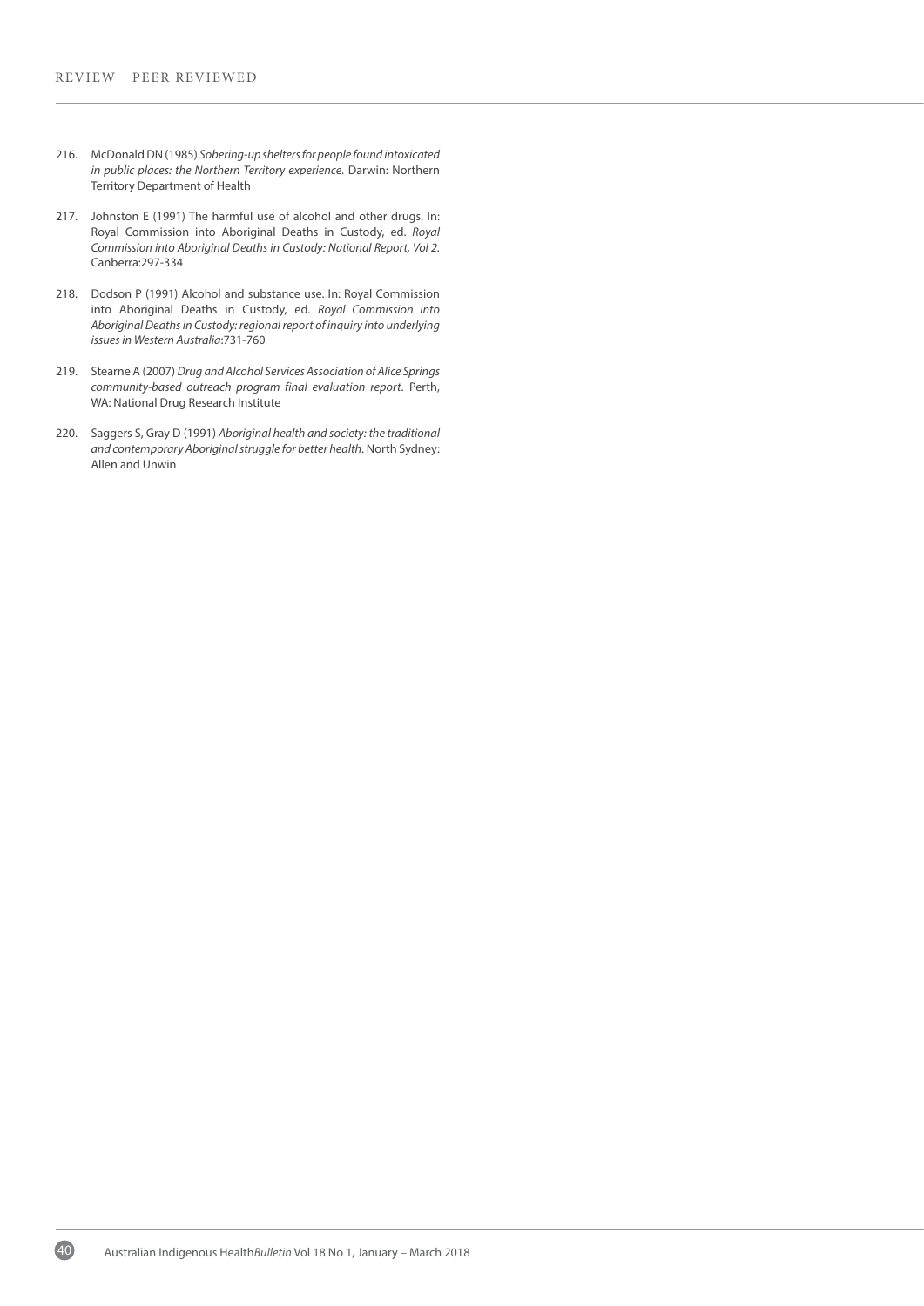216. McDonald DN (1985) *Sobering-up shelters for people found intoxicated in public places: the Northern Territory experience*. Darwin: Northern Territory Department of Health

217. Johnston E (1991) The harmful use of alcohol and other drugs. In: Royal Commission into Aboriginal Deaths in Custody, ed. *Royal Commission into Aboriginal Deaths in Custody: National Report, Vol 2.* Canberra:297-334

218. Dodson P (1991) Alcohol and substance use. In: Royal Commission into Aboriginal Deaths in Custody, ed. *Royal Commission into Aboriginal Deaths in Custody: regional report of inquiry into underlying issues in Western Australia*:731-760

219. Stearne A (2007) *Drug and Alcohol Services Association of Alice Springs community-based outreach program final evaluation report*. Perth, WA: National Drug Research Institute

220. Saggers S, Gray D (1991) *Aboriginal health and society: the traditional and contemporary Aboriginal struggle for better health*. North Sydney: Allen and Unwin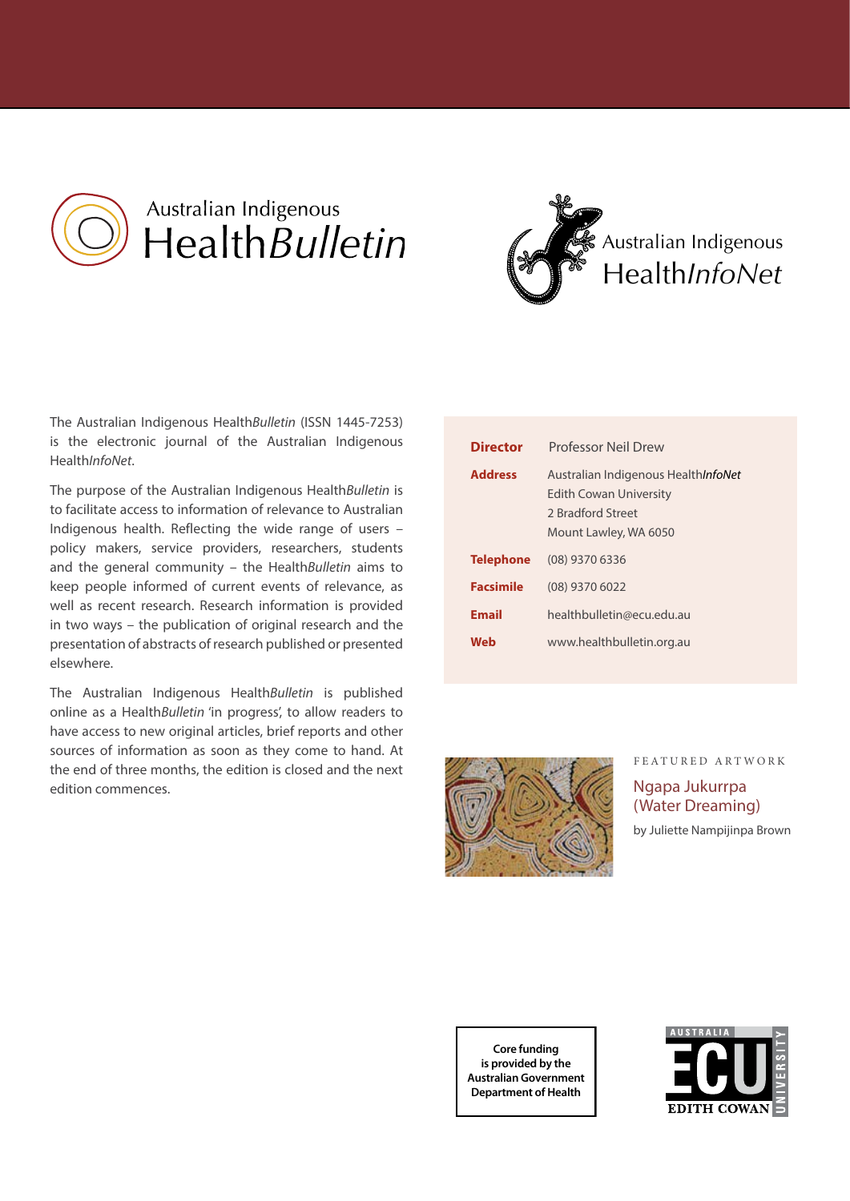Australian Indigenous Health*Bulletin*

Australian Indigenous Health*InfoNet*

The Australian Indigenous Health*Bulletin* (ISSN 1445-7253) is the electronic journal of the Australian Indigenous Health*InfoNet*.

The purpose of the Australian Indigenous Health*Bulletin* is to facilitate access to information of relevance to Australian Indigenous health. Reflecting the wide range of users – policy makers, service providers, researchers, students and the general community – the Health*Bulletin* aims to keep people informed of current events of relevance, as well as recent research. Research information is provided in two ways – the publication of original research and the presentation of abstracts of research published or presented elsewhere.

The Australian Indigenous Health*Bulletin* is published online as a Health*Bulletin* 'in progress', to allow readers to have access to new original articles, brief reports and other sources of information as soon as they come to hand. At the end of three months, the edition is closed and the next edition commences.

| | |
|---|---|
| **Director** | Professor Neil Drew |
| **Address** | Australian Indigenous Health*InfoNet*<br>Edith Cowan University<br>2 Bradford Street<br>Mount Lawley, WA 6050 |
| **Telephone** | (08) 9370 6336 |
| **Facsimile** | (08) 9370 6022 |
| **Email** | healthbulletin@ecu.edu.au |
| **Web** | www.healthbulletin.org.au |

FEATURED ARTWORK

Ngapa Jukurrpa (Water Dreaming)

by Juliette Nampijinpa Brown

**Core funding is provided by the Australian Government Department of Health**

EDITH COWAN UNIVERSITY AUSTRALIA